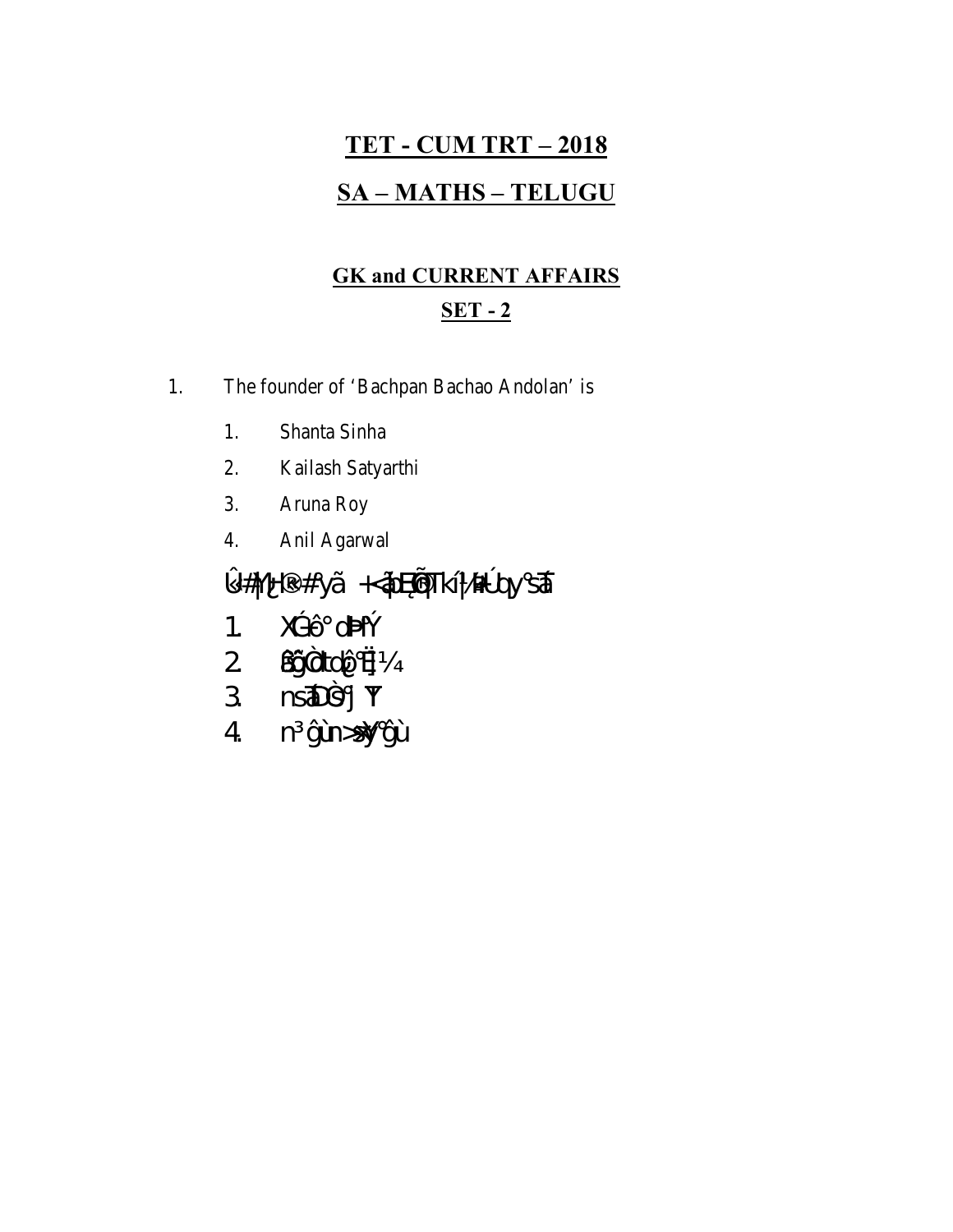# TET - CUM TRT – 2018

## SA – MATHS – TELUGU

### GK and CURRENT AFFAIRS

### SET - 2

1. The founder of 'Bachpan Bachao Andolan' is

   1. Shanta Sinha
   2. Kailash Satyarthi
   3. Aruna Roy
   4. Anil Agarwal

   Û#|Ÿ#®#·yã +<åDÉ@ÕT¿í|¼#Úy°šå

   1. XÁ¼ô° d»Ý
   2. ¿ãÕŒlãtø ô°Ë¦¼
   3. nsåÐÒÇ°J Y
   4. n³ĝùn>Ÿ°ĝù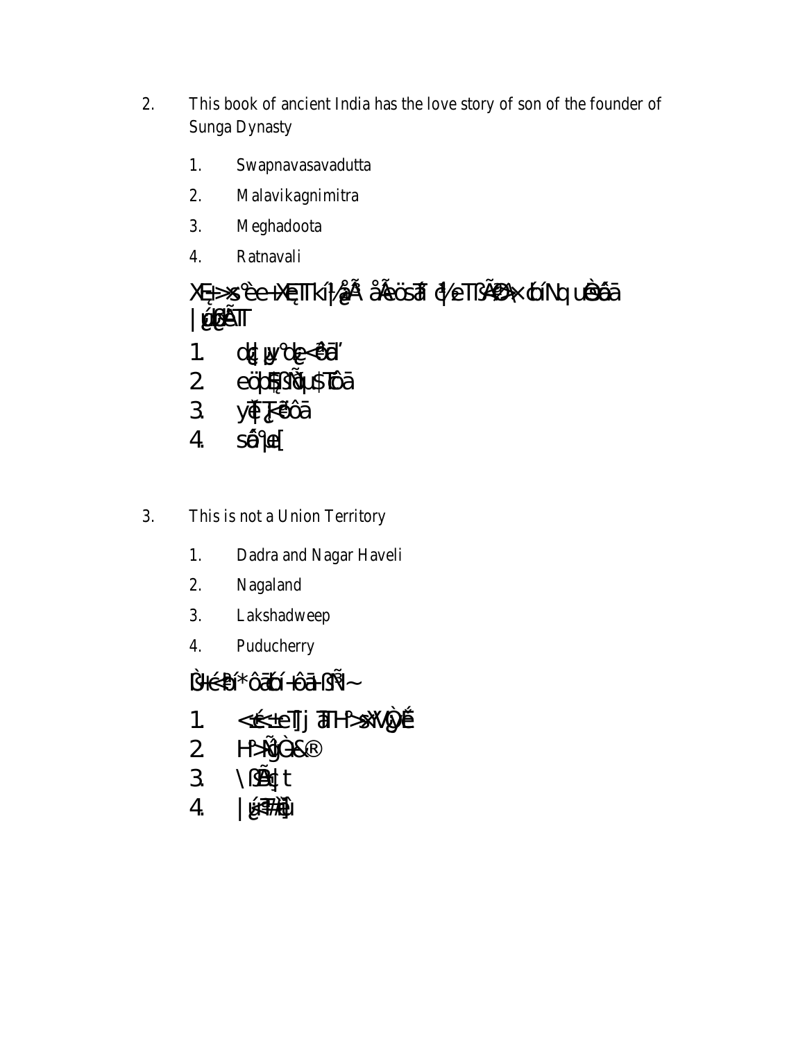2. This book of ancient India has the love story of son of the founder of Sunga Dynasty

   1. Swapnavasavadutta
   2. Malavikagnimitra
   3. Meghadoota
   4. Ratnavali

XE¡>xs°è e-+XE¡TTkí½Å åÃeös¯ã ½eTTßÃ@Ã×cbíNq uèõâã |ú@ßÃT

   1. d¦|ü°d¢<êã'
   2. eöbÆßÑu$Tôã
   3. yêT¢<êôã
   4. sá°|e[

3. This is not a Union Territory

   1. Dadra and Nagar Haveli
   2. Nagaland
   3. Lakshadweep
   4. Puducherry

Ìí<Pí*ôãbí-+ôã-ßÑ~

   1. <é<±eTj ãTH°>s¯XÌyÊ
   2. H°>ÑgÌ<&®
   3. \ßÃq¦t
   4. |ü<T@Ìu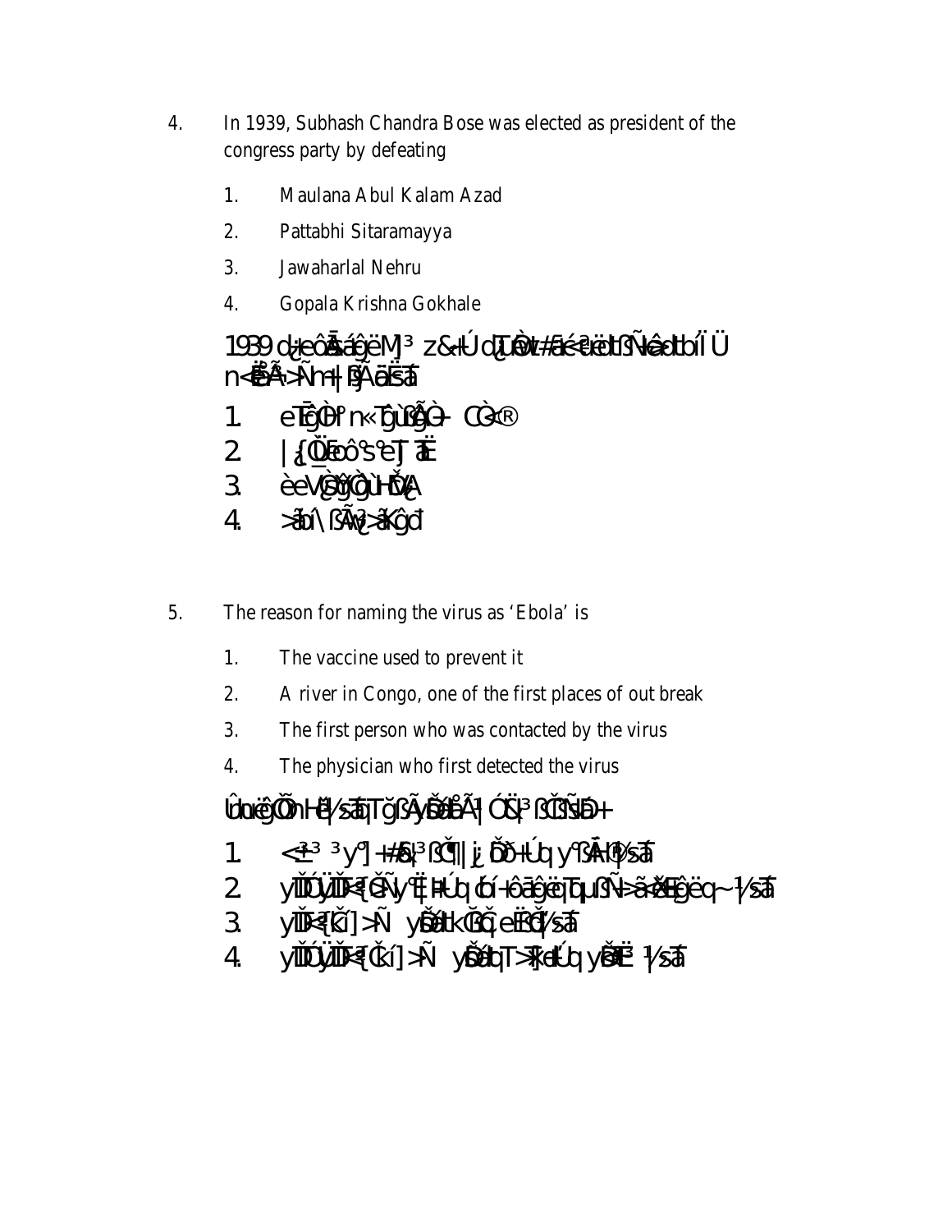4. In 1939, Subhash Chandra Bose was elected as president of the congress party by defeating

   1. Maulana Abul Kalam Azad
   2. Pattabhi Sitaramayya
   3. Jawaharlal Nehru
   4. Gopala Krishna Gokhale

1939 d¿eôÃä¸ëM]³ z&«Úd[ÙÒt#äé«²ùëtßÑÏêàtbíÏÜ n<ÈÃ>Ñm+|ßÝÃãËäT

   1. eTÊQÙÌ° n«TgùßÃÒ+ CÒ<®
   2. |{ÙÙËeô°s°eÏ]ãË
   3. èeVßõÏgÙHÕÙA
   4. >äbí\ßÃv²>äKgd

5. The reason for naming the virus as 'Ebola' is

   1. The vaccine used to prevent it
   2. A river in Congo, one of the first places of out break
   3. The first person who was contacted by the virus
   4. The physician who first detected the virus

ÛbuêgÒÕnHË½säT ǧßÃyÐÕåÃ¹| ÓÜ³ ßÇÎÑÐ+

   1. <±³ ³ y°]+#ä{³ßÇ¶|¡ ÐÕ+Úq y°ßÃH¹½säT
   2. yÏÐÍÜÏÐ<{ÇÑy°Ë|HÚq bí+ôãgëqTuÑ>ã<ÆEgëq~½säT
   3. yÏÐ<{ǐ]>Ñ yÐÕtKÇÇeËÇ½säT
   4. yÏÐÍÜÏÐ<{Çí]>Ñ yÐÕtqT>Ï]«Úq yÐË³½säT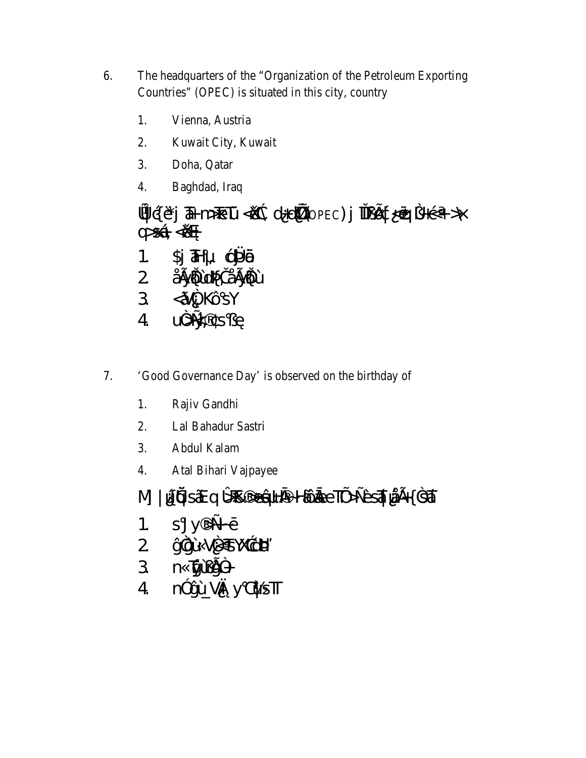6. The headquarters of the "Organization of the Petroleum Exporting Countries" (OPEC) is situated in this city, country

   1. Vienna, Austria
   2. Kuwait City, Kuwait
   3. Doha, Qatar
   4. Baghdad, Iraq

Û]¿{èj ãH­m>ãkTÛ <ãbÁ. dé­ò¡Œ (OPEC) j ÎÏãà{ ¿e¡ ÙH­é<ª­>¤ ç>ãá; <ãbE¡

   1. $j ãH¦µ óÐÜã
   2. åÃÿÕù dÞ¿ åÃÿÕù
   3. <åV¿ÒKô°sY
   4. uÒÑ¿®¦s°Se¡

7. 'Good Governance Day' is observed on the birthday of

   1. Rajiv Gandhi
   2. Lal Bahadur Sastri
   3. Abdul Kalam
   4. Atal Bihari Vajpayee

M] |¿õ]sãE q ÛK®>ãêuH®­HôÃÆeTÕ>Ñèsã]¿åÃ{Òã

   1. s°J y®ÑÑ­ë
   2. ĝÒù«V¿ ãYÓH'
   3. n«]¿ùÕÂÒ­
   4. nÓĝù_VÄ¿ y°Ò]sT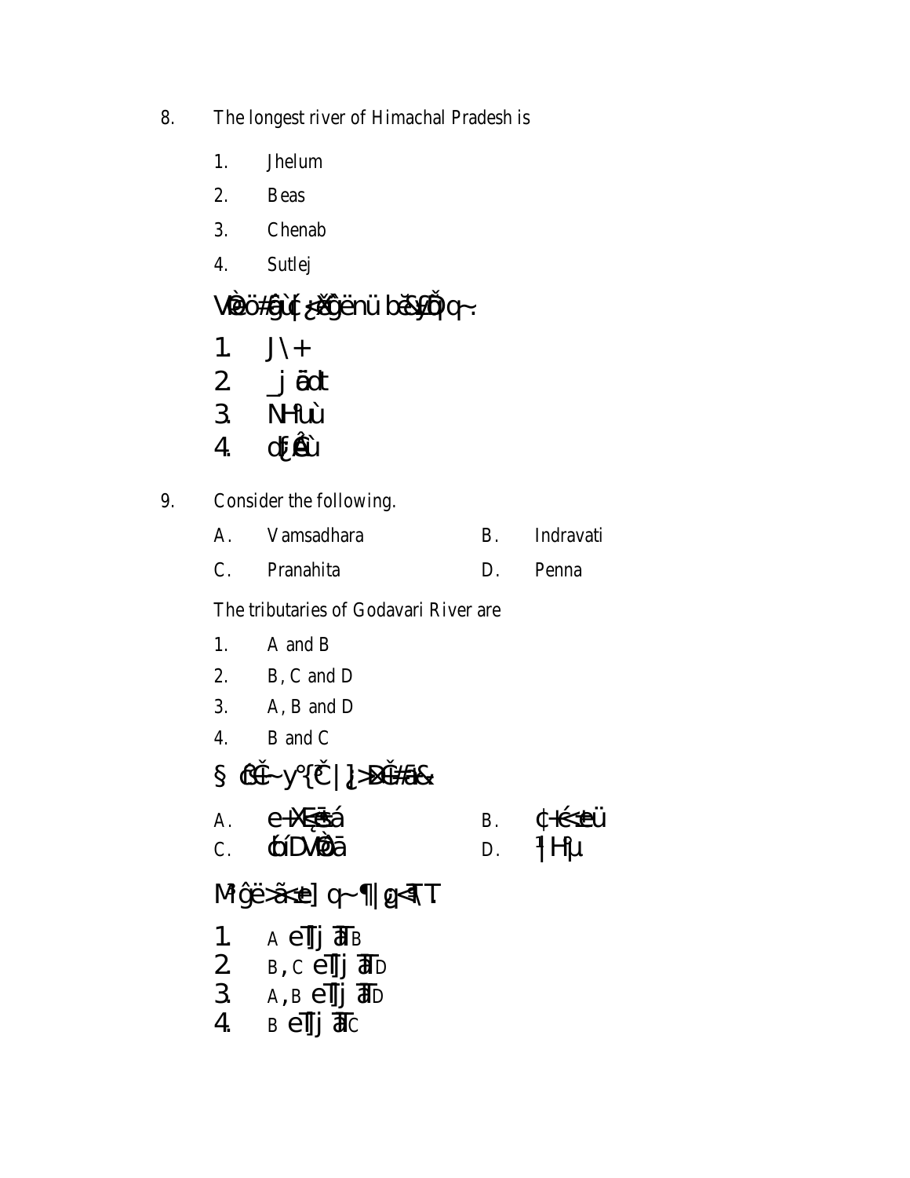8. The longest river of Himachal Pradesh is

1. Jhelum
2. Beas
3. Chenab
4. Sutlej

VÈÖö#Êûù[¿ÈŠĝënü bĚÉŸÕÔq~.

1. J\+
2. _j ãdt
3. NHºùù
4. d[¿Êù

9. Consider the following.

A. Vamsadhara B. Indravati

C. Pranahita D. Penna

The tributaries of Godavari River are

1. A and B
2. B, C and D
3. A, B and D
4. B and C

§ ÔČ~y°{Č | ]¿>ÐČ#âÆ

A. e+XE¿šá B. ¢+É<±eü

C. ÓÍDVÌÐã D. ¹|Hºµ

M³ĝë>ã<±e] q~¶|ĝ<¶T

1. A eTj ãT B
2. B, C eTj ãT D
3. A, B eTj ãT D
4. B eTj ãT C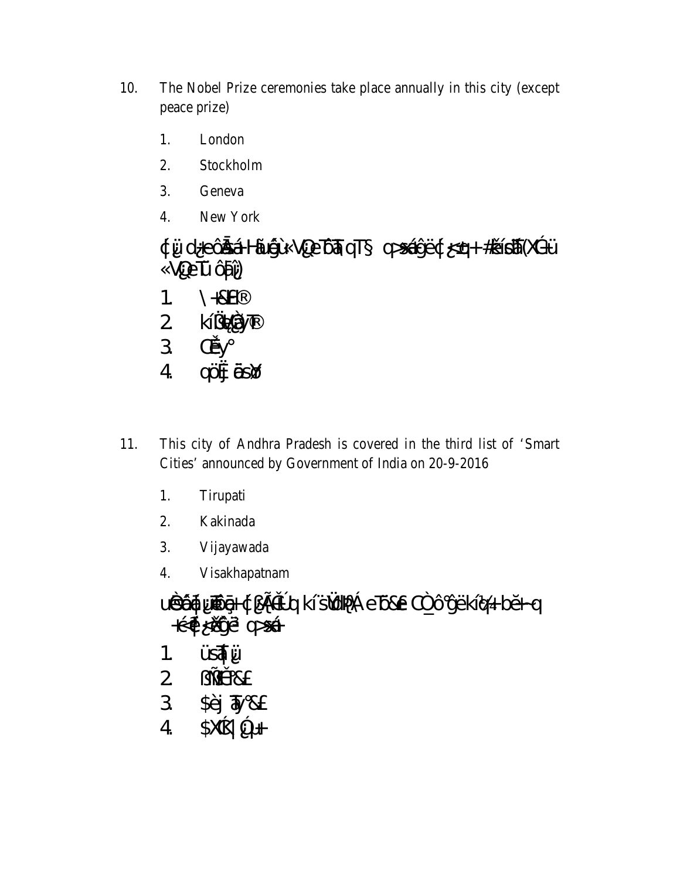10. The Nobel Prize ceremonies take place annually in this city (except peace prize)

    1. London
    2. Stockholm
    3. Geneva
    4. New York

    ç¿ü d¿eôÅsá-Hãuêgü«Vü¿eTôTqT§ q>sáü¿ëç{¿<sq+ #ásd(XÁ-ü «Vü¿eTü ôÅü¿)

    1. \-&Eá®
    2. kí߀ü¿(ä)Y®
    3. Cëy°
    4. qÖü¿ ãs)Y

11. This city of Andhra Pradesh is covered in the third list of 'Smart Cities' announced by Government of India on 20-9-2016

    1. Tirupati
    2. Kakinada
    3. Vijayawada
    4. Visakhapatnam

    uÔáü¿ Tãü¿-{ßÃåÉu kísüÜ)Á eTô&£ CÒô°gëkí¼+ bë-q +é¢ ü¿ëÃgë³ q>sá+

    1. üsáTü¿
    2. ßÑÉP&£
    3. $èj Ty°&£
    4. $XÁ| ü¿q+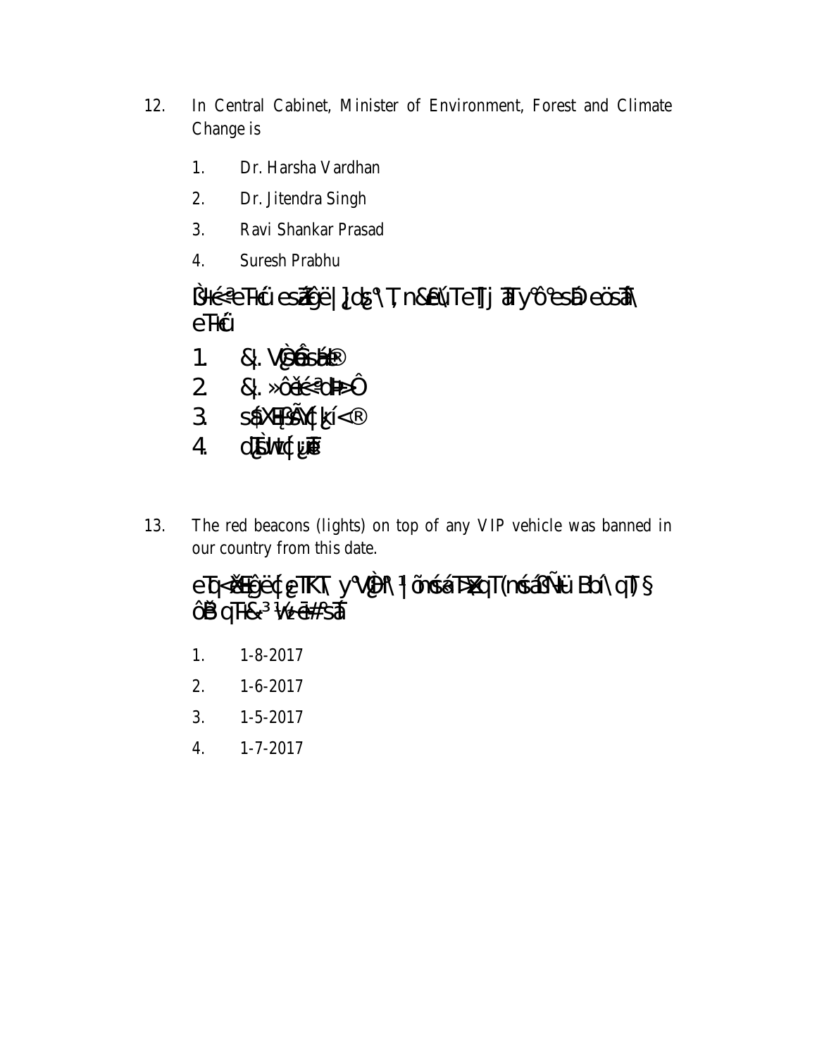12. In Central Cabinet, Minister of Environment, Forest and Climate Change is

    1. Dr. Harsha Vardhan
    2. Dr. Jitendra Singh
    3. Ravi Shankar Prasad
    4. Suresh Prabhu

    ÌÙé<ª eTHé¨ esÖ¤ëe|]¿dü¿°\T, n&Eú¿TeTTj ªTyôª°esÐeösªÖ\ eTHé¨

    1. &|. VŸÙÔésÁ¦®
    2. &|. »ôÔé<ªdH>Ô
    3. s{XÊ¦sÃ¼¦{kí<®
    4. d¡ÈXtç{¦¿ü¦T

13. The red beacons (lights) on top of any VIP vehicle was banned in our country from this date.

    eTq<ÃE¦ë¦{¿eTKT\ y°VŸÙH\¹|õnésá>TÆ¤qT(nésáÚÑü BbÍ\qT)§ ôÔB qTHé&³ ½z¿¬ÃÀ#°sÀ

    1. 1-8-2017
    2. 1-6-2017
    3. 1-5-2017
    4. 1-7-2017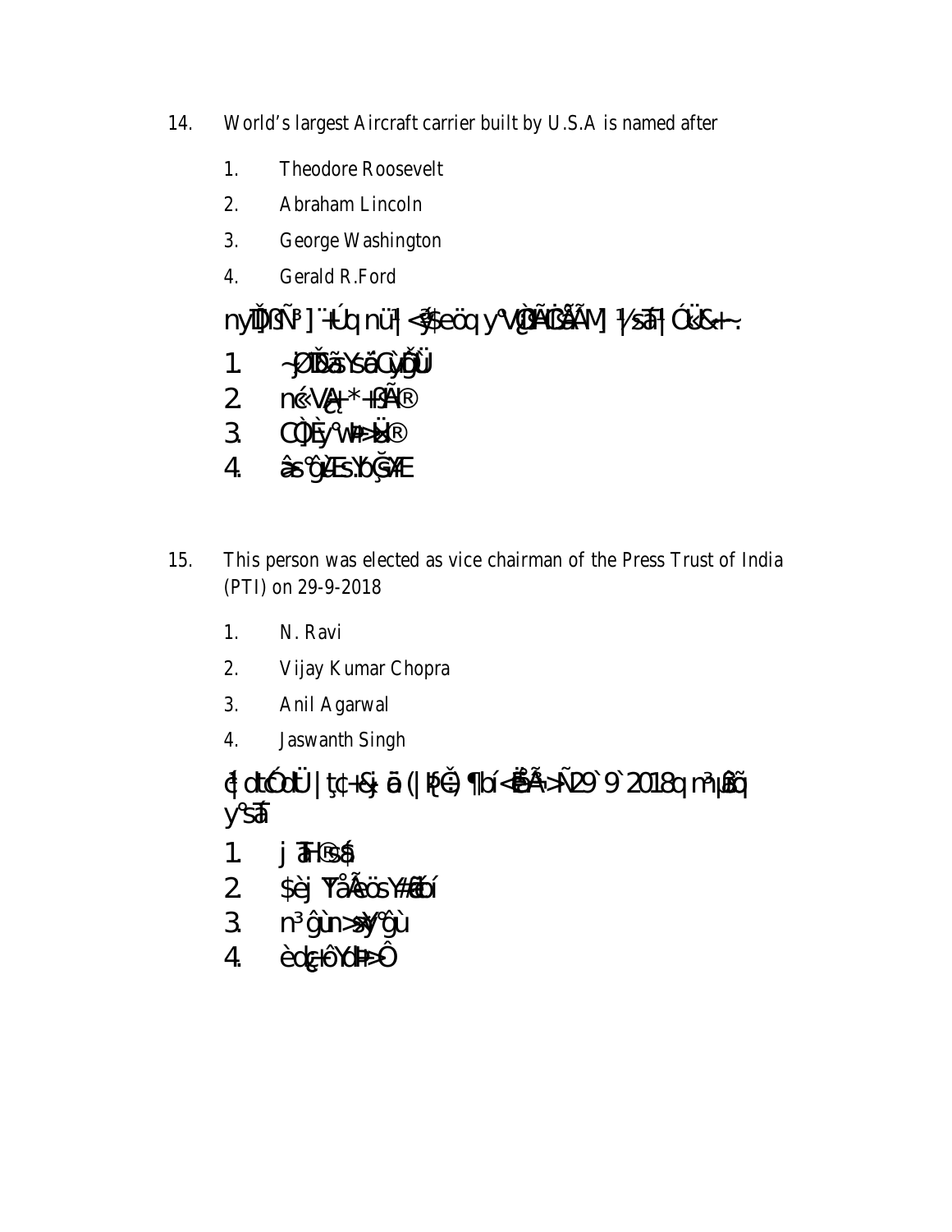14. World's largest Aircraft carrier built by U.S.A is named after

  1. Theodore Roosevelt
  2. Abraham Lincoln
  3. George Washington
  4. Gerald R.Ford

nyĎÌÑ³] ¨+Úq nü¹| <$eöq y°VÇÀÌÃÀM] ½sā| ÓĶ&+~:

  1. ~ÒĎã Ysă ÇÌyĎÜ
  2. nć VÄ+ \*+ßÃ®
  3. ÇÒÈy°W+>Ü®
  4. âs°ĝÆs.b ÇÃ¥E

15. This person was elected as vice chairman of the Press Trust of India (PTI) on 29-9-2018

  1. N. Ravi
  2. Vijay Kumar Chopra
  3. Anil Agarwal
  4. Jaswanth Singh

ḉ| dtÓdÜ | ţç+&j ā (|łÇĕ) ¶bí<ÊÃ>Ñ29`9`2018q m³µãq y°sā

  1. j ā H®sǻ
  2. $èj Ÿå Äeös Y#ëbí
  3. n³ ĝùn>ß y°ĝù
  4. èdç+ô YdÞ>Ô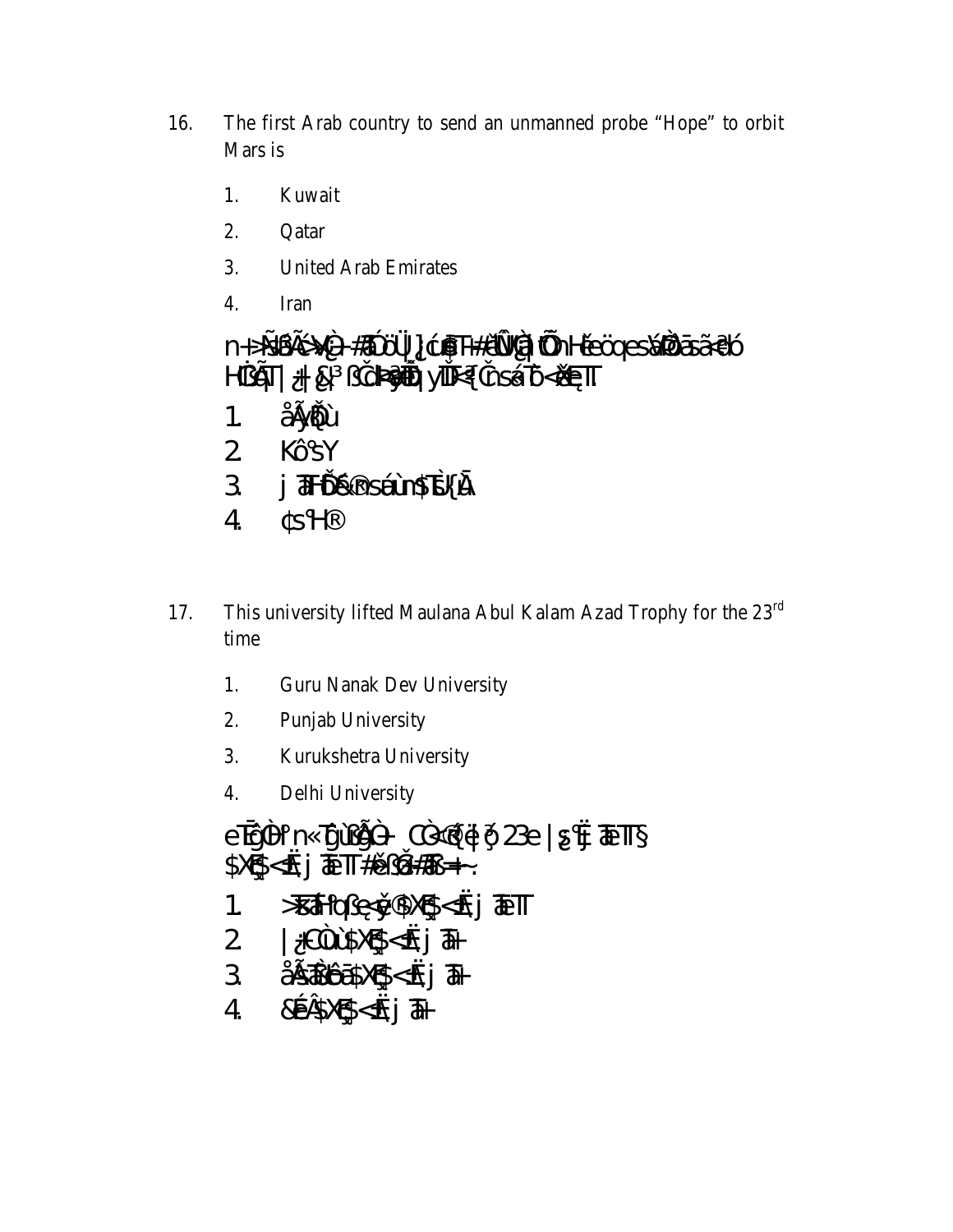16. The first Arab country to send an unmanned probe "Hope" to orbit Mars is

    1. Kuwait
    2. Qatar
    3. United Arab Emirates
    4. Iran

    n+>Ñ§ßÃ<¾Ç+#ÃÓöÜ J¿ÓüÊT+#ÈÛÙ¿ÌÕn+Éeöqe§ÁÒÀã§ã¤Êó HÜ§ÃT| ¿| &³ ßÇÎ+¥ÙÊÐ| yÏ<{Ç n§áT<Ä¼ÊT

    1. åÃ¥ÊÒù
    2. KÔ°§Y
    3. j ÈT+ÐÉ&®§áù n§TÙ{Ã
    4. ¢§°H®

17. This university lifted Maulana Abul Kalam Azad Trophy for the 23rd time

    1. Guru Nanak Dev University
    2. Punjab University
    3. Kurukshetra University
    4. Delhi University

    eÈÊÒÒº n«ÊÙ§ÊÃÒ+ ÇÒ<ÆÇé|ö 23e |¿°Ë j ÈeT§ $XÊ§<Ë j ÈeT#ãÌ§Ê#ÆÊ+~.

    1. Ðå°åÌ°ß¿<ý®$XÊ§<Ë j ÈeT
    2. |¿+ÇÙÙ$XÊ§<Ë j ÈT+
    3. åÃ§Ä§Ôã$XÊ§<Ë j ÈT+
    4. &ÉÂ$XÊ§<Ë j ÈT+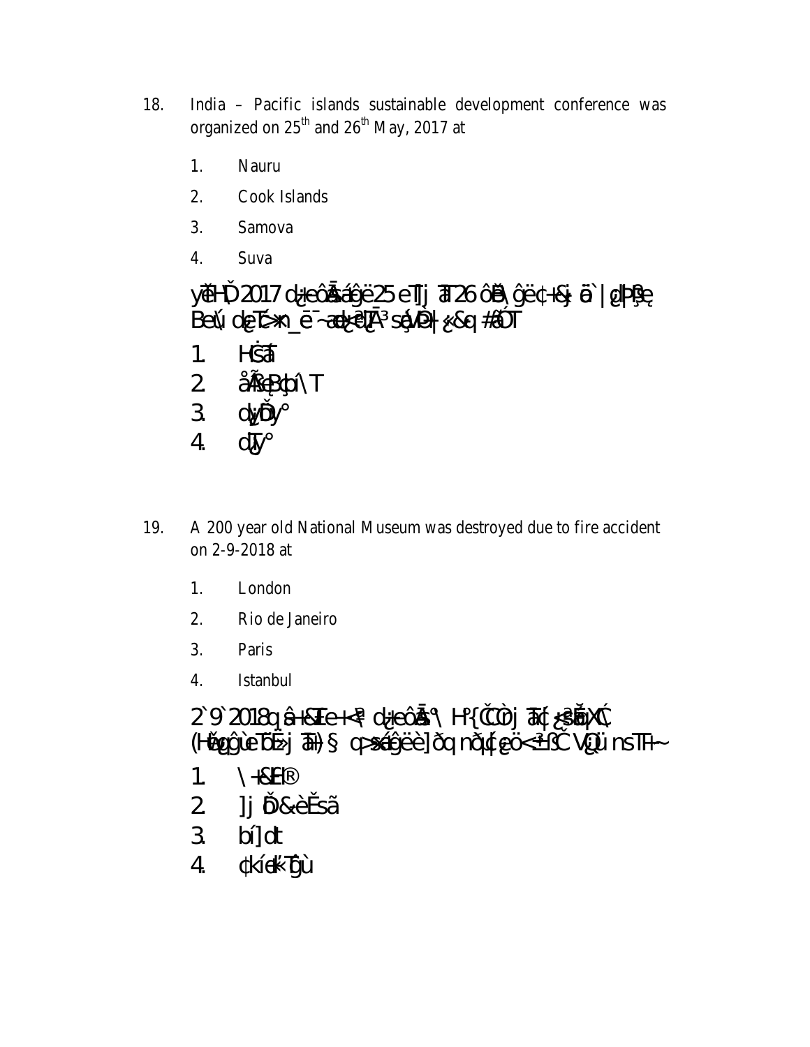18. India – Pacific islands sustainable development conference was organized on 25th and 26th May, 2017 at

 1. Nauru
 2. Cook Islands
 3. Samova
 4. Suva

yĕHĎ 2017 d‡eôĀ áĝë 25 eTj āT 26 ôĀ \ĝë¢+&j ā` |¿P§e¸ Beú dĕT>n_ē¯~ad¿²[Ā³ s¿VÐ+|«&q #āÓT

 1. Hĉāī
 2. åÃš¿B¢bí\T
 3. d¿ĎŎy°
 4. dŪy°

19. A 200 year old National Museum was destroyed due to fire accident on 2-9-2018 at

 1. London
 2. Rio de Janeiro
 3. Paris
 4. Istanbul

2`9`2018q â+&Ī e+<ª d‡eôĀ °\ H¹{ČCÒj āT{¿²šĂ¢XĆ (Hégĝ`ùeTöÉ>j āT+)§ q>šáĝëè]ðq nð¿[¿ĕö<ª±ßČ V¿ü nsTH~

 1. \+&E®
 2. ]j Ď&èĚsã
 3. bí]dt
 4. ¢kíe#ŢĝÙ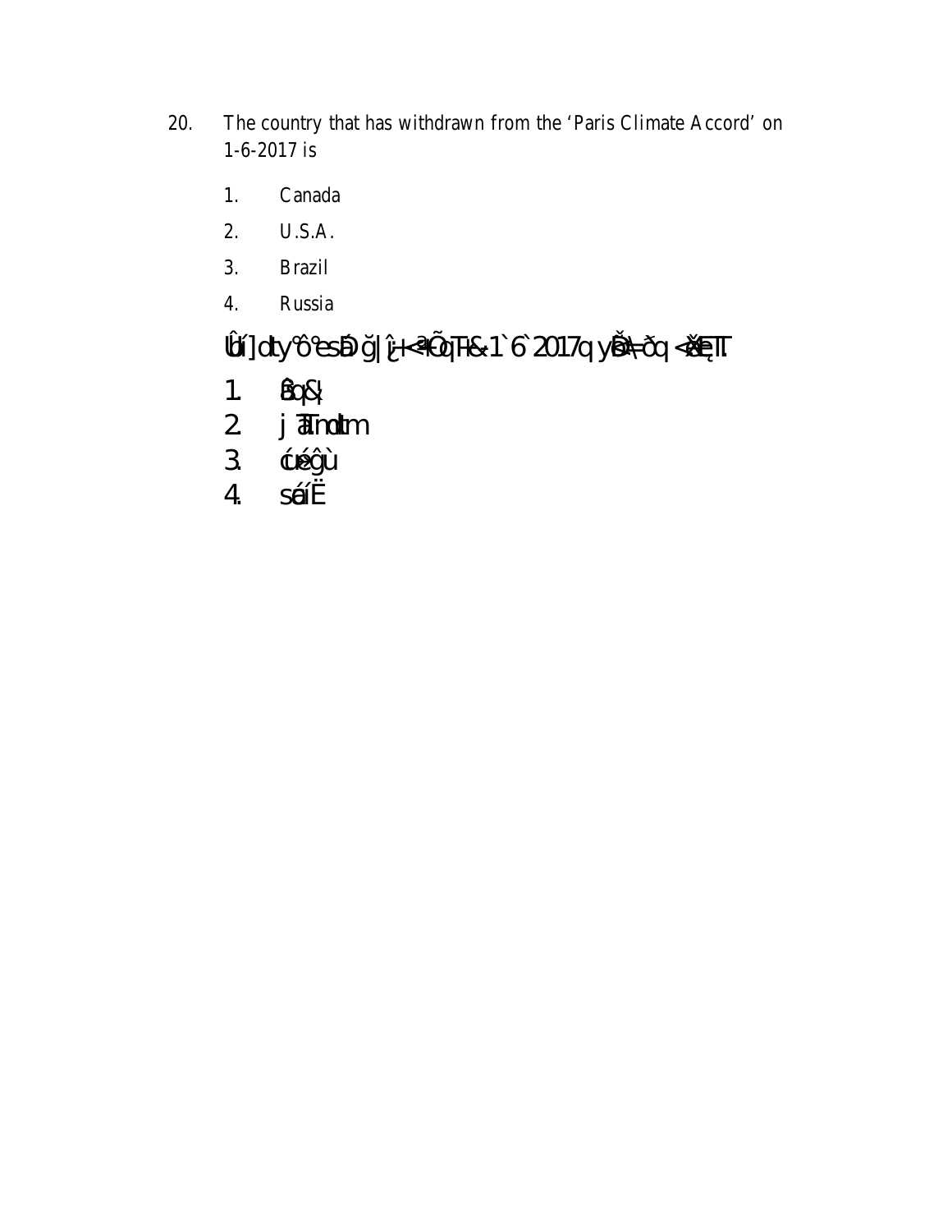20. The country that has withdrawn from the 'Paris Climate Accord' on 1-6-2017 is

1. Canada
2. U.S.A.
3. Brazil
4. Russia

Ûí] dty ô°esÐ ğ|ĵ+<ª¤Õq¡T¤&« 1`6`2017q yÊè¤=ðq <ǯÆ¡T.

1. ÊÈq&|
2. j ÆTmdtm
3. ćuêĝù
4. sáíË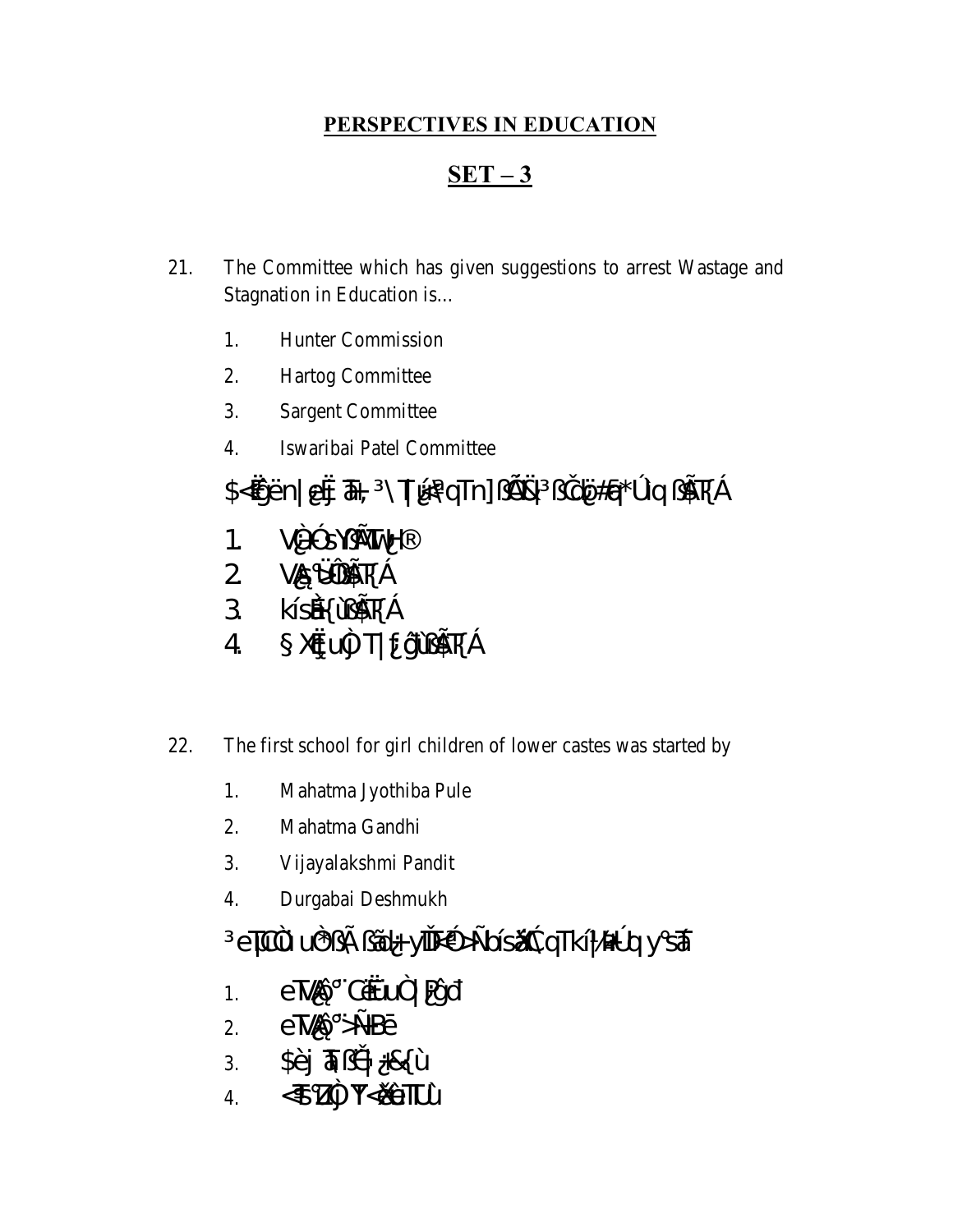## PERSPECTIVES IN EDUCATION

## SET – 3

21. The Committee which has given suggestions to arrest Wastage and Stagnation in Education is...

    1. Hunter Commission
    2. Hartog Committee
    3. Sargent Committee
    4. Iswaribai Patel Committee

    $<Ëĝën|¿Ëj ã+, ³\ T|¿¹ªqTn] ßÃÙ³ ßČ¿#ã*Úq ßÃT{Á

    1. Vè+Ó sYÃT¿H®
    2. V¸ªÜÖßÃT{Á
    3. kísÈ{ùßÃT{Á
    4. §XË¿uÕ) T|¿ŷù ßÃT{Á

22. The first school for girl children of lower castes was started by

    1. Mahatma Jyothiba Pule
    2. Mahatma Gandhi
    3. Vijayalakshmi Pandit
    4. Durgabai Deshmukh

    ³eT|ÚÌ uÖ³Ã ßã¿+yÌ]¢Ó>Ñ bísãÇ, qTkí|¬ú Úq y°sã

    1. eTVÆ¨Ô¯ CÉÖuÛ |Ü¢
    2. eTVÆ¨Ô¯ >Ã¤Ü
    3. $èj ã|ß{¿¡¿&{ù
    4. <ÕsZ¹Ö Y<ÙeTÜÅ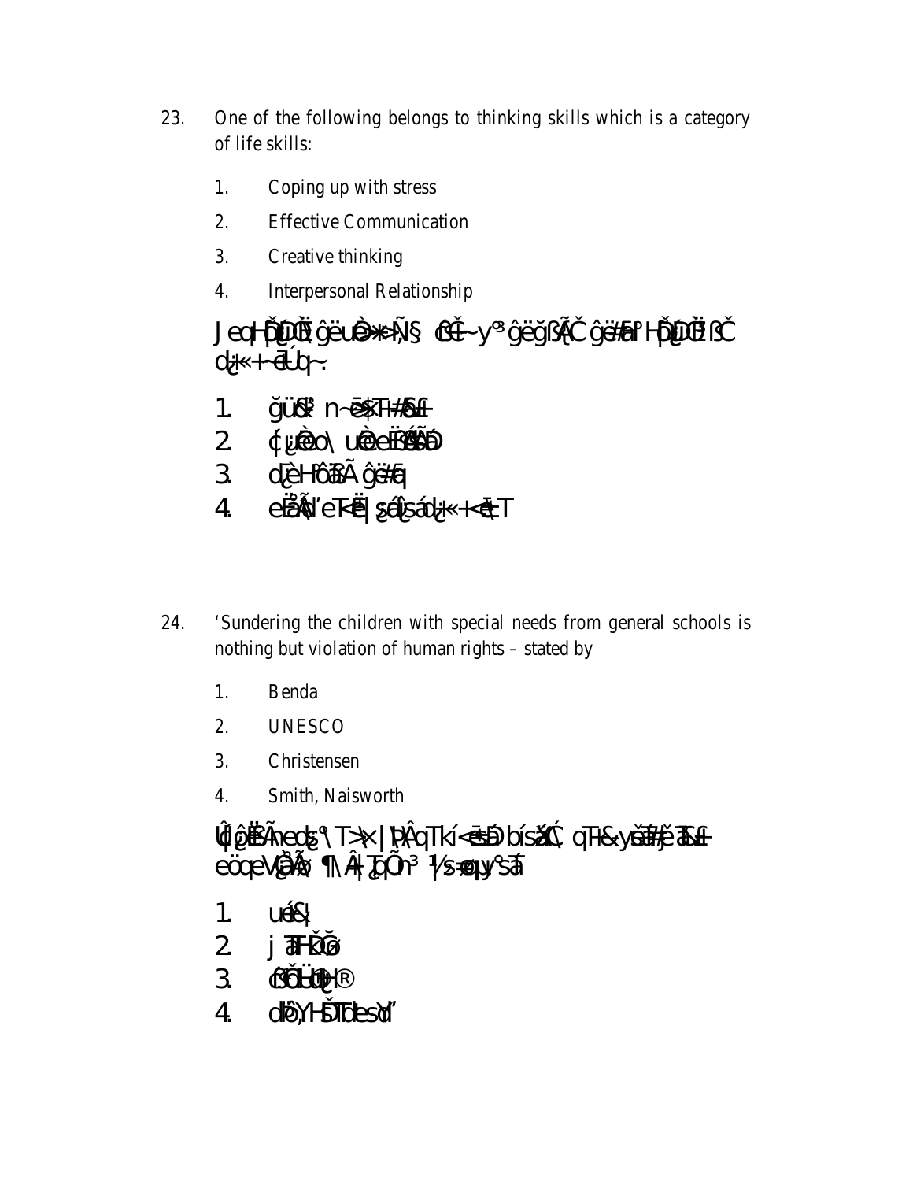23. One of the following belongs to thinking skills which is a category of life skills:

    1. Coping up with stress
    2. Effective Communication
    3. Creative thinking
    4. Interpersonal Relationship

    JeqHõĎÜĎĚ ĝëuÈ>*>ÑŚ ĉĚĆ~y³ ĝëğßÃČ ĝë#ÂrHõĎÜĚßČ ĉż«+~ēĹÚq~.

    1. ğüß³ n~ē$T÷#ÂŁ
    2. ¢¿ùÈo\ uÈeĒßÂÑĐ
    3. ĉÈHôãÃ ĝë#Âq
    4. eĹÃŃ'eT<Ë|ȿáſsáĉż«+<ē\T

24. ‘Sundering the children with special needs from general schools is nothing but violation of human rights – stated by

    1. Benda
    2. UNESCO
    3. Christensen
    4. Smith, Naisworth

    Ûĵĝ ËÃneĉ§°\ T>×|ĵÂqTkí<ēÐ bísâĈ. qT&ysâ#ĵčTÂŁ eöqeVàÃ ¶\Â|ĵÕn³ ½s=øĵy°sâ

    1. uá&|
    2. j ĂFÏĞ
    3. ĉĞĹĤĉ®
    4. ĉĵ,YHĐTde sđ'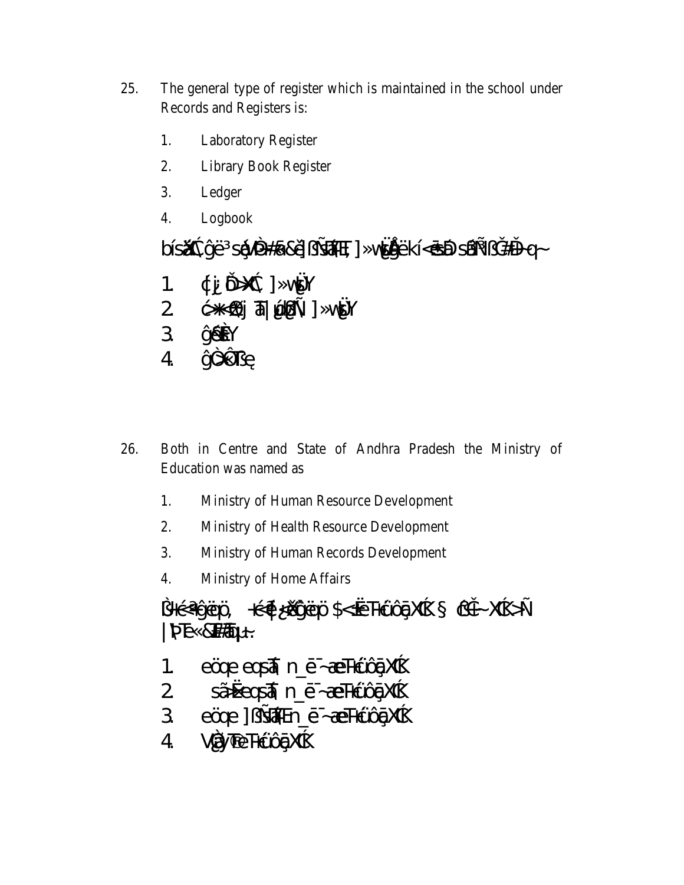25. The general type of register which is maintained in the school under Records and Registers is:

   1. Laboratory Register
   2. Library Book Register
   3. Ledger
   4. Logbook

   bísǻĈ,ĝë³sǻÈ#æ&ě]ßÑāÆĒ,]»wǻÂëkí<ēæÐ sǻÑßǦ#Ð~q~

   1. ¢¡¸ Ď>XĈ, ]»wǻY
   2. ć>*<Ø¡ ā|ú|ØÑ ]»wǻY
   3. ĝ€àÈY
   4. ĝČ<ÔTȩ

26. Both in Centre and State of Andhra Pradesh the Ministry of Education was named as

   1. Ministry of Human Resource Development
   2. Ministry of Health Resource Development
   3. Ministry of Human Records Development
   4. Ministry of Home Affairs

   ÌH<ªĝëp, +<ē¸ǻĝëp $<ĒT<úôąXĆ § ČĒ~XĆ>Ñ |ÞT«&Æā¡±.

   1. eöçe eçsā n_ē¯~æT<úôąXĆ
   2. sãÈeçsā n_ē¯~æT<úôąXĆ
   3. eöçe ]ßÑāÆn_ē¯~æT<úôąXĆ
   4. VǻYT©T<úôąXĆ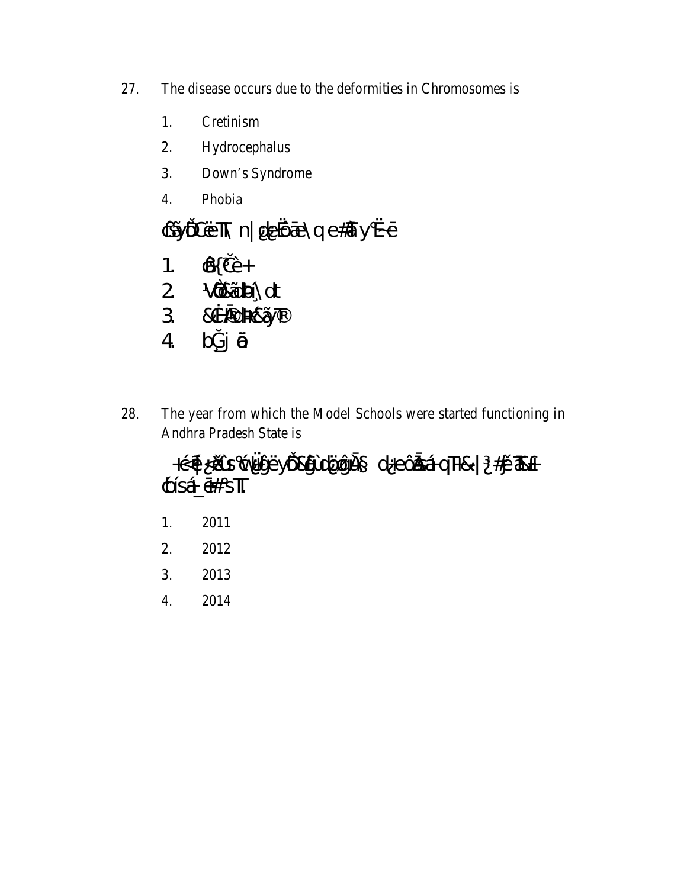27. The disease occurs due to the deformities in Chromosomes is

    1. Cretinism
    2. Hydrocephalus
    3. Down's Syndrome
    4. Phobia

    ¢Sýǒ£ëT\ n|¿e£ôãe\q e#ãy°Ë-ë

    1. ¢B{Ĉè+
    2. ¹VÕ£ãbí¸\dt
    3. &Ċ£ÃDH£ãyT®
    4. bĞj ã

28. The year from which the Model Schools were started functioning in Andhra Pradesh State is

    +é<¢|¿ž£ûs°¢W£ëyǒ£Sû£ùd¿ÿôÃ§ d¿eôãSá-qT¬&|¿³#¢ëT¢N£
    ¢Ðísá_ë#ºsT.

    1. 2011
    2. 2012
    3. 2013
    4. 2014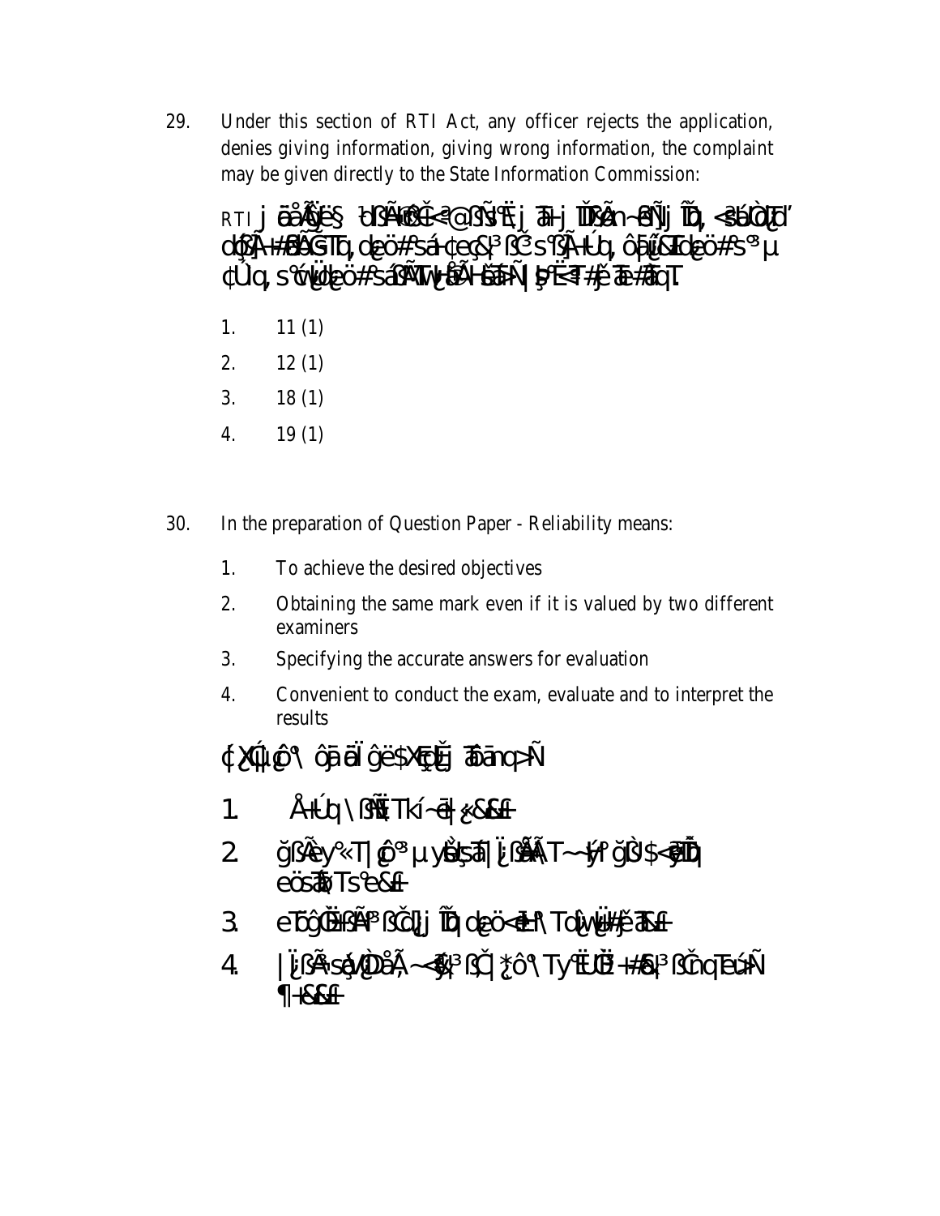29. Under this section of RTI Act, any officer rejects the application, denies giving information, giving wrong information, the complaint may be given directly to the State Information Commission:

 1. 11 (1)
 2. 12 (1)
 3. 18 (1)
 4. 19 (1)

30. In the preparation of Question Paper - Reliability means:

 1. To achieve the desired objectives
 2. Obtaining the same mark even if it is valued by two different examiners
 3. Specifying the accurate answers for evaluation
 4. Convenient to conduct the exam, evaluate and to interpret the results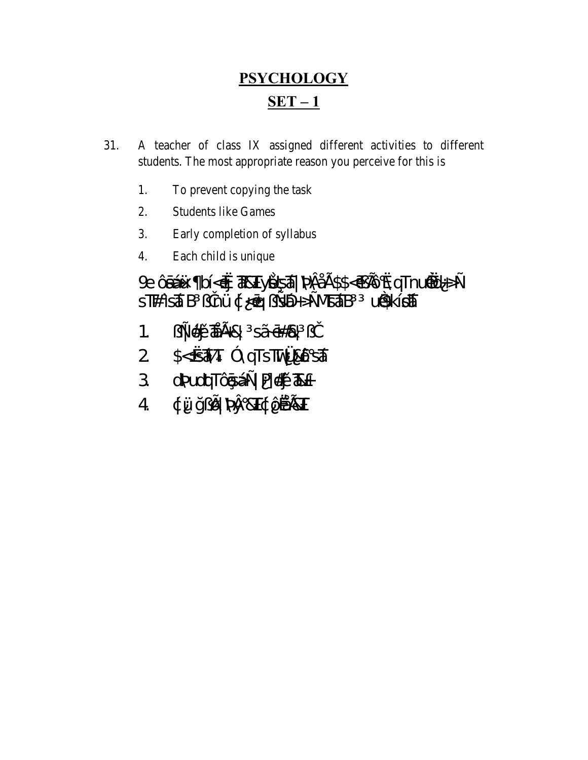## PSYCHOLOGY

## SET – 1

31. A teacher of class IX assigned different activities to different students. The most appropriate reason you perceive for this is

    1. To prevent copying the task
    2. Students like Games
    3. Early completion of syllabus
    4. Each child is unique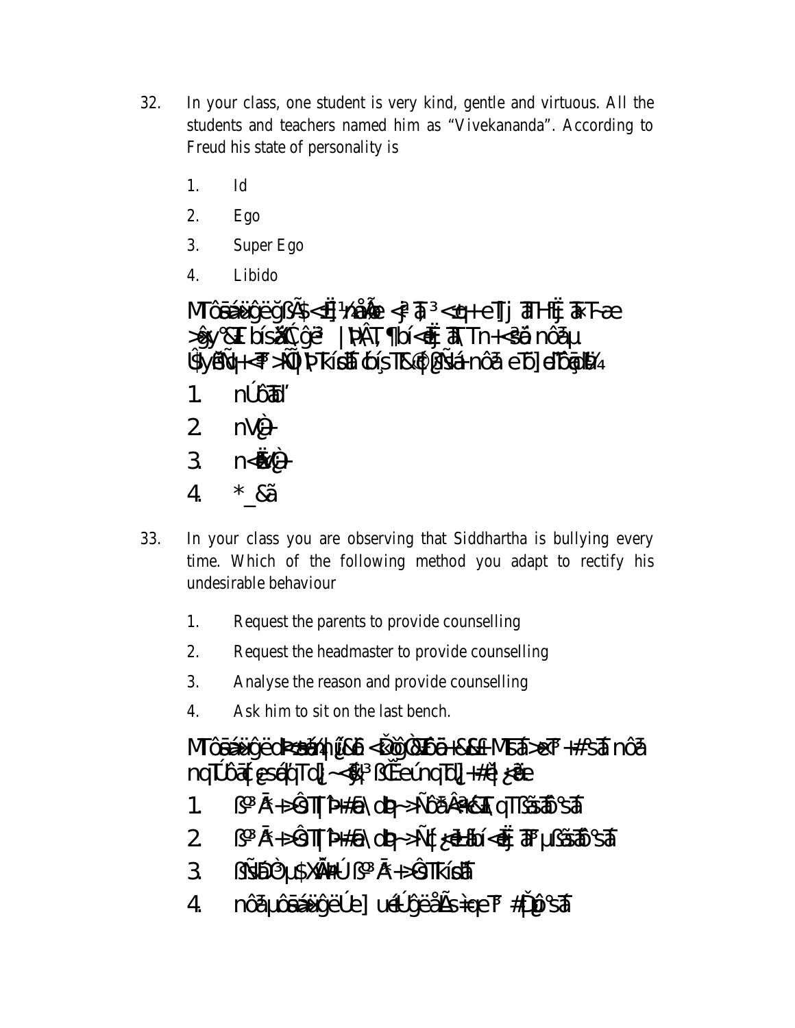32. In your class, one student is very kind, gentle and virtuous. All the students and teachers named him as "Vivekananda". According to Freud his state of personality is

    1. Id
    2. Ego
    3. Super Ego
    4. Libido

33. In your class you are observing that Siddhartha is bullying every time. Which of the following method you adapt to rectify his undesirable behaviour

    1. Request the parents to provide counselling
    2. Request the headmaster to provide counselling
    3. Analyse the reason and provide counselling
    4. Ask him to sit on the last bench.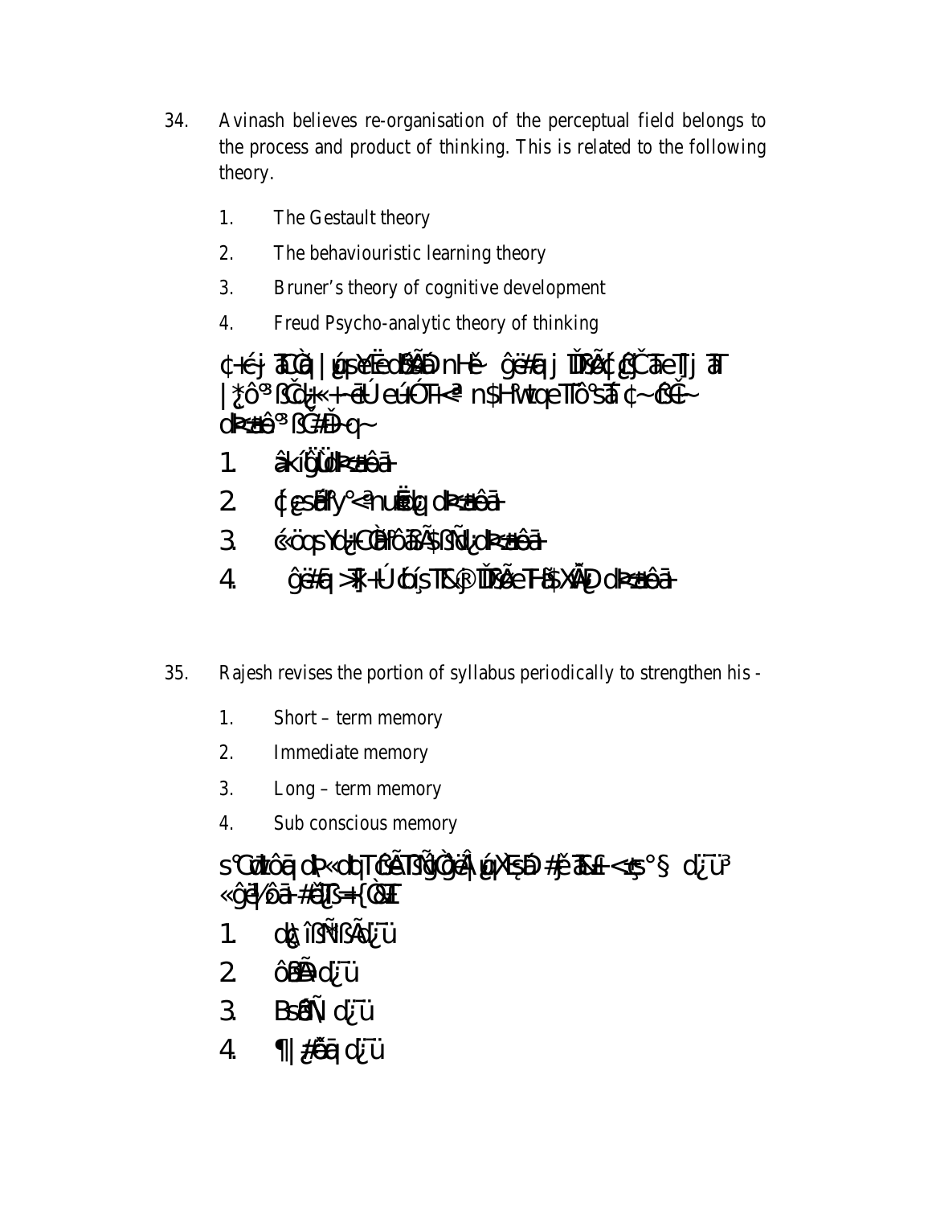34. Avinash believes re-organisation of the perceptual field belongs to the process and product of thinking. This is related to the following theory.

    1. The Gestault theory
    2. The behaviouristic learning theory
    3. Bruner's theory of cognitive development
    4. Freud Psycho-analytic theory of thinking

    ¢«ćj ãÕ̀q | ųseŸëodŠÃÐ nHě ĝë#q j ĬÑŠÃ{ÇČãe¶j ã¶ |¿ô³ ßČdj«+ãÚeú‹ÓH<ª n$HRwqeÍô°sã ¢~ßČĆ~ dk≠ô³ ßČ#Ð q~

    1. ãkíĝÜdk≠ôã
    2. {¿sÂfy°<ªnuËbq dk≠ôã
    3. ćöqsYdj‹ÇÒlôãÃ$ßÑ¿dk≠ôã
    4. ĝë#q >ß+Údís¶&® ĬÑŠÃe¶ã$XÃÐ dk≠ôã

35. Rajesh revises the portion of syllabus periodically to strengthen his -

    1. Short – term memory
    2. Immediate memory
    3. Long – term memory
    4. Sub conscious memory

    s°Çdwôq dk«dq¶ßÃßÑÇë¸ųXsÐ #ʃ ãß‹<ıs°§ d¿ü³ «ĝë½ôã#Æ¦}={ÒŒ

    1. d¿ îßÑßÃd¿ü
    2. ôBÃd¿ü
    3. BsÂÑ d¿ü
    4. ¶|¿#ãq d¿ü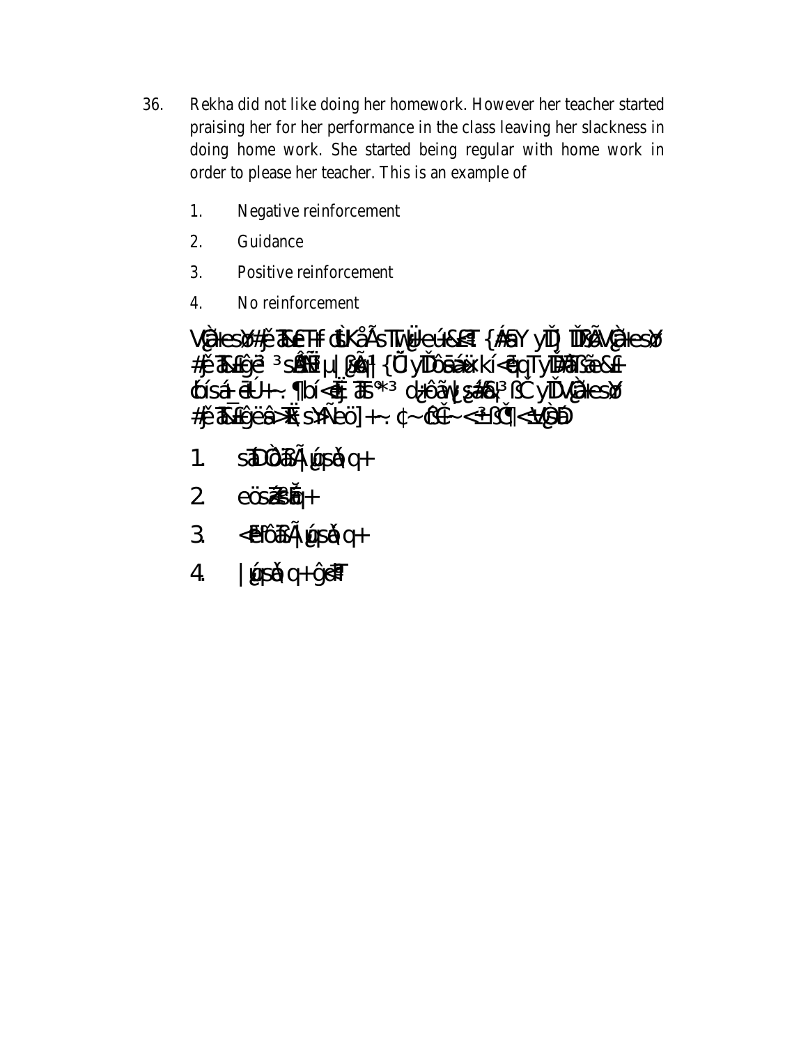36. Rekha did not like doing her homework. However her teacher started praising her for her performance in the class leaving her slackness in doing home work. She started being regular with home work in order to please her teacher. This is an example of

1. Negative reinforcement
2. Guidance
3. Positive reinforcement
4. No reinforcement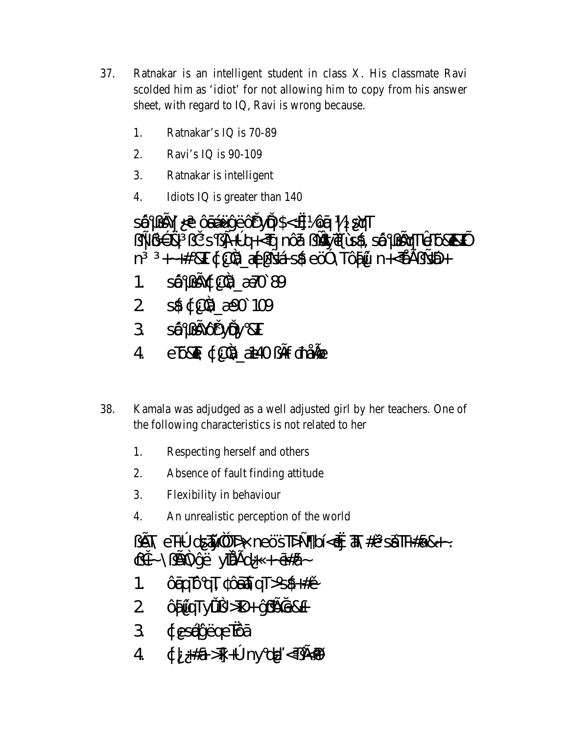37. Ratnakar is an intelligent student in class X. His classmate Ravi scolded him as 'idiot' for not allowing him to copy from his answer sheet, with regard to IQ, Ravi is wrong because.

    1. Ratnakar's IQ is 70-89
    2. Ravi's IQ is 90-109
    3. Ratnakar is intelligent
    4. Idiots IQ is greater than 140

38. Kamala was adjudged as a well adjusted girl by her teachers. One of the following characteristics is not related to her

    1. Respecting herself and others
    2. Absence of fault finding attitude
    3. Flexibility in behaviour
    4. An unrealistic perception of the world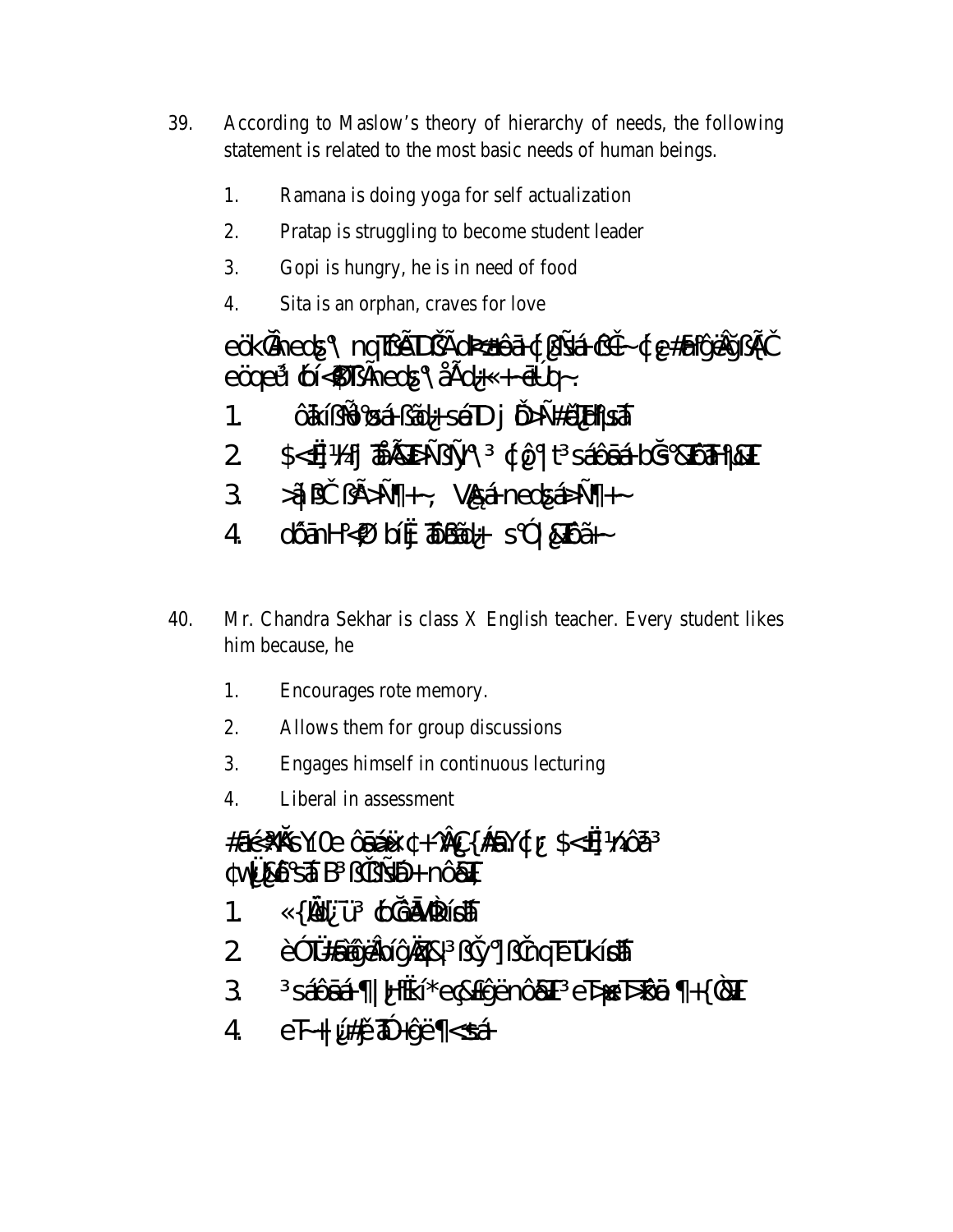39. According to Maslow's theory of hierarchy of needs, the following statement is related to the most basic needs of human beings.

 1. Ramana is doing yoga for self actualization
 2. Pratap is struggling to become student leader
 3. Gopi is hungry, he is in need of food
 4. Sita is an orphan, craves for love

 eökÇÃneds�š\ nqTßÃTDßÃdÞ<ôãÁ{ ßÑá-ßCL~{¿#ÅÏôgÆÃgßÃC eöqeû ór<ÆTßÃneds¾\ åÃd¿«+-ëÚq~.

 1. ôãkíßÑ%sá-ßãd¿+sáTD j ÐÑ#ëÛÏ¶sãT
 2. $<Ëj¼Ã j ãÅÃÐÑßÿ\³ ¢¿°|t³sáôãá-bÇ°&ÈãT|&ÈT
 3. >ã|ßČ ßÃ>Ñ¶+~, VÃsá-nedsá>Ñ¶+~
 4. dóãnH<Ø bíËj ãßãd¿+ s°Ç|¿Èãã+~

40. Mr. Chandra Sekhar is class X English teacher. Every student likes him because, he

 1. Encourages rote memory.
 2. Allows them for group discussions
 3. Engages himself in continuous lecturing
 4. Liberal in assessment

 #Æé<ÆÃsY0e ôãáæ¢+ ÃÇ{ÁÃY{¿ $<Ëj¼ôã³ ¢wÏ¿Æ°sãT B³ßÇßÑÐ+nôãÈT

 1. «{ÅÌ¿Ü³ óÇãÃMÐísãT
 2. èÓÜ#ÆãgÃbígÃÇ&|³ßÇý°]ßČnqTÈTÜkísãT
 3. ³sáôãá-¶|¿HËkí*eç&ÆgënôãÈT³ eT>ÆeT>kãã ¶+{ÇÈT
 4. eT~+|¿#ÿãÓ+gë¶<sá-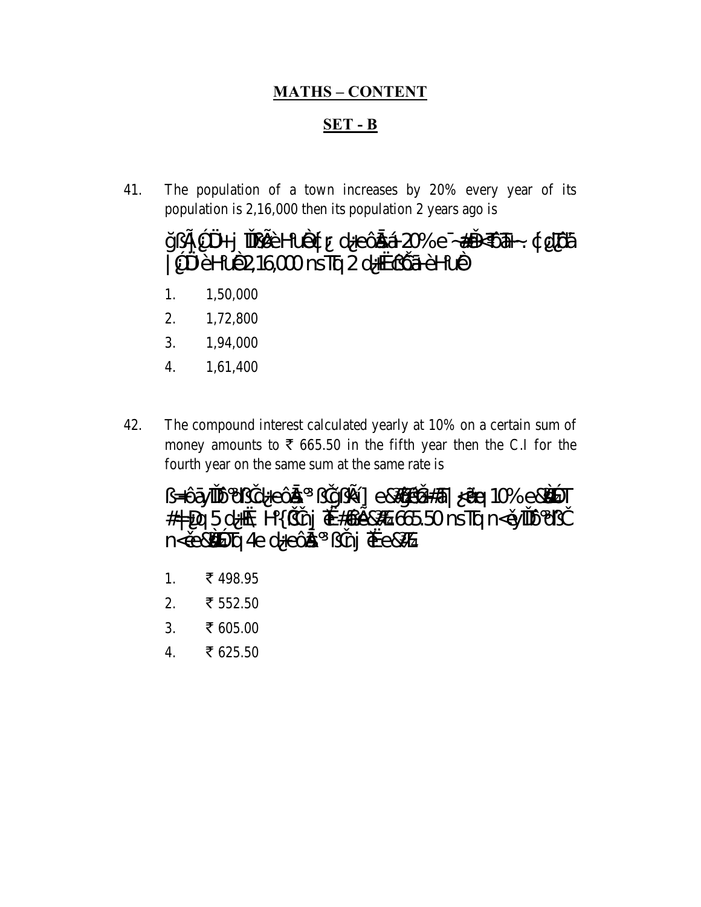## MATHS – CONTENT

## SET - B

41. The population of a town increases by 20% every year of its population is 2,16,000 then its population 2 years ago is

ğßÃ¸¿ÐÜ+j ÏDßÃè HüuÈ{ı¿ d¿+eôÅá 20% e¯~#Ð<ÕÔ#~. ¢¿ÐÕã |¿ÐÜ èHüuÈ 2,16,000 nsTq 2 d¿+ËÆßõã èHüuÈ

1. 1,50,000
2. 1,72,800
3. 1,94,000
4. 1,61,400

42. The compound interest calculated yearly at 10% on a certain sum of money amounts to ₹ 665.50 in the fifth year then the C.I for the fourth year on the same sum at the same rate is

ß=ôãyÏÐõ°ÐßČd¿+eôÅ° ßČğßÃí] e&ÆÕÆ#Ô| ¿Ôq 10% e&ÈÐT #+Ðq 5 d¿+ËÆ H°{ßČnj ÈÆ#ÆÃ&Æ 665.50 nsTq n<ěyÏÐõ°ÐßČ n<ěe&ÈÐTq 4e d¿+eôÅ° ßČnj ÈÆe&Æ

1. ₹ 498.95
2. ₹ 552.50
3. ₹ 605.00
4. ₹ 625.50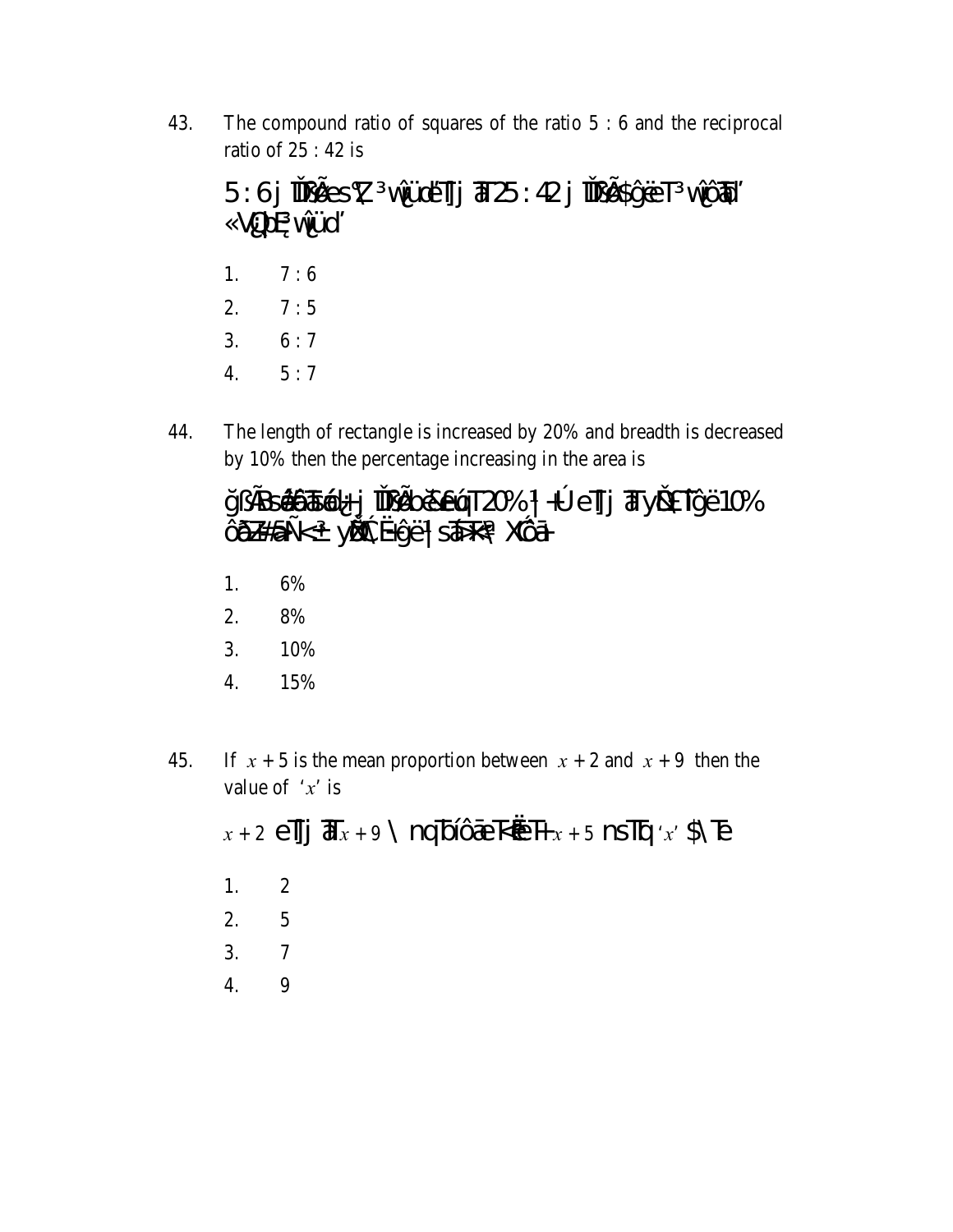43. The compound ratio of squares of the ratio 5 : 6 and the reciprocal ratio of 25 : 42 is

5 : 6 j ĎÌSÃÅ es³Ç ³ wû¿üd'Tj ãT 25 : 42 j ĎÌSÃÅ $ĝôëeT³ wû¿ôãT'
«Vû¿þE¸ wû¿üd'

1. 7 : 6
2. 7 : 5
3. 6 : 7
4. 5 : 7

44. The length of rectangle is increased by 20% and breadth is decreased by 10% then the percentage increasing in the area is

ğßÃBsáêãTsó¿ j ĎÌSÃÅ bĕÊêúqT 20% |+Ú eTj ãT yĎ£Îĝë 10%
ôãZ#ãÑ<± yĎ£Ëĝë |sãT<ª Xôã+

1. 6%
2. 8%
3. 10%
4. 15%

45. If $x + 5$ is the mean proportion between $x + 2$ and $x + 9$ then the value of '$x$' is

$x + 2$ eTj ãT $x + 9$ \ nqTbóôãeT<ËëT+ $x + 5$ nsTq '$x$' $\Te

1. 2
2. 5
3. 7
4. 9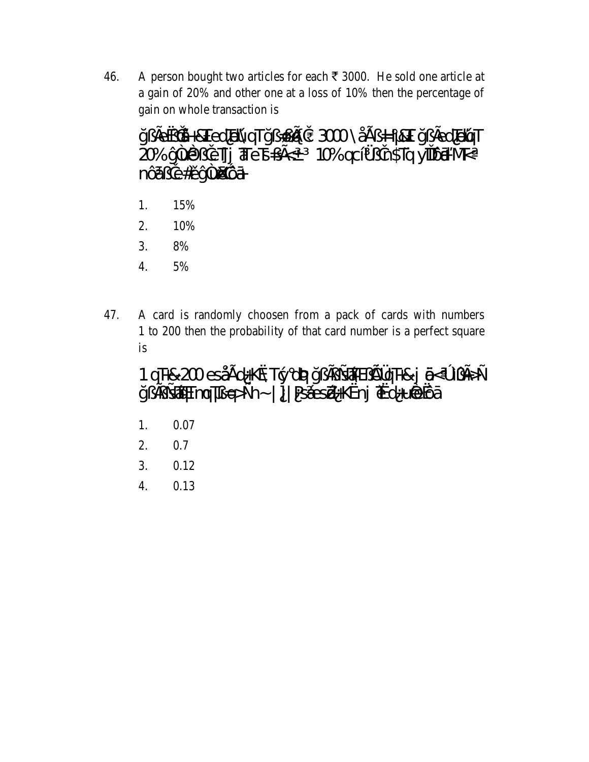46. A person bought two articles for each ₹ 3000. He sold one article at a gain of 20% and other one at a loss of 10% then the percentage of gain on whole transaction is

ǧßÃeËßÕǎ÷&E eḑ̌ÉÐqT ǧßÃ[Æč 3000 \åÃß÷|¦&E ǧßÃeḑ̌ÉÐqT 20% ĝÙÈßČeT| j ÆeT÷ßÃ<±³ 10% qcíÜßČn$Tq yÏĎáÌ"MT<ª nôãßČe#ǎĝÙÆÔã÷

1. 15%
2. 10%
3. 8%
4. 5%

47. A card is randomly choosen from a pack of cards with numbers 1 to 200 then the probability of that card number is a perfect square is

1 qT÷&200 esåÃḑ̌ÌKËT¢°ďÞ ǧßÃßÑßÑáÆËßÃÜďqT÷&j ã<ªÚßÃ>Ñ ǧßÃßÑßÑáÆËmqTßeÞ>Ñh~|¦|Þsãesḑ̌ÌKËnj ÈËḑ̌ÌuÈÔËã

1. 0.07
2. 0.7
3. 0.12
4. 0.13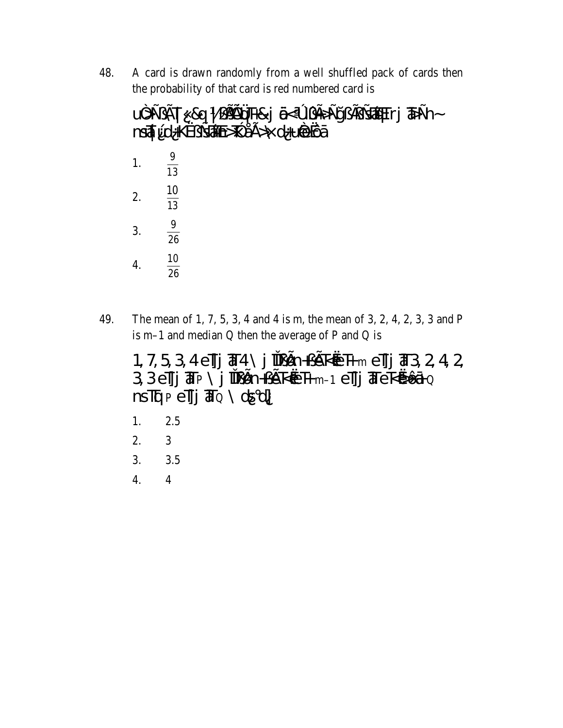48. A card is drawn randomly from a well shuffled pack of cards then the probability of that card is red numbered card is

uÒÃÑ3ÂT¦&q ½ßÃÕÙüTH&j õ<ªÚßÂ>Ñğß ÃÑ3ÂÉÆTrj ÃT>Ñh~ nsÃT¦ú d¿KËßÑ3ÂÉÆE>TKÓåÃ>× d¿uÈÒÊÖã

1. $\frac{9}{13}$
2. $\frac{10}{13}$
3. $\frac{9}{26}$
4. $\frac{10}{26}$

49. The mean of 1, 7, 5, 3, 4 and 4 is m, the mean of 3, 2, 4, 2, 3, 3 and P is m–1 and median Q then the average of P and Q is

1, 7, 5, 3, 4 eTj ÃT 4 \ j ÏÐÝÃn-ßÃTKËÉTH m eTj ÃT 3, 2, 4, 2, 3, 3 eTj ÃT P \ j ÏÐÝÃn-ßÃTKËÉTH m–1 eTj ÃT eTKËÉôã Q nsTq P eTj ÃT Q \ d¿°d¿

1. 2.5
2. 3
3. 3.5
4. 4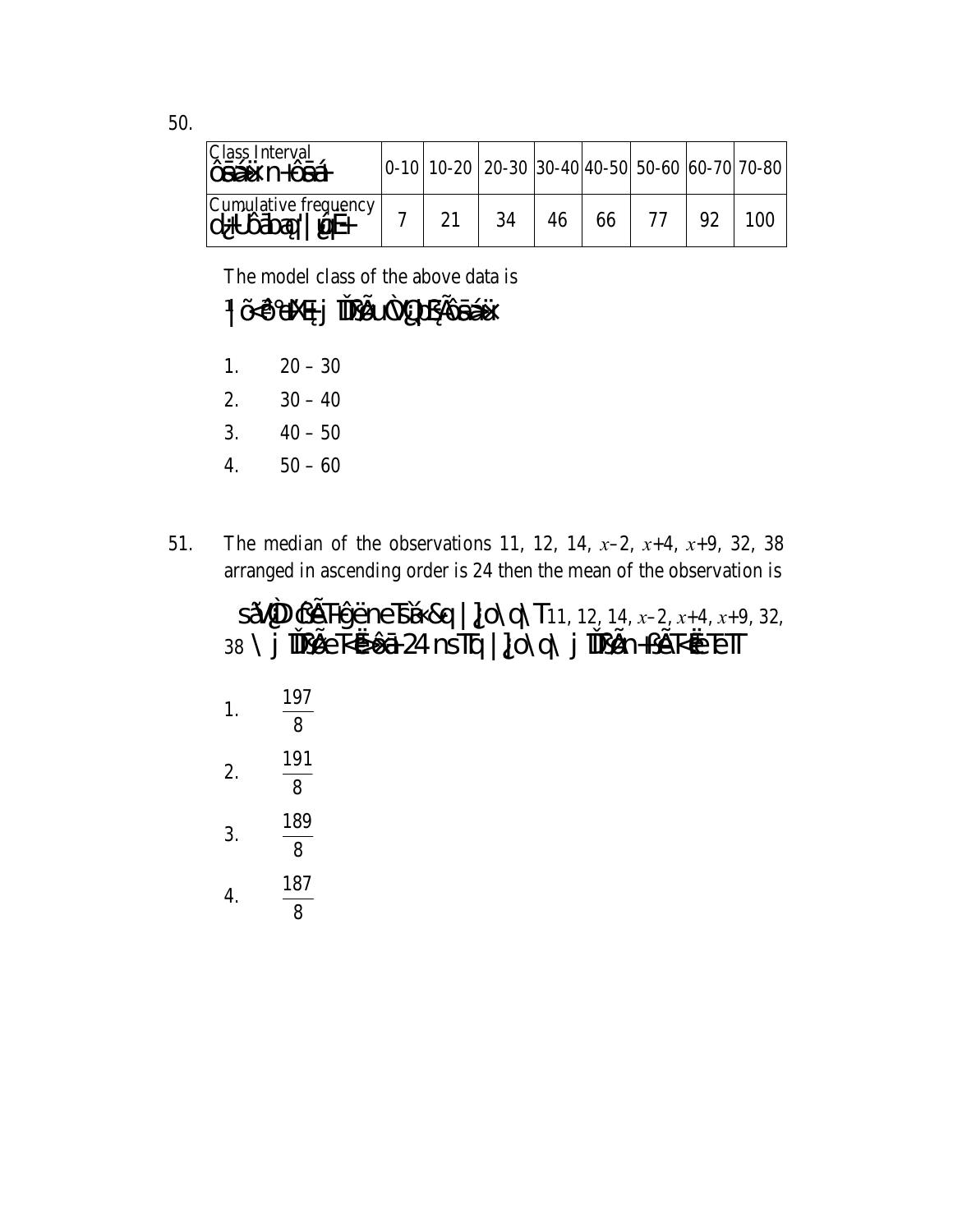50.

| Class Interval ôâáxn-+ôâá- | 0-10 | 10-20 | 20-30 | 30-40 | 40-50 | 50-60 | 60-70 | 70-80 |
|---|---|---|---|---|---|---|---|---|
| Cumulative frequency d¿Ûôâbaq'\|ú¿E+ | 7 | 21 | 34 | 46 | 66 | 77 | 92 | 100 |

The model class of the above data is

¹|õ<êºdÆE¿ j ÏDŠÃuÒÇ¿DŠÃôâáx

1. 20 – 30
2. 30 – 40
3. 40 – 50
4. 50 – 60

51. The median of the observations 11, 12, 14, $x$–2, $x$+4, $x$+9, 32, 38 arranged in ascending order is 24 then the mean of the observation is

sãVÒD¢ÊÃTHgënesTšå<&q\|]¿o\q\T 11, 12, 14, $x$–2, $x$+4, $x$+9, 32, 38 \ j ÏDŠÃeT<Ëôâ-24 nsTq\|]¿o\q\ j ÏDŠÃn-+ÊÃT<ËeTT

1. $\frac{197}{8}$
2. $\frac{191}{8}$
3. $\frac{189}{8}$
4. $\frac{187}{8}$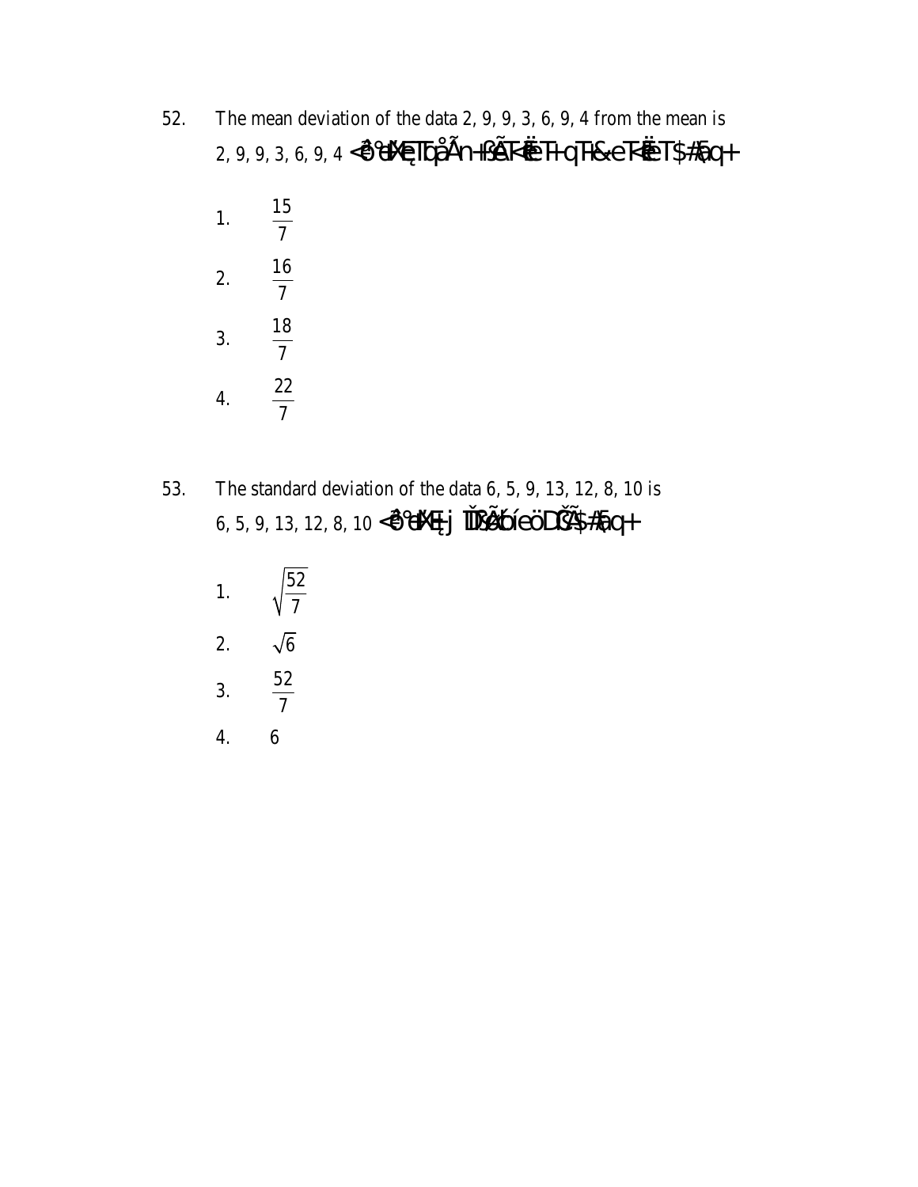52. The mean deviation of the data 2, 9, 9, 3, 6, 9, 4 from the mean is
2, 9, 9, 3, 6, 9, 4 <ê°ëÍÆEÏbåÃn+fSÃTKêëT+qT+&eTKêëT$#Ãq+

1. $\frac{15}{7}$
2. $\frac{16}{7}$
3. $\frac{18}{7}$
4. $\frac{22}{7}$

53. The standard deviation of the data 6, 5, 9, 13, 12, 8, 10 is
6, 5, 9, 13, 12, 8, 10 <ê°ëÍÆEj ÏDSÃÉíeöDCÃ$#Ãq+

1. $\sqrt{\frac{52}{7}}$
2. $\sqrt{6}$
3. $\frac{52}{7}$
4. 6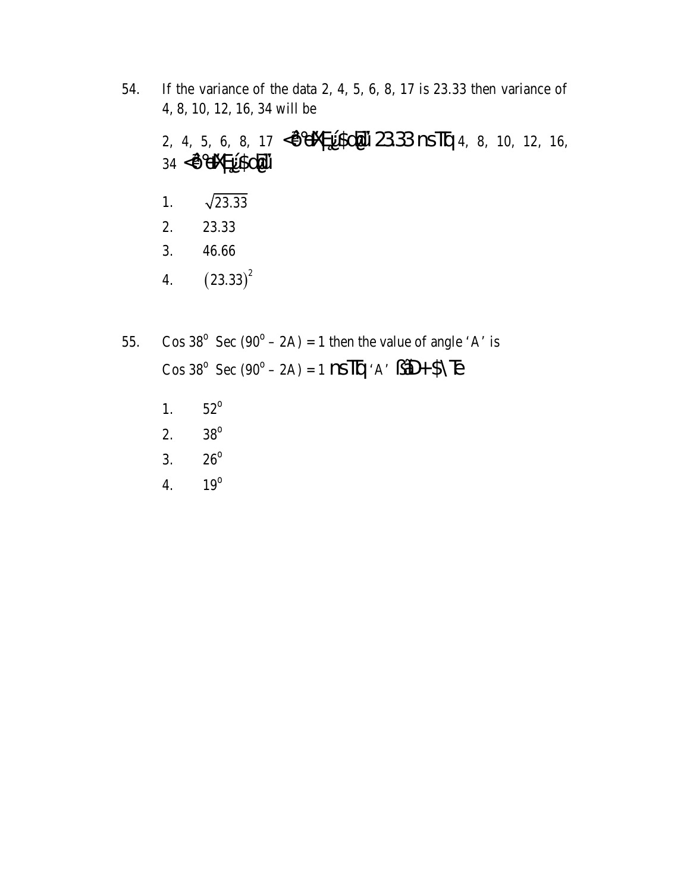54. If the variance of the data 2, 4, 5, 6, 8, 17 is 23.33 then variance of 4, 8, 10, 12, 16, 34 will be

2, 4, 5, 6, 8, 17 <ô°eKX£¡é$ô@Ü 23.33 nsTÉq 4, 8, 10, 12, 16, 34 <ô°eKX£¡é$ô@Ü

1. $\sqrt{23.33}$
2. 23.33
3. 46.66
4. $(23.33)^2$

55. Cos $38^o$ Sec $(90^o - 2A) = 1$ then the value of angle 'A' is

Cos $38^o$ Sec $(90^o - 2A) = 1$ nsTÉq 'A' ßäD+$\Te

1. $52^o$
2. $38^o$
3. $26^o$
4. $19^o$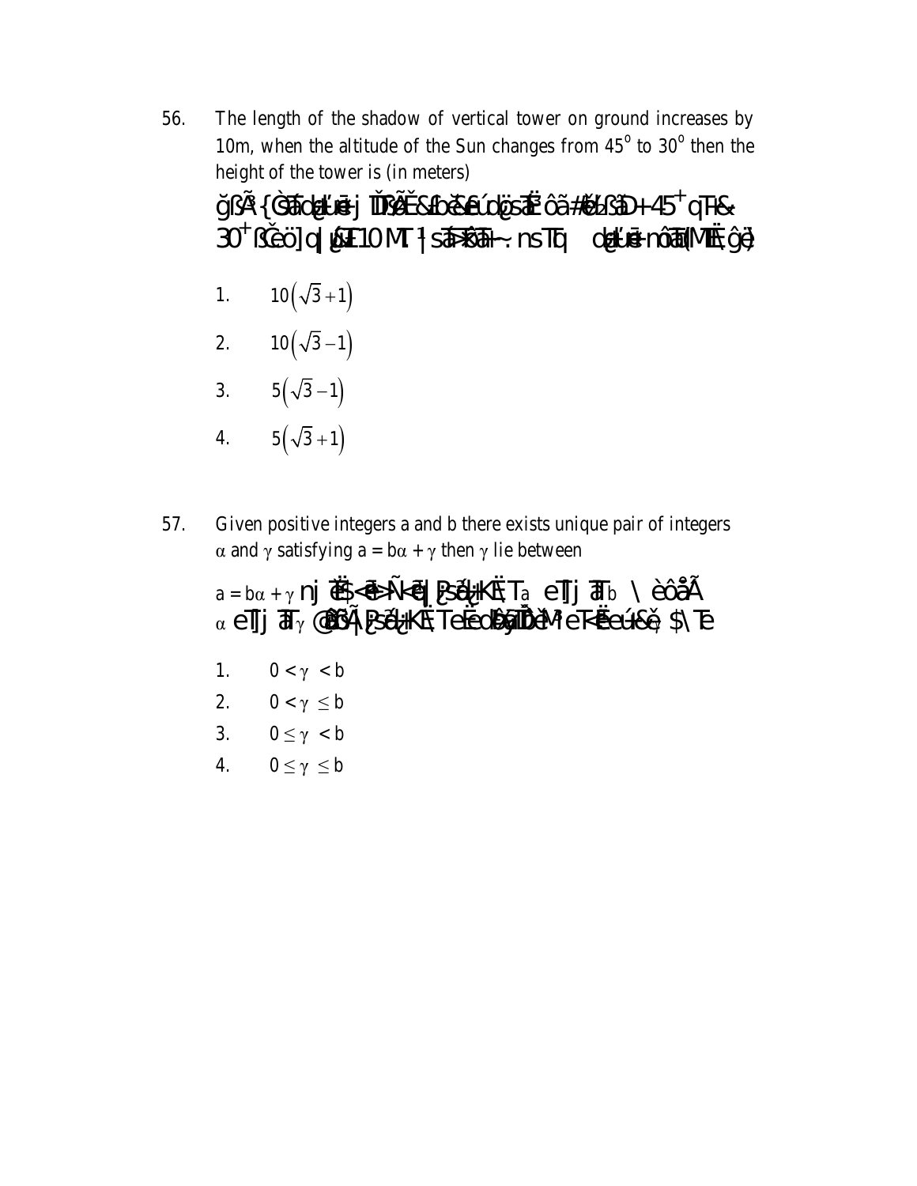56. The length of the shadow of vertical tower on ground increases by 10m, when the altitude of the Sun changes from $45^o$ to $30^o$ then the height of the tower is (in meters)

ğßÃ {ĞSãĩdçĽvĕ j ĬĎßÃĔ&ĹbĕŠĽúdçsãË ôã#ĕĽßĩĎ+ $45^+$ qT+& $30^+$ ßČĕö] q| ųŠĹ10 MT ∤ sã>kãĩ~. ns Tq dçĽvĕ nôãĩ(MËĘ ĝë)

1. $10\left(\sqrt{3}+1\right)$
2. $10\left(\sqrt{3}-1\right)$
3. $5\left(\sqrt{3}-1\right)$
4. $5\left(\sqrt{3}+1\right)$

57. Given positive integers a and b there exists unique pair of integers $\alpha$ and $\gamma$ satisfying $a = b\alpha + \gamma$ then $\gamma$ lie between

$a = b\alpha + \gamma$ nj ĕ$<ĕ>Ñ<ĕ| ƥsãŽķKË; T$a$ eTj ã$b$ \ èôåÃ $\alpha$ eTj ã$\gamma$ @ßSÃ ƥsãŽķKË; TeĔ dĎãĩĎëM eT<ËĕúŁ&ĕ, $\ Te

1. $0 < \gamma < b$
2. $0 < \gamma \le b$
3. $0 \le \gamma < b$
4. $0 \le \gamma \le b$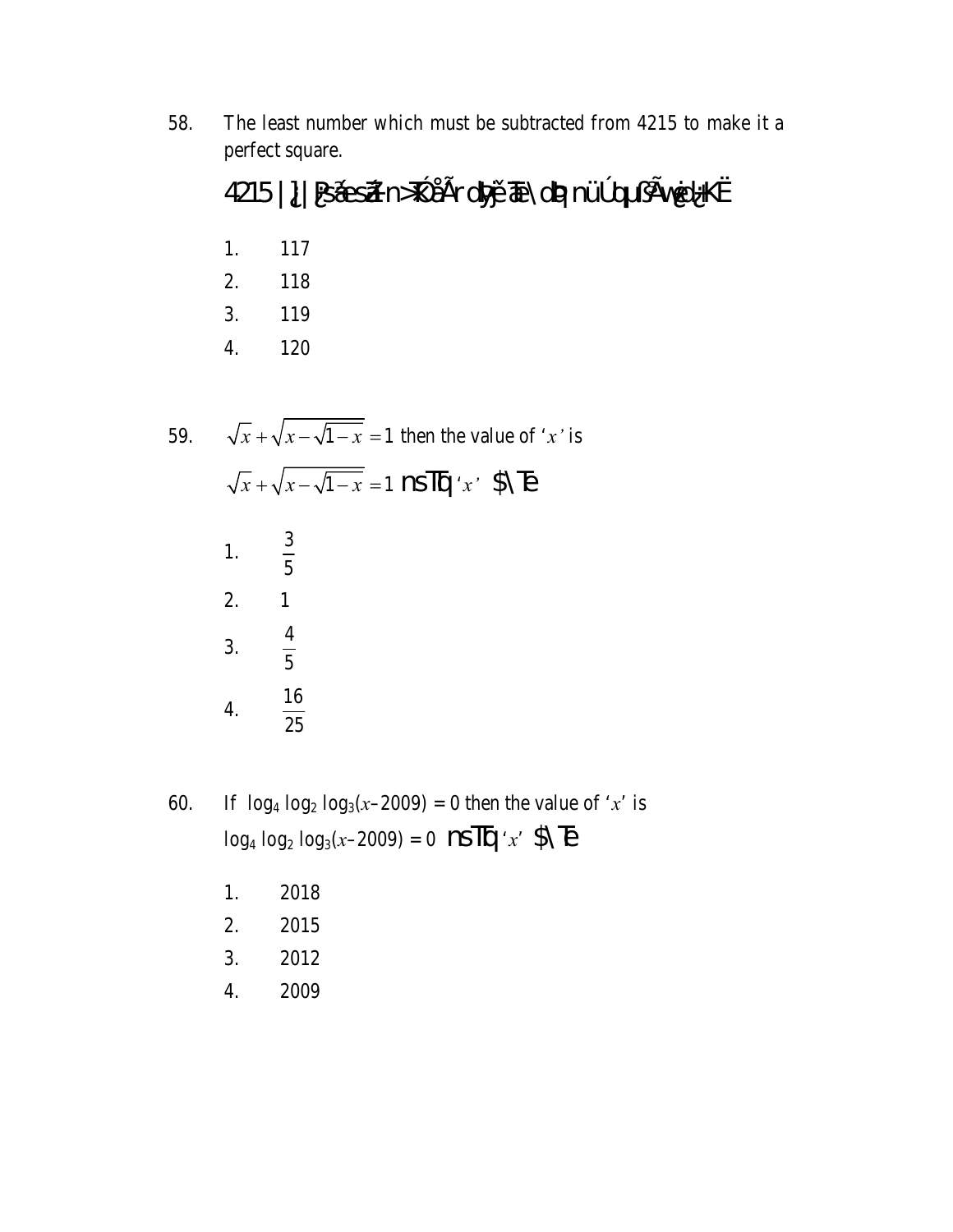58. The least number which must be subtracted from 4215 to make it a perfect square.

4215 | ¿]| |ß¿sá£esã£n>¸KÓåÃr d¦yĕ ãe\dþ nüÚqµ¿ÃÃwç¿c¦¿KË

1. 117
2. 118
3. 119
4. 120

59. $\sqrt{x}+\sqrt{x-\sqrt{1-x}}=1$ then the value of '$x$' is

$\sqrt{x}+\sqrt{x-\sqrt{1-x}}=1$ nsTq '$x$' $\Te

1. $\frac{3}{5}$
2. 1
3. $\frac{4}{5}$
4. $\frac{16}{25}$

60. If $\log_4 \log_2 \log_3(x-2009) = 0$ then the value of '$x$' is

$\log_4 \log_2 \log_3(x-2009) = 0$ nsTq '$x$' $\Te

1. 2018
2. 2015
3. 2012
4. 2009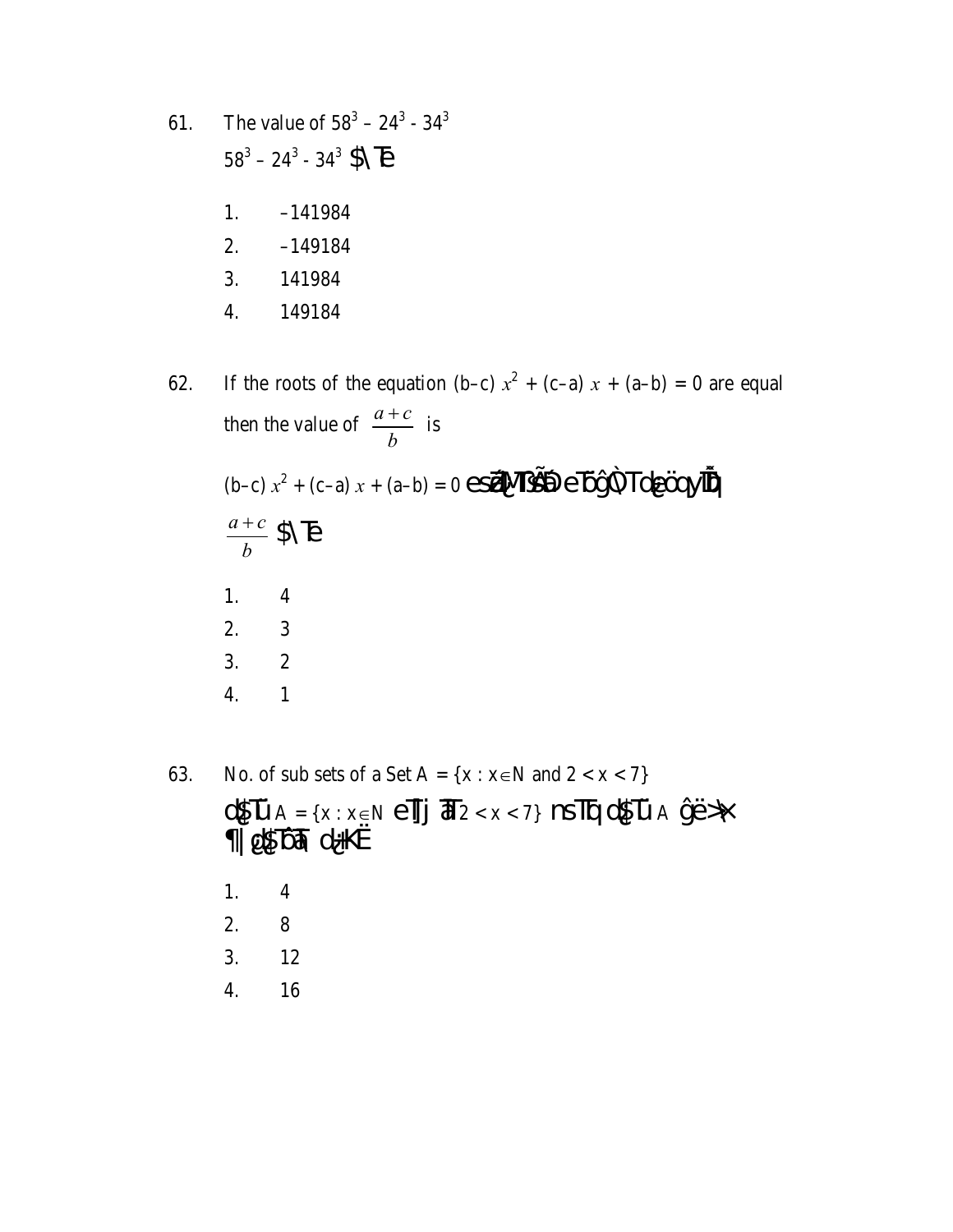61. The value of $58^3 – 24^3 - 34^3$

$58^3 – 24^3 - 34^3$ $\Te

1. –141984
2. –149184
3. 141984
4. 149184

62. If the roots of the equation (b–c) $x^2$ + (c–a) $x$ + (a–b) = 0 are equal then the value of $\frac{a+c}{b}$ is

(b–c) $x^2$ + (c–a) $x$ + (a–b) = 0 esã¦MTSÃÐ eTbĝÒTdeöqyÎÌ

$\frac{a+c}{b}$ $\Te

1. 4
2. 3
3. 2
4. 1

63. No. of sub sets of a Set A = {x : x∈N and 2 < x < 7}

dsTÚ A = {x : x∈N eTj ¬T 2 < x < 7} nsTq dsTÚ A ĝë>x ¶|ø$Tôã dsKË

1. 4
2. 8
3. 12
4. 16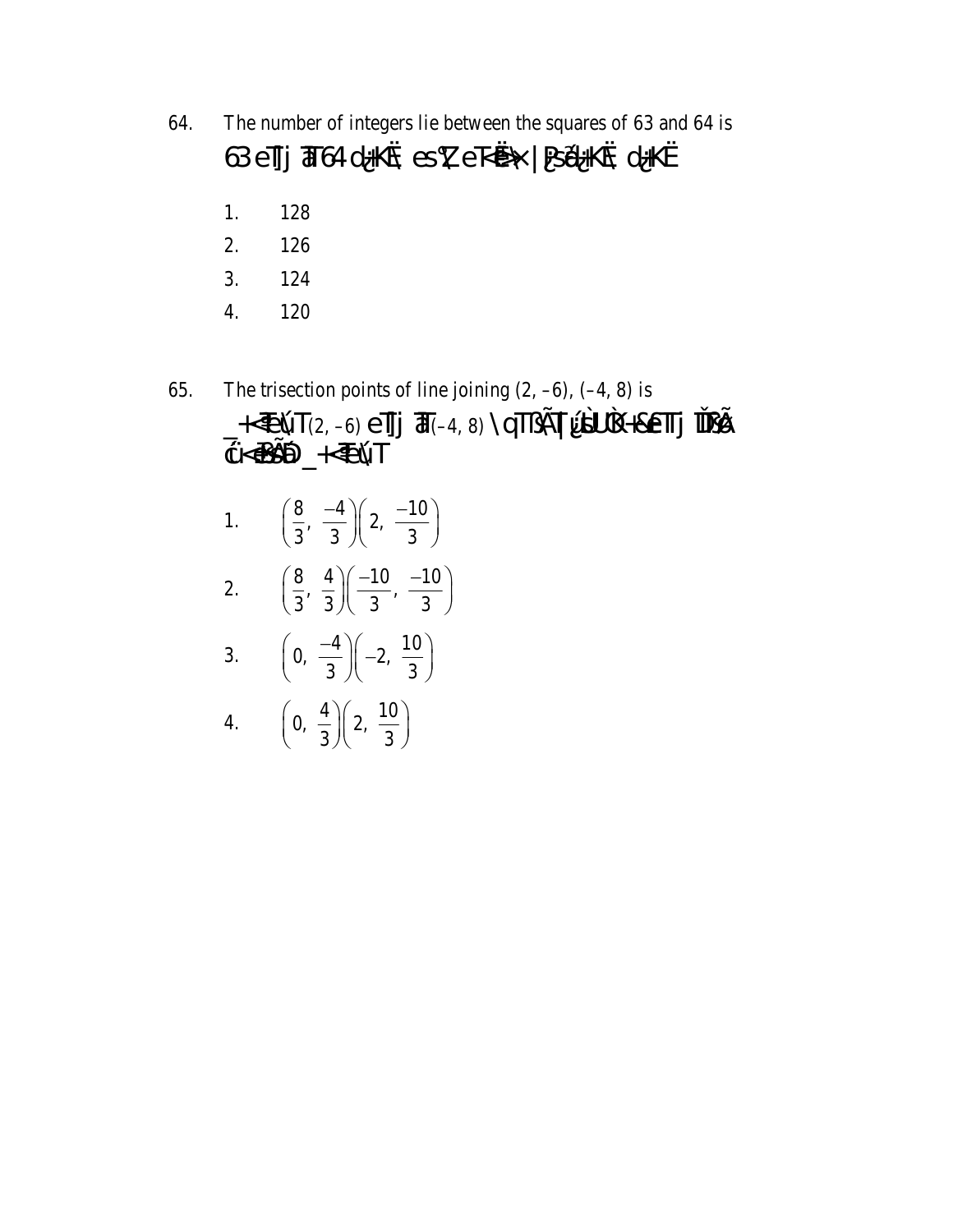64. The number of integers lie between the squares of 63 and 64 is

63 eTJj Ã64 d¿KË esŸZ eTÀ¥x |Ê² d¿KË d¿KË

1. 128
2. 126
3. 124
4. 120

65. The trisection points of line joining (2, –6), (–4, 8) is

_+ÀÉ¡T (2, –6) eTJj Ã(–4, 8) \qTÃ¡T ¿ÙU¡Ì+Á eTJj ÎÒÃ Ć+ÀÃÕD _+ÀÉ¡T

1. $\left(\frac{8}{3}, \frac{-4}{3}\right)\left(2, \frac{-10}{3}\right)$
2. $\left(\frac{8}{3}, \frac{4}{3}\right)\left(\frac{-10}{3}, \frac{-10}{3}\right)$
3. $\left(0, \frac{-4}{3}\right)\left(-2, \frac{10}{3}\right)$
4. $\left(0, \frac{4}{3}\right)\left(2, \frac{10}{3}\right)$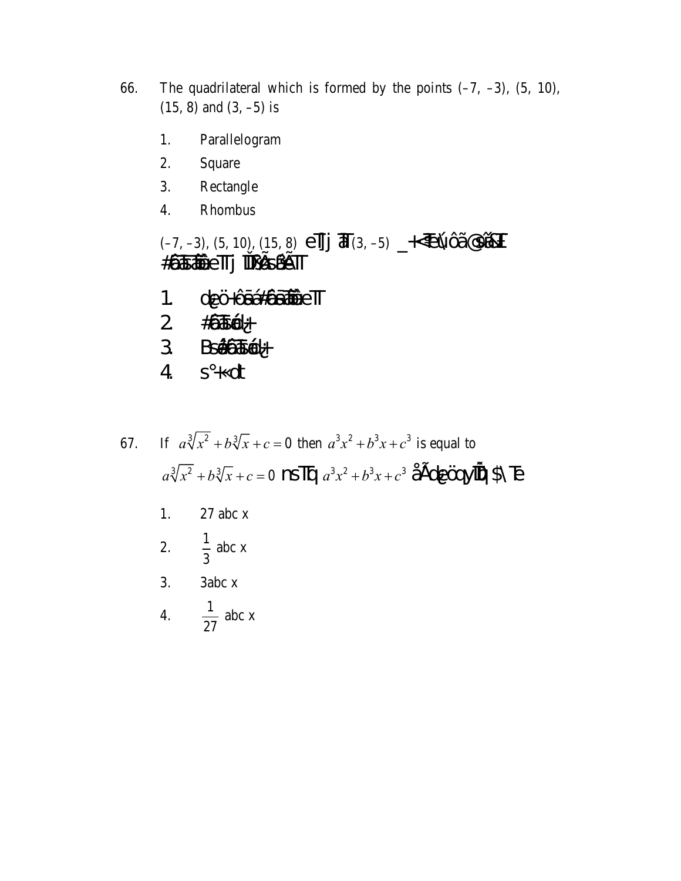66. The quadrilateral which is formed by the points (–7, –3), (5, 10), (15, 8) and (3, –5) is

1. Parallelogram
2. Square
3. Rectangle
4. Rhombus

(–7, –3), (5, 10), (15, 8) eTJ j ãT(3, –5) _ÿ<ÉTÚ,ôã@ùõsÃ«ÑE #ôãTõãÚeTJ j ÏDÞÅsõÃîT

1. dÇö+ôãá#ôãTõãÚeTT
2. #ôãTõóÇ+
3. Bsõé#ôãTõóÇ+
4. s°+«dt

67. If $a\sqrt[3]{x^2} + b\sqrt[3]{x} + c = 0$ then $a^3x^2 + b^3x + c^3$ is equal to

$a\sqrt[3]{x^2} + b\sqrt[3]{x} + c = 0$ nsTÐ $a^3x^2 + b^3x + c^3$ åÃdÇöyÏD $\Te

1. 27 abc x
2. $\frac{1}{3}$ abc x
3. 3abc x
4. $\frac{1}{27}$ abc x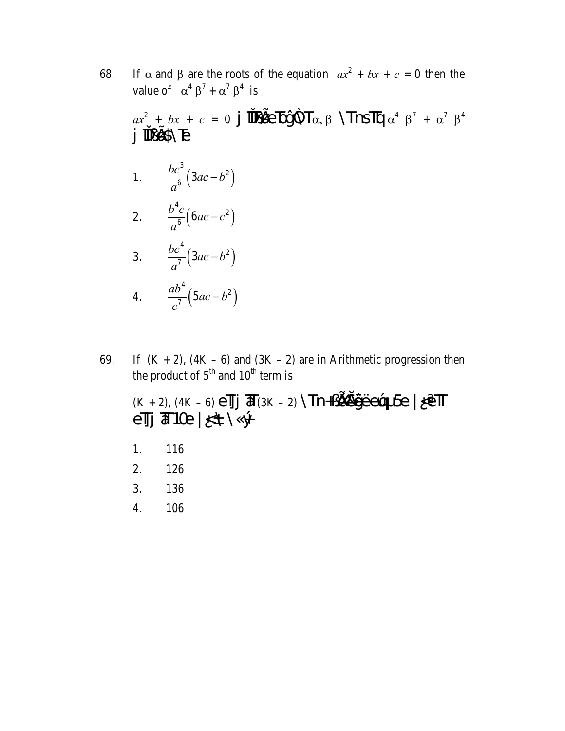68. If $\alpha$ and $\beta$ are the roots of the equation $ax^2 + bx + c = 0$ then the value of $\alpha^4 \beta^7 + \alpha^7 \beta^4$ is

$ax^2 + bx + c = 0$ j ĬDŠÃé TôĝÒT $\alpha, \beta$ \TnsTq $\alpha^4 \beta^7 + \alpha^7 \beta^4$ j ĬDŠÃ$\Te

1. $\dfrac{bc^3}{a^6}\left(3ac - b^2\right)$
2. $\dfrac{b^4 c}{a^6}\left(6ac - c^2\right)$
3. $\dfrac{bc^4}{a^7}\left(3ac - b^2\right)$
4. $\dfrac{ab^4}{c^7}\left(5ac - b^2\right)$

69. If (K + 2), (4K – 6) and (3K – 2) are in Arithmetic progression then the product of $5^{th}$ and $10^{th}$ term is

(K + 2), (4K – 6) eTj ãT (3K – 2) \Tn-ßŠÃŠĝëeú µ5e |¿eT eTj ãT 10e |¿‡ \«ý-

1. 116
2. 126
3. 136
4. 106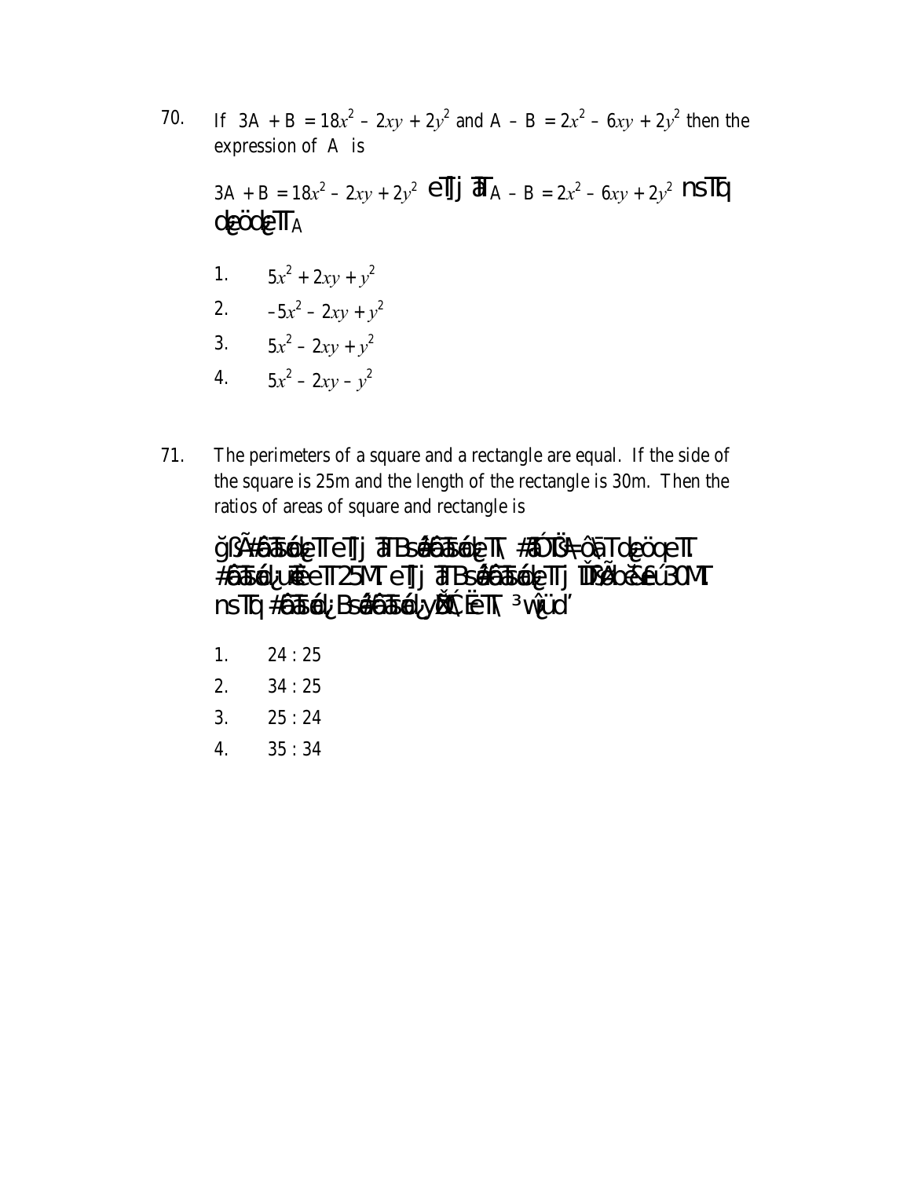70. If $3A + B = 18x^2 - 2xy + 2y^2$ and $A - B = 2x^2 - 6xy + 2y^2$ then the expression of A is

$3A + B = 18x^2 - 2xy + 2y^2$ eTJj ãT $A - B = 2x^2 - 6xy + 2y^2$ nsTq dgöd eTT A

1. $5x^2 + 2xy + y^2$
2. $-5x^2 - 2xy + y^2$
3. $5x^2 - 2xy + y^2$
4. $5x^2 - 2xy - y^2$

71. The perimeters of a square and a rectangle are equal. If the side of the square is 25m and the length of the rectangle is 30m. Then the ratios of areas of square and rectangle is

ǧßÃ#âãTéó¿eTT eTJj ãTB sê#âãTéó¿eTT\ #áÚ¿ÔÁ#=ôãT dgööqeTT. #âãTéó¿ uÑeTT 25M. eTJj ãTB sê#âãTéó¿eTT jîTS¾bèÆ«ú 30M. nsTq #âãTéó¿ Bsê#âãTéó¿ yÓÕXËeTT\ ³ wüd'

1. 24 : 25
2. 34 : 25
3. 25 : 24
4. 35 : 34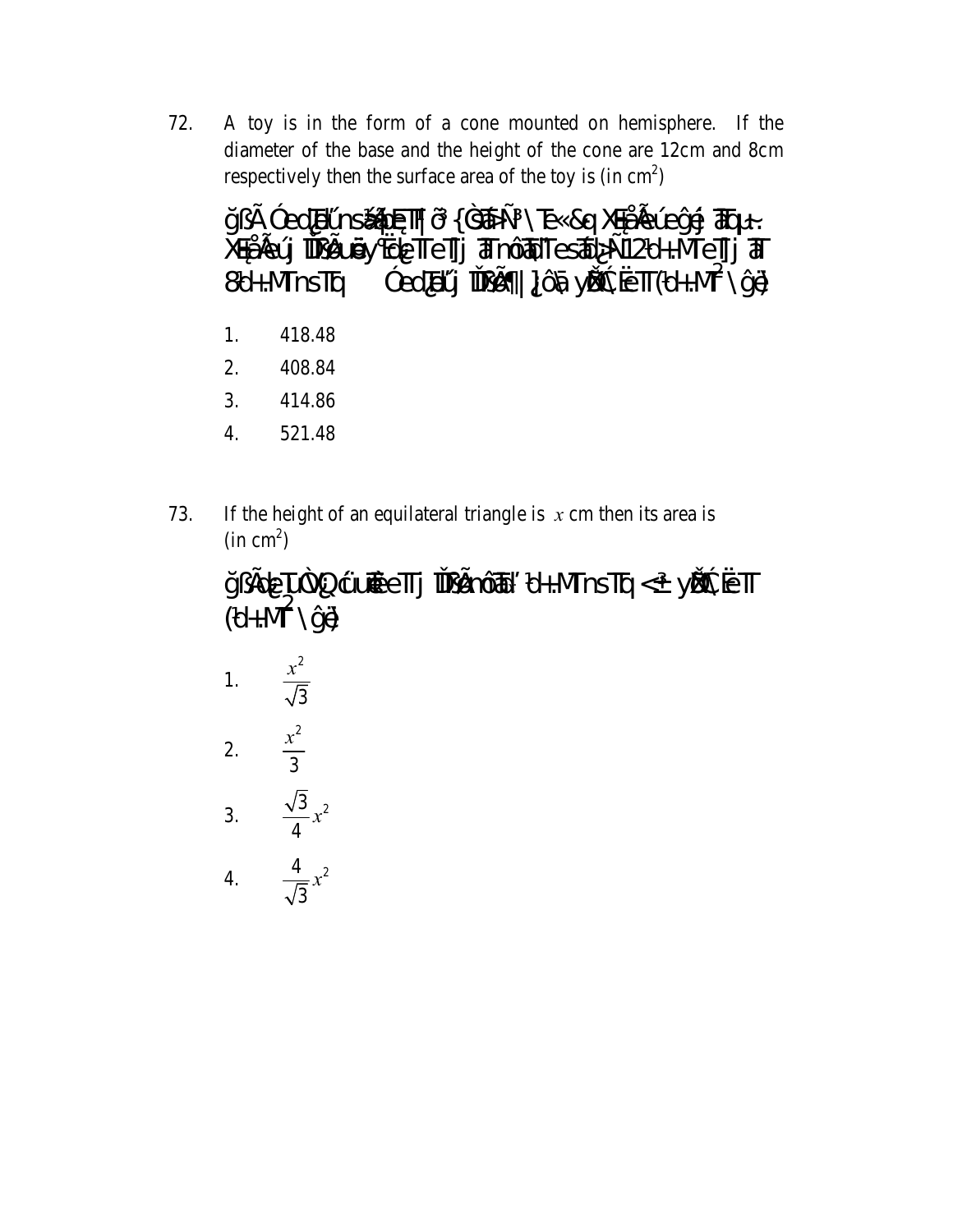72. A toy is in the form of a cone mounted on hemisphere. If the diameter of the base and the height of the cone are 12cm and 8cm respectively then the surface area of the toy is (in cm$^2$)

ğßÃ ÓedÕ]ÉÚnsÉ ãðÉ ÌT| õ³ {ÓÕãÑ³ \Té«&q XÉÕÅÃúeğé ãÉqu~. XÉÕÅÃúj ÏDSÃuãy¶ÉdÕTeTj ãTnôãÏTesãÕÑ12 d+.MTeTj ãT 8d+.MTnsTq ÓedÕ]ÉÚj ÏDSÃ¶| ]¿ôã yÕÏÇËTT (d+.MT$^2$ \ğé)

1. 418.48
2. 408.84
3. 414.86
4. 521.48

73. If the height of an equilateral triangle is $x$ cm then its area is (in cm$^2$)

ğßÃdÕ]ÙÒ¿ úuÉÉeTj ÏĚÃnôãÏ d+.MTnsTq <± yĚÇËT (d+.MT$^2$ \ğé)

1. $\frac{x^2}{\sqrt{3}}$
2. $\frac{x^2}{3}$
3. $\frac{\sqrt{3}}{4}x^2$
4. $\frac{4}{\sqrt{3}}x^2$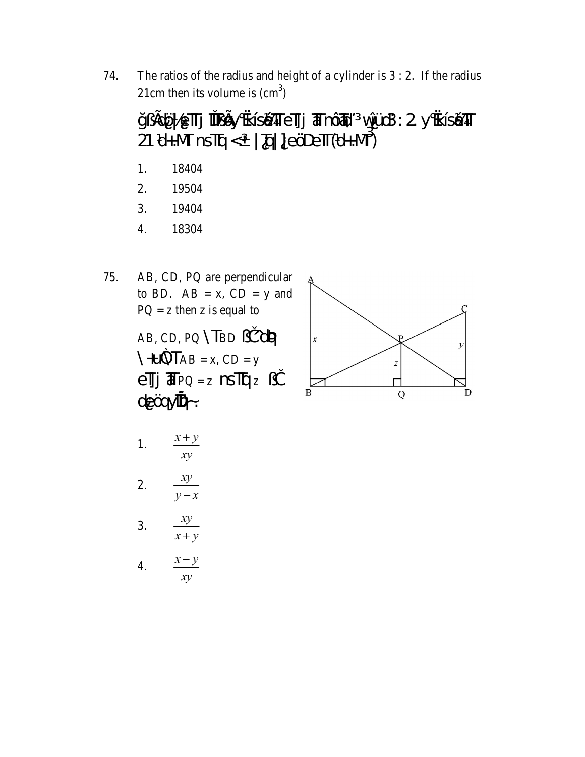74. The ratios of the radius and height of a cylinder is 3 : 2. If the radius 21cm then its volume is ($cm^3$)

ğßÃbþ½eÏTj ÏÎßÃy¶Ëkísó¼Tj eÏTj ãTnôãd'³ vÿüd 3 : 2 y¶Ëkísó¼T 21 ¹d+.MT nsTq <±³ |Zq|}eöDeÏT (¹d+.MT³)

1. 18404
2. 19504
3. 19404
4. 18304

75. AB, CD, PQ are perpendicular to BD. AB = x, CD = y and PQ = z then z is equal to

AB, CD, PQ \T BD ßČdÞ \+uÕT AB = x, CD = y eÏTj ãT PQ = z nsTq z ßČ dæöqyÎÐ~.

1. $\dfrac{x+y}{xy}$
2. $\dfrac{xy}{y-x}$
3. $\dfrac{xy}{x+y}$
4. $\dfrac{x-y}{xy}$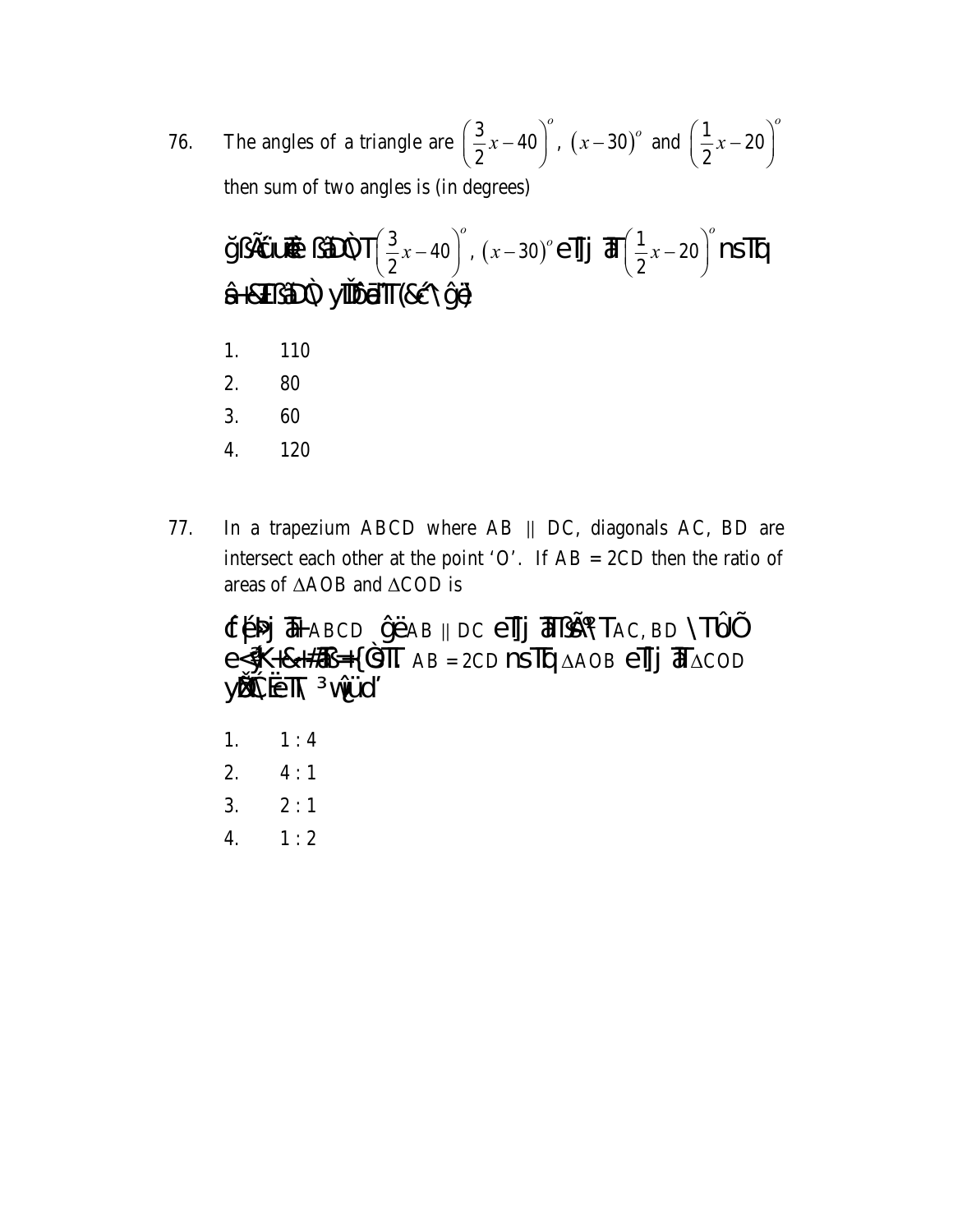76. The angles of a triangle are $\left(\frac{3}{2}x-40\right)^o$, $\left(x-30\right)^o$ and $\left(\frac{1}{2}x-20\right)^o$ then sum of two angles is (in degrees)

ǧßÃúuÉ ßãÐÒT $\left(\frac{3}{2}x-40\right)^o$, $\left(x-30\right)^o$ eTj ãT $\left(\frac{1}{2}x-20\right)^o$ nsTq ô+kÕ ßãÐÒ yÙÐãT (&ó\ ĝë)

1. 110
2. 80
3. 60
4. 120

77. In a trapezium ABCD where AB || DC, diagonals AC, BD are intersect each other at the point 'O'. If AB = 2CD then the ratio of areas of $\Delta$AOB and $\Delta$COD is

ŕéÞj ãT ABCD ĝë AB || DC eTj ãTßÃ°T AC, BD \TÛÕ e<kK+&+#Ô={ÒTT AB = 2CD nsTq $\Delta$AOB eTj ãT $\Delta$COD yÐ¿ËeTT\ ³vǖd'

1. 1 : 4
2. 4 : 1
3. 2 : 1
4. 1 : 2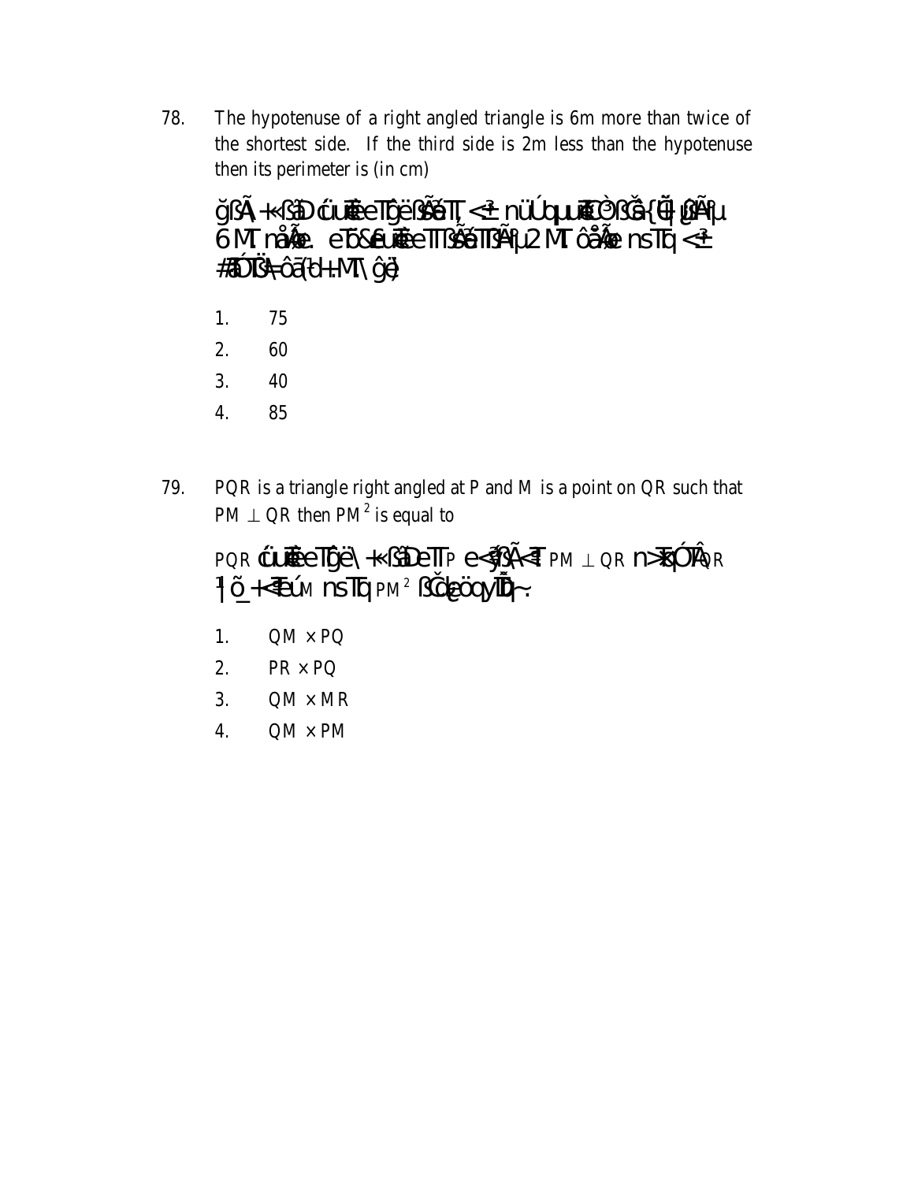78. The hypotenuse of a right angled triangle is 6m more than twice of the shortest side. If the third side is 2m less than the hypotenuse then its perimeter is (in cm)

1. 75
2. 60
3. 40
4. 85

79. PQR is a triangle right angled at P and M is a point on QR such that $PM \perp QR$ then $PM^2$ is equal to

1. $QM \times PQ$
2. $PR \times PQ$
3. $QM \times MR$
4. $QM \times PM$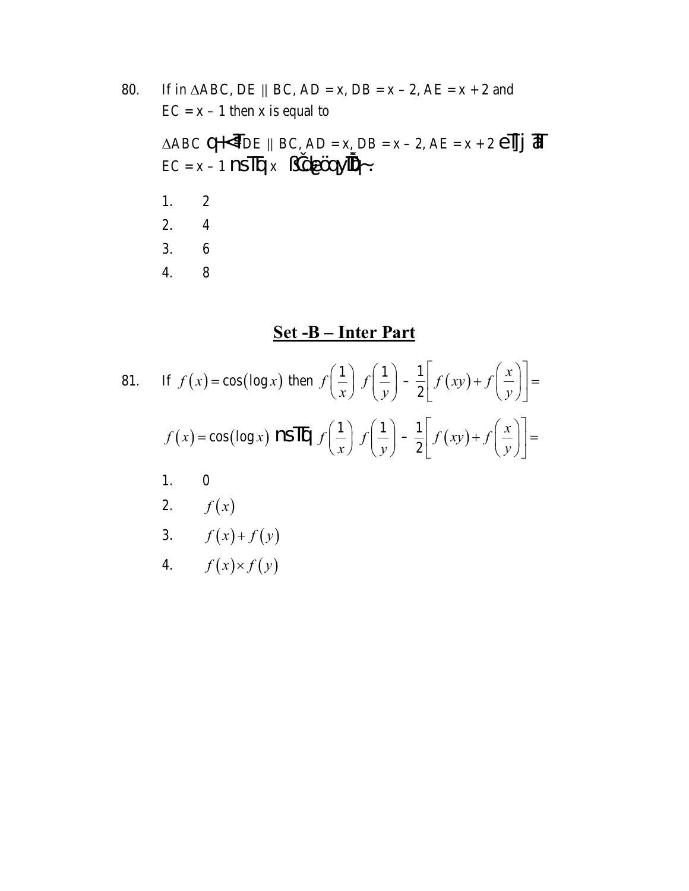80. If in $\Delta ABC$, $DE \parallel BC$, $AD = x$, $DB = x - 2$, $AE = x + 2$ and $EC = x - 1$ then x is equal to

$\Delta ABC$ qH<ª $DE \parallel BC$, $AD = x$, $DB = x - 2$, $AE = x + 2$ eTj ãT $EC = x - 1$ nsTq x ßČdęöqyĪD~:

1. 2
2. 4
3. 6
4. 8

## Set -B – Inter Part

81. If $f(x) = \cos(\log x)$ then $f\left(\frac{1}{x}\right) f\left(\frac{1}{y}\right) - \frac{1}{2}\left[f(xy) + f\left(\frac{x}{y}\right)\right] =$

$f(x) = \cos(\log x)$ nsTq $f\left(\frac{1}{x}\right) f\left(\frac{1}{y}\right) - \frac{1}{2}\left[f(xy) + f\left(\frac{x}{y}\right)\right] =$

1. 0
2. $f(x)$
3. $f(x) + f(y)$
4. $f(x) \times f(y)$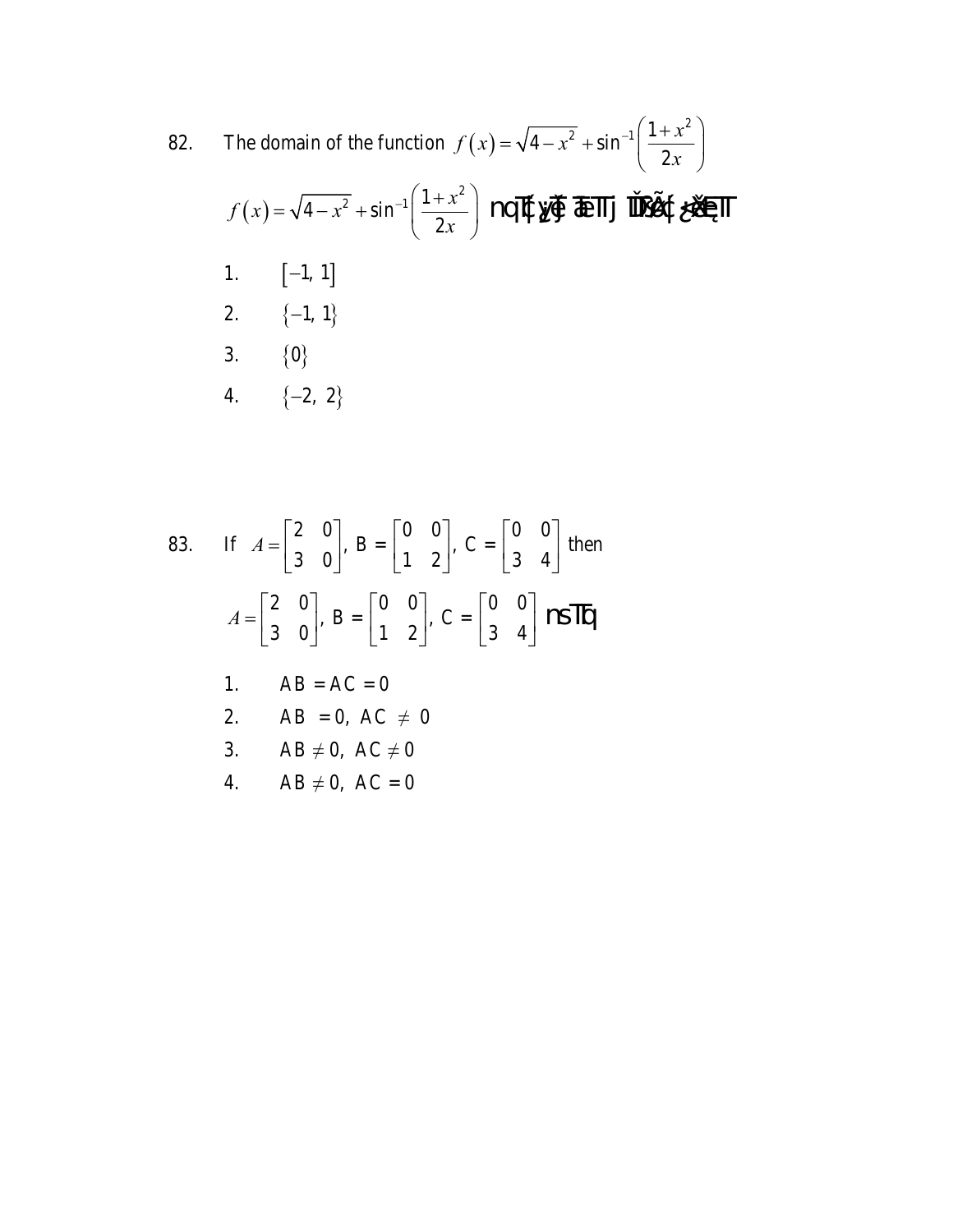82. The domain of the function $f(x) = \sqrt{4-x^2} + \sin^{-1}\left(\frac{1+x^2}{2x}\right)$

$f(x) = \sqrt{4-x^2} + \sin^{-1}\left(\frac{1+x^2}{2x}\right)$ nqT{yé] ãeTj ÏÁSÃ{¿šeT

1. $[-1, 1]$
2. $\{-1, 1\}$
3. $\{0\}$
4. $\{-2, 2\}$

83. If $A = \begin{bmatrix} 2 & 0 \\ 3 & 0 \end{bmatrix}$, B = $\begin{bmatrix} 0 & 0 \\ 1 & 2 \end{bmatrix}$, C = $\begin{bmatrix} 0 & 0 \\ 3 & 4 \end{bmatrix}$ then

$A = \begin{bmatrix} 2 & 0 \\ 3 & 0 \end{bmatrix}$, B = $\begin{bmatrix} 0 & 0 \\ 1 & 2 \end{bmatrix}$, C = $\begin{bmatrix} 0 & 0 \\ 3 & 4 \end{bmatrix}$ nsTq

1. $AB = AC = 0$
2. $AB = 0, \ AC \neq 0$
3. $AB \neq 0, \ AC \neq 0$
4. $AB \neq 0, \ AC = 0$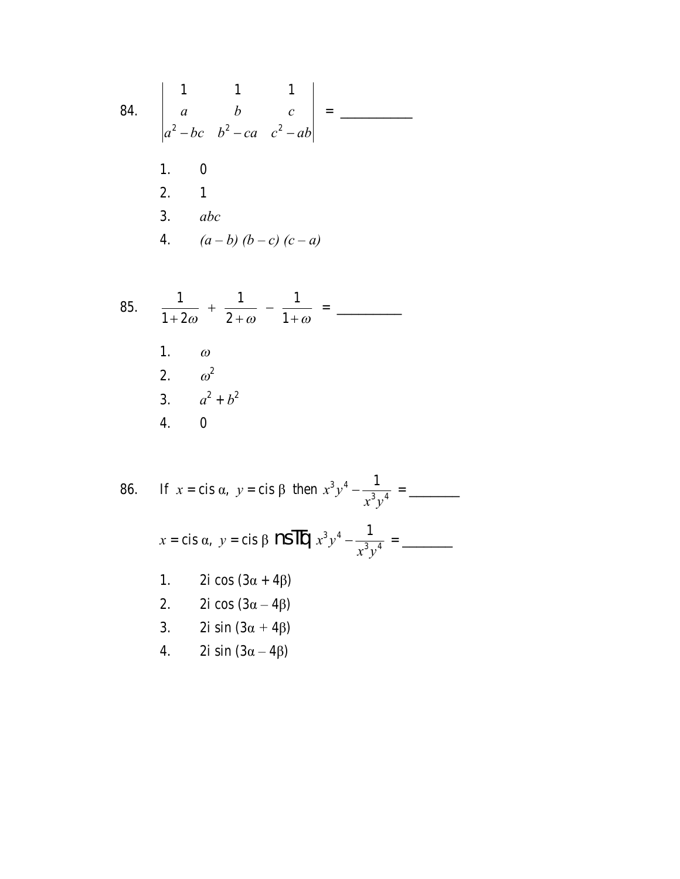84. $\begin{vmatrix} 1 & 1 & 1 \\ a & b & c \\ a^2 - bc & b^2 - ca & c^2 - ab \end{vmatrix}$ = ___________

1. 0
2. 1
3. $abc$
4. $(a-b)(b-c)(c-a)$

85. $\dfrac{1}{1+2\omega} + \dfrac{1}{2+\omega} - \dfrac{1}{1+\omega}$ = __________

1. $\omega$
2. $\omega^2$
3. $a^2 + b^2$
4. 0

86. If $x = \text{cis}\,\alpha,\ y = \text{cis}\,\beta$ then $x^3y^4 - \dfrac{1}{x^3y^4}$ = ________

$x = \text{cis}\,\alpha,\ y = \text{cis}\,\beta$ nsTq $x^3y^4 - \dfrac{1}{x^3y^4}$ = ________

1. $2i\cos(3\alpha + 4\beta)$
2. $2i\cos(3\alpha - 4\beta)$
3. $2i\sin(3\alpha + 4\beta)$
4. $2i\sin(3\alpha - 4\beta)$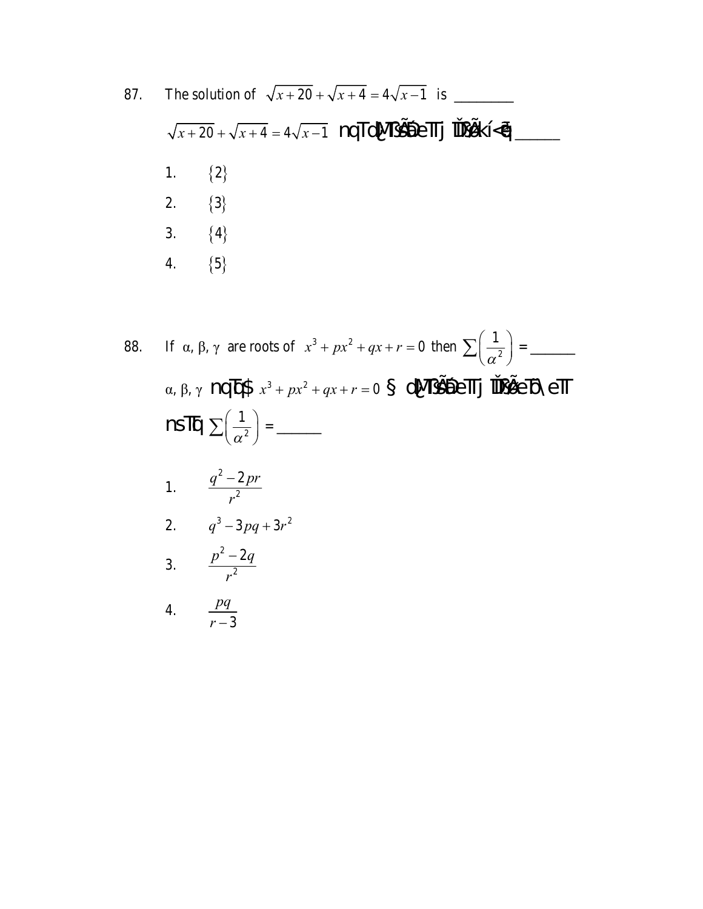87. The solution of $\sqrt{x+20}+\sqrt{x+4}=4\sqrt{x-1}$ is ________

$\sqrt{x+20}+\sqrt{x+4}=4\sqrt{x-1}$ nqTdŽTsÃÉÔeTj ÏDšÃkí<ä¾q ______

1. $\{2\}$
2. $\{3\}$
3. $\{4\}$
4. $\{5\}$

88. If $\alpha, \beta, \gamma$ are roots of $x^3+px^2+qx+r=0$ then $\sum\left(\frac{1}{\alpha^2}\right)$ = ______

$\alpha, \beta, \gamma$ nqTq$ $x^3+px^2+qx+r=0$ § dŽTsÃÉÔeTj ÏDšÃeTô\eTT nsTq $\sum\left(\frac{1}{\alpha^2}\right)$ = ______

1. $\frac{q^2-2pr}{r^2}$
2. $q^3-3pq+3r^2$
3. $\frac{p^2-2q}{r^2}$
4. $\frac{pq}{r-3}$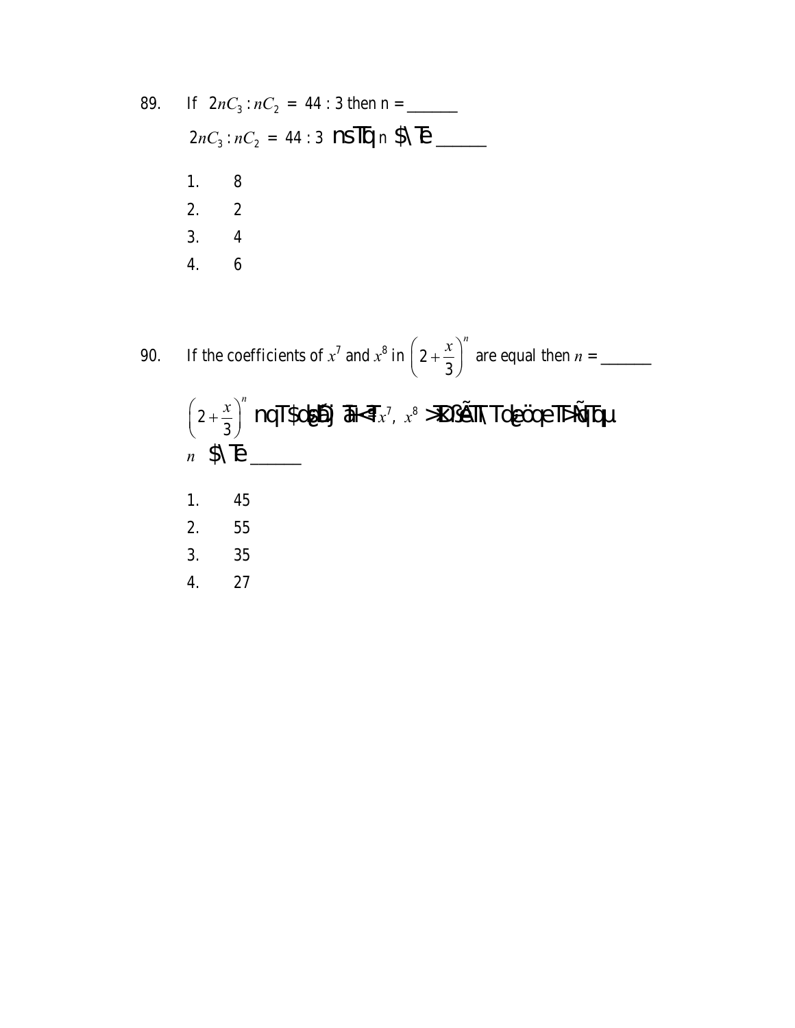89. If $2nC_3 : nC_2 = 44 : 3$ then n = ______

$2nC_3 : nC_2 = 44 : 3$ nsTq n $\Te ______

1. 8
2. 2
3. 4
4. 6

90. If the coefficients of $x^7$ and $x^8$ in $\left(2+\frac{x}{3}\right)^n$ are equal then $n$ = ______

$\left(2+\frac{x}{3}\right)^n$ nqT$ obsĔj ãI<¶ $x^7$, $x^8$ >ÆK$ÃT\ Todeöœ eTT>Ñ{Tqμ $n$ $\Te ______

1. 45
2. 55
3. 35
4. 27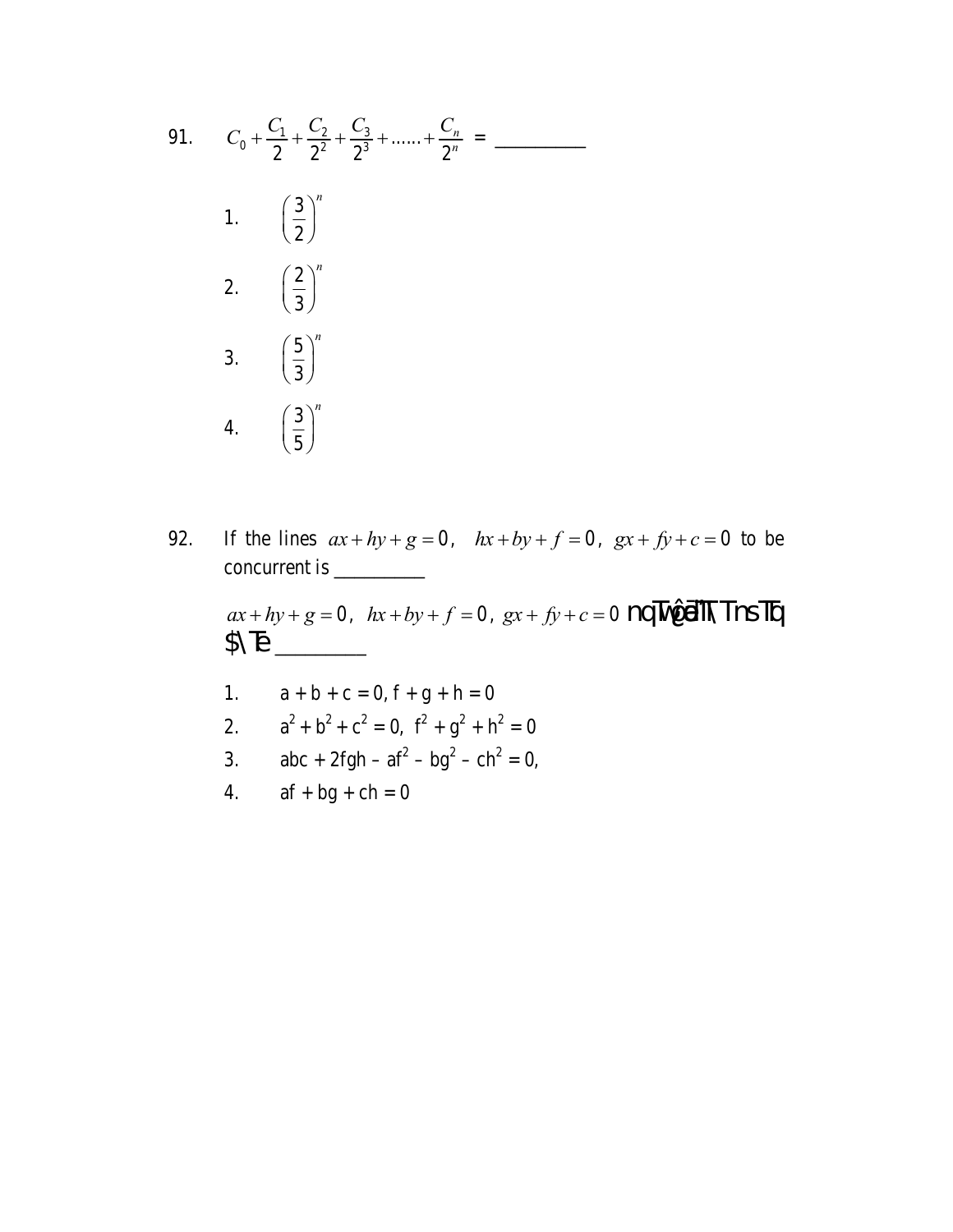91. $C_0 + \frac{C_1}{2} + \frac{C_2}{2^2} + \frac{C_3}{2^3} + ...... + \frac{C_n}{2^n}$ = __________

1. $\left(\frac{3}{2}\right)^n$
2. $\left(\frac{2}{3}\right)^n$
3. $\left(\frac{5}{3}\right)^n$
4. $\left(\frac{3}{5}\right)^n$

92. If the lines $ax + hy + g = 0$, $hx + by + f = 0$, $gx + fy + c = 0$ to be concurrent is __________

$ax + hy + g = 0$, $hx + by + f = 0$, $gx + fy + c = 0$ nqTwêãTT\ TnsTq $\Te __________

1. $a + b + c = 0, f + g + h = 0$
2. $a^2 + b^2 + c^2 = 0, f^2 + g^2 + h^2 = 0$
3. $abc + 2fgh - af^2 - bg^2 - ch^2 = 0,$
4. $af + bg + ch = 0$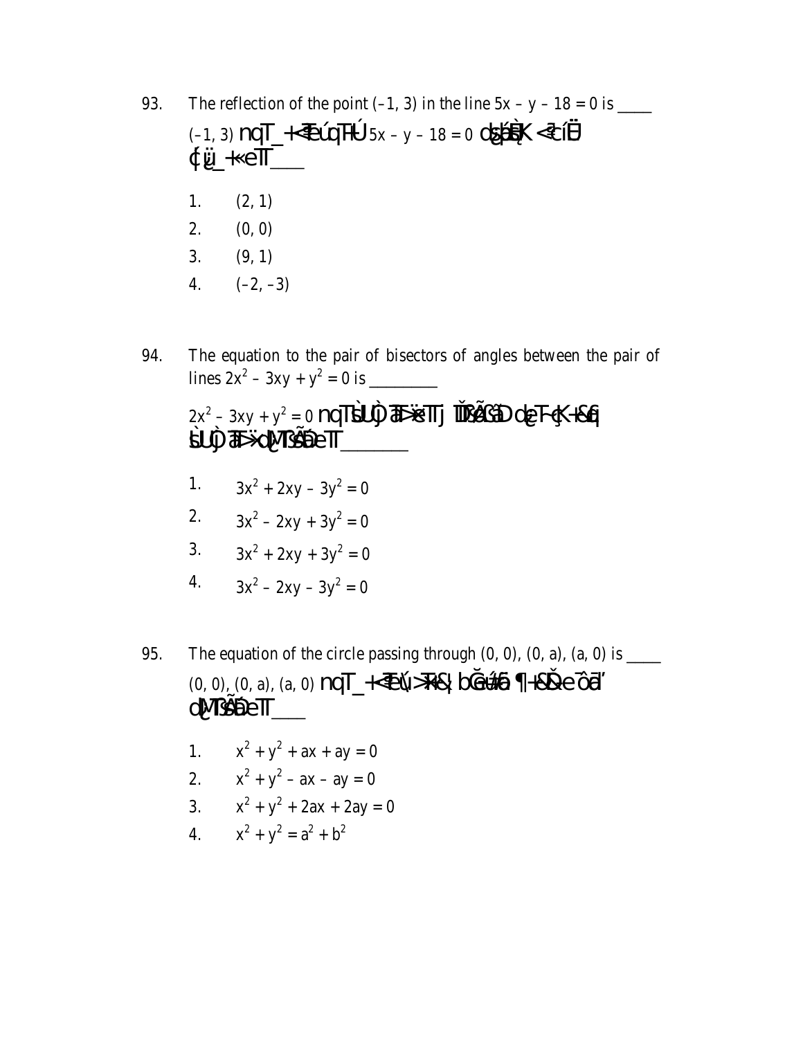93. The reflection of the point (–1, 3) in the line $5x - y - 18 = 0$ is ____

(–1, 3) nqT_+<Tú qTHÚ $5x - y - 18 = 0$ dsûbÉ¡K <?cíÜ ¢ü_+«eTT____

1. (2, 1)
2. (0, 0)
3. (9, 1)
4. (–2, –3)

94. The equation to the pair of bisectors of angles between the pair of lines $2x^2 - 3xy + y^2 = 0$ is ________

$2x^2 - 3xy + y^2 = 0$ nqTsÙLÒ ãÐ¼eTTj ÌDsÃÛâD dçT¬çK+&¢ sÙLÒ ãÐ¼dçMTsÃDeTT________

1. $3x^2 + 2xy - 3y^2 = 0$
2. $3x^2 - 2xy + 3y^2 = 0$
3. $3x^2 + 2xy + 3y^2 = 0$
4. $3x^2 - 2xy - 3y^2 = 0$

95. The equation of the circle passing through (0, 0), (0, a), (a, 0) is ____

(0, 0), (0, a), (a, 0) nqT_+<Tú>¥K&¢ bÖúá¶ ¶+&Ðe ôãä' dçMTsÃDeTT____

1. $x^2 + y^2 + ax + ay = 0$
2. $x^2 + y^2 - ax - ay = 0$
3. $x^2 + y^2 + 2ax + 2ay = 0$
4. $x^2 + y^2 = a^2 + b^2$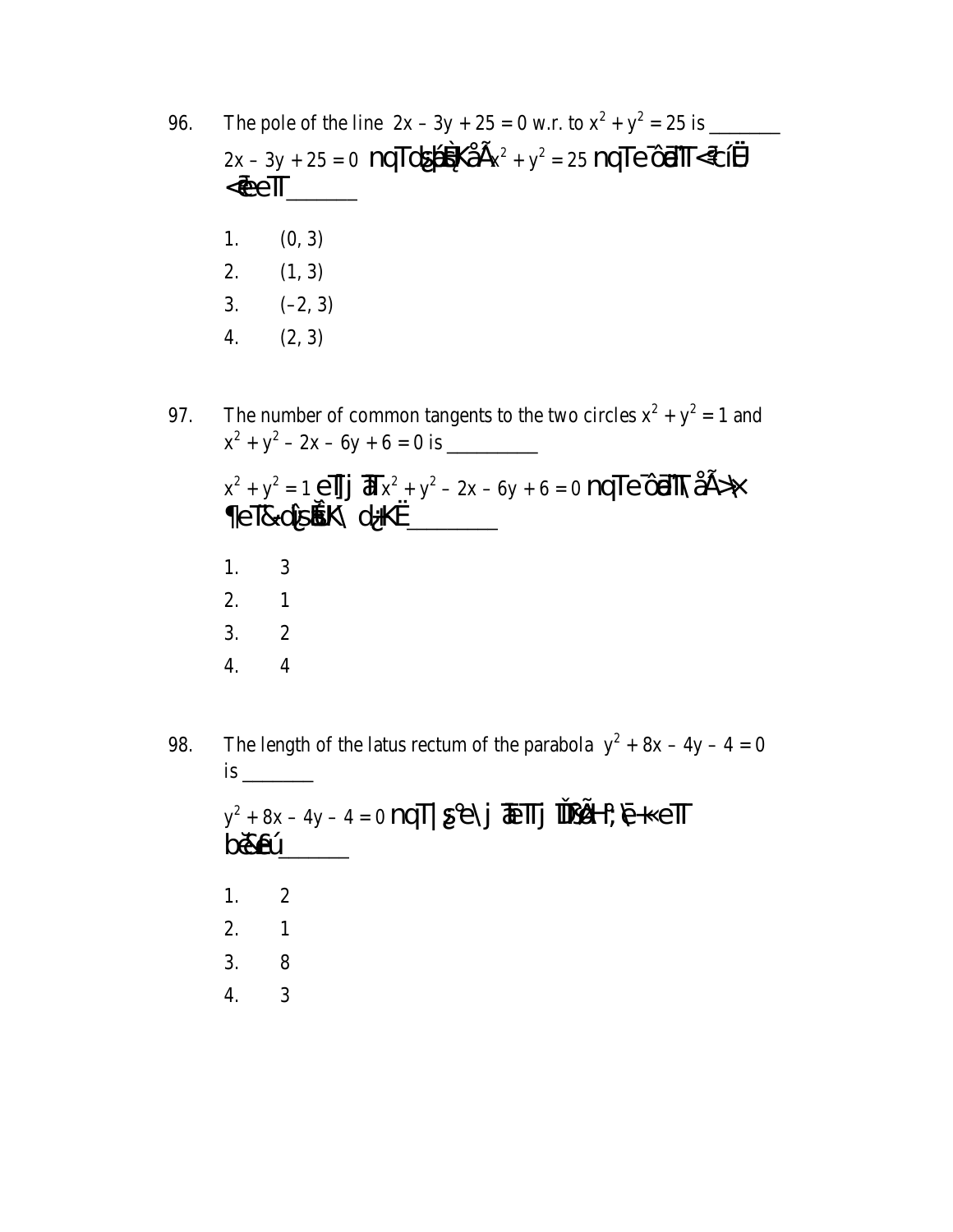96. The pole of the line $2x - 3y + 25 = 0$ w.r.t. to $x^2 + y^2 = 25$ is ________

$2x - 3y + 25 = 0$ nqT dsÁbÕÈKåÃ $x^2 + y^2 = 25$ nqTe¯ôâ¿T <ð¸cíÜ <ðeT_______

1. (0, 3)
2. (1, 3)
3. (–2, 3)
4. (2, 3)

97. The number of common tangents to the two circles $x^2 + y^2 = 1$ and $x^2 + y^2 - 2x - 6y + 6 = 0$ is __________

$x^2 + y^2 = 1$ eTj ã $x^2 + y^2 - 2x - 6y + 6 = 0$ nqTe¯ôâ¿T\ åÃ>‹ ¶eT&dûsÉÕK\ dŸKÆ_________

1. 3
2. 1
3. 2
4. 4

98. The length of the latus rectum of the parabola $y^2 + 8x - 4y - 4 = 0$ is ________

$y^2 + 8x - 4y - 4 = 0$ nqT |þ°e\j ãeTj ÏÐåÃH;\ë+«eT bõ&eú_______

1. 2
2. 1
3. 8
4. 3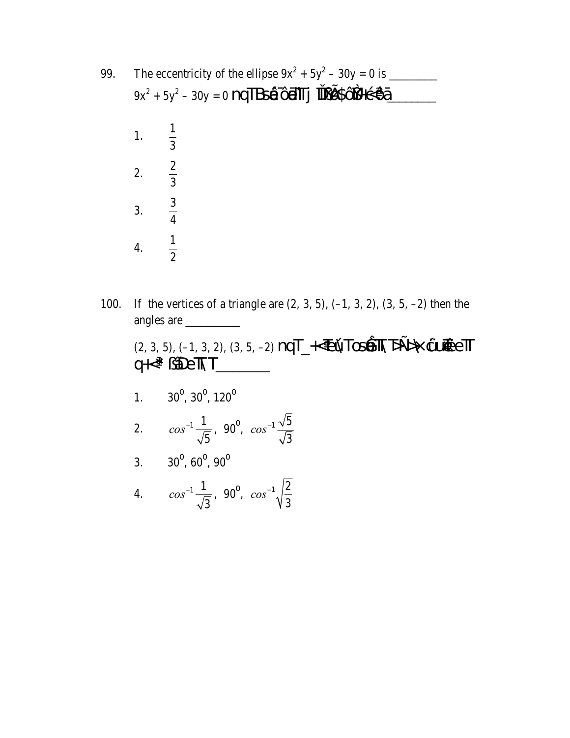99. The eccentricity of the ellipse $9x^2 + 5y^2 - 30y = 0$ is ________

$9x^2 + 5y^2 - 30y = 0$ nqTBsé¯ôaîTj ÏDÙ$ôÒH<ê¯ā________

1. $\frac{1}{3}$
2. $\frac{2}{3}$
3. $\frac{3}{4}$
4. $\frac{1}{2}$

100. If the vertices of a triangle are (2, 3, 5), (–1, 3, 2), (3, 5, –2) then the angles are __________

(2, 3, 5), (–1, 3, 2), (3, 5, –2) nqT_+<¶ú\Tosê̂T\ TÑ>×úuÆeT q+<³ ßDeT\T________

1. $30^o, 30^o, 120^o$
2. $cos^{-1}\frac{1}{\sqrt{5}}$, $90^o$, $cos^{-1}\frac{\sqrt{5}}{\sqrt{3}}$
3. $30^o, 60^o, 90^o$
4. $cos^{-1}\frac{1}{\sqrt{3}}$, $90^o$, $cos^{-1}\sqrt{\frac{2}{3}}$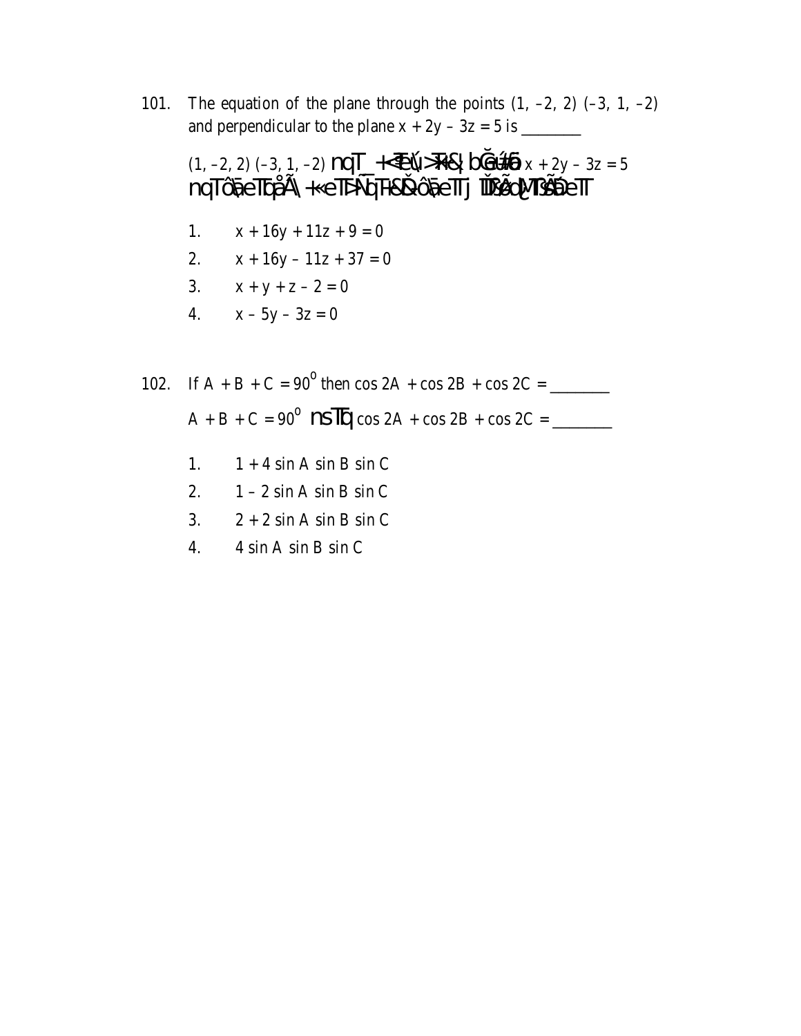101. The equation of the plane through the points (1, –2, 2) (–3, 1, –2) and perpendicular to the plane $x + 2y - 3z = 5$ is ________

(1, –2, 2) (–3, 1, –2) nqT_ +<Tú>K<| bĞú#ô $x + 2y - 3z = 5$
nqTôãeTbåÃ\ +«eTTÑqT+&Õôãe TTj ÏÏ~ãd¿Ï TTãÕeTT

1. $x + 16y + 11z + 9 = 0$
2. $x + 16y - 11z + 37 = 0$
3. $x + y + z - 2 = 0$
4. $x - 5y - 3z = 0$

102. If $A + B + C = 90^o$ then $\cos 2A + \cos 2B + \cos 2C =$ ________

$A + B + C = 90^o$ nsTTq $\cos 2A + \cos 2B + \cos 2C =$ ________

1. $1 + 4 \sin A \sin B \sin C$
2. $1 - 2 \sin A \sin B \sin C$
3. $2 + 2 \sin A \sin B \sin C$
4. $4 \sin A \sin B \sin C$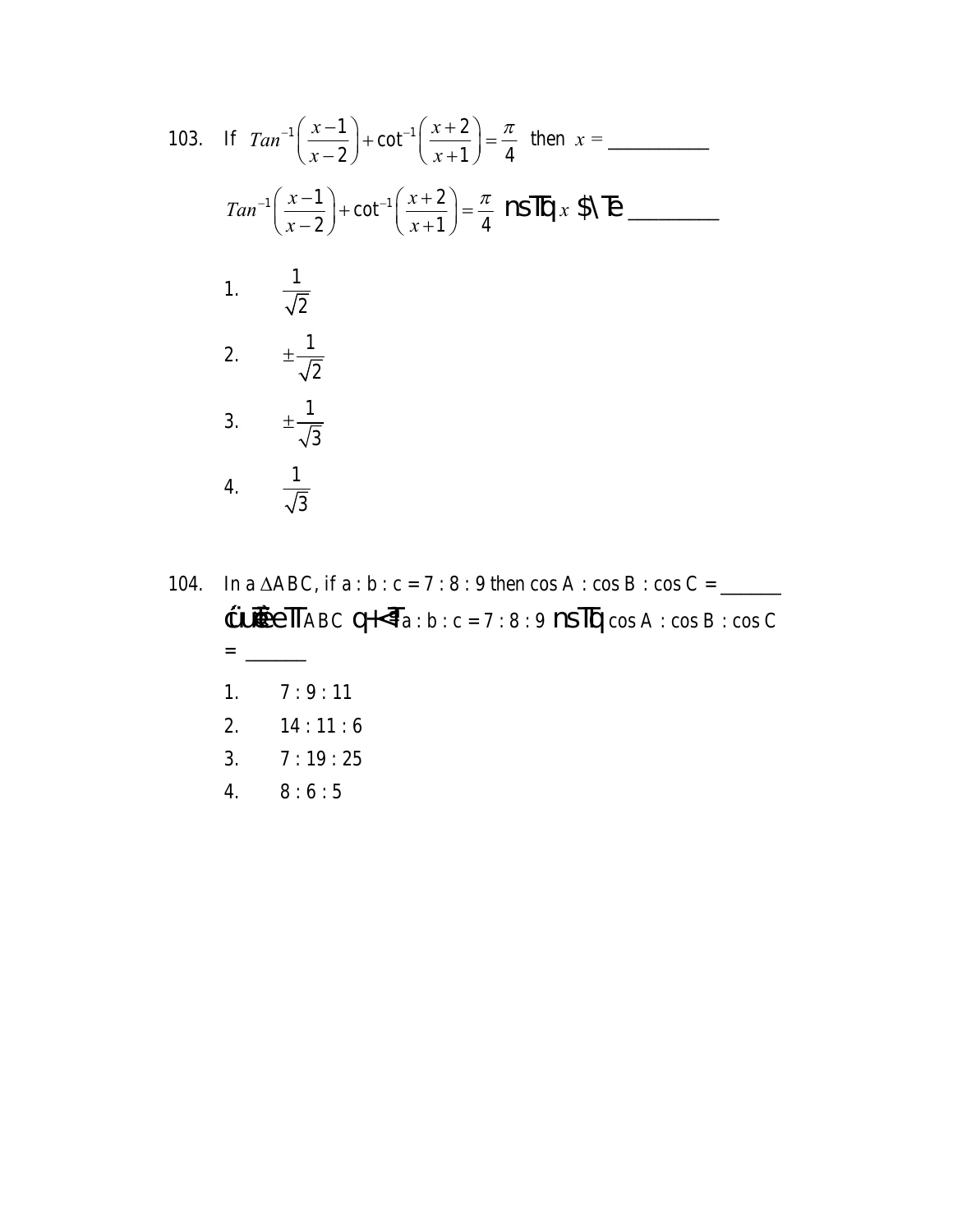103. If $Tan^{-1}\left(\frac{x-1}{x-2}\right)+\cot^{-1}\left(\frac{x+2}{x+1}\right)=\frac{\pi}{4}$ then $x =$ ___________

$Tan^{-1}\left(\frac{x-1}{x-2}\right)+\cot^{-1}\left(\frac{x+2}{x+1}\right)=\frac{\pi}{4}$ nsTq $x$ $\Te _________

1. $\frac{1}{\sqrt{2}}$
2. $\pm\frac{1}{\sqrt{2}}$
3. $\pm\frac{1}{\sqrt{3}}$
4. $\frac{1}{\sqrt{3}}$

104. In a $\Delta ABC$, if a : b : c = 7 : 8 : 9 then cos A : cos B : cos C = _______

ćuÚeTT ABC q+<T a : b : c = 7 : 8 : 9 nsTq cos A : cos B : cos C = ______

1. 7 : 9 : 11
2. 14 : 11 : 6
3. 7 : 19 : 25
4. 8 : 6 : 5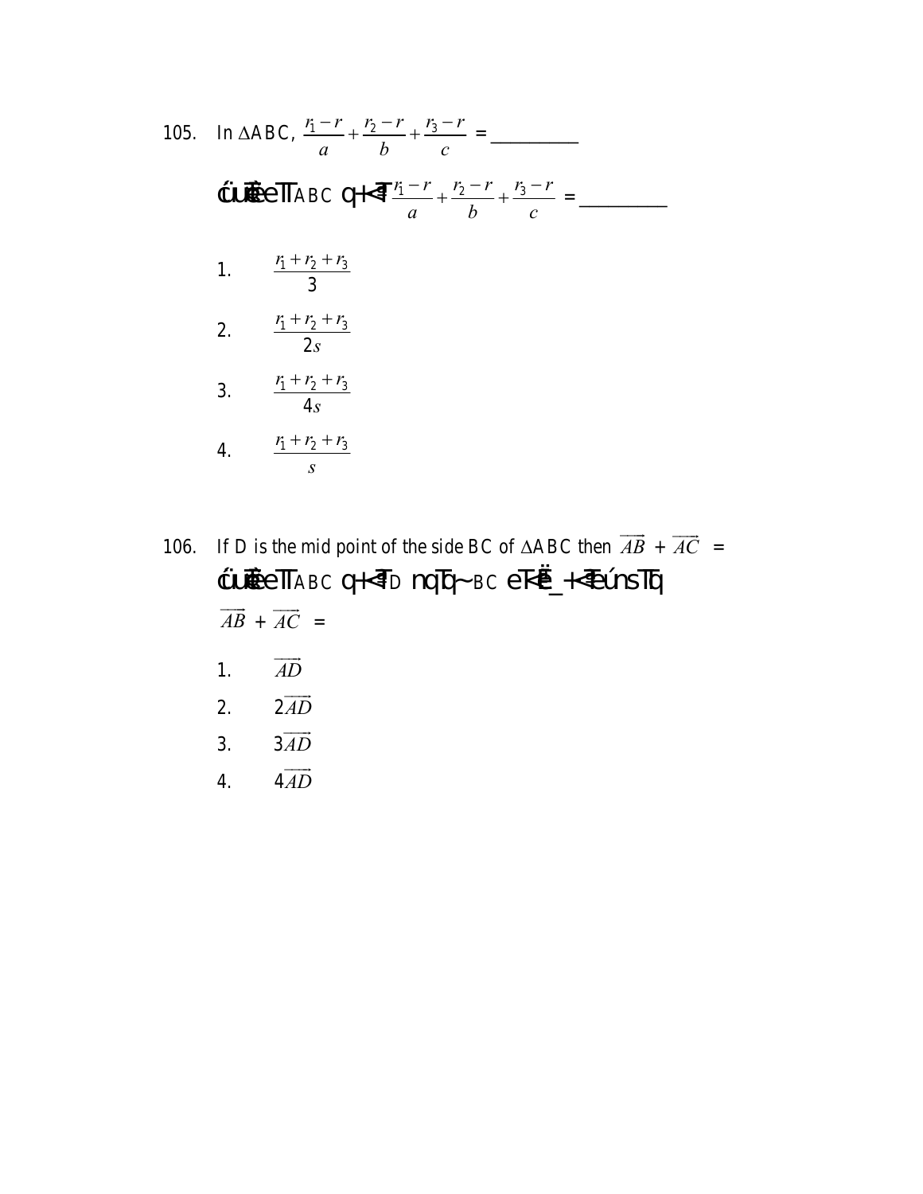105. In $\Delta$ABC, $\frac{r_1 - r}{a} + \frac{r_2 - r}{b} + \frac{r_3 - r}{c}$ = __________

ćuÈeTT ABC q+<T $\frac{r_1 - r}{a} + \frac{r_2 - r}{b} + \frac{r_3 - r}{c}$ = __________

1. $\frac{r_1 + r_2 + r_3}{3}$
2. $\frac{r_1 + r_2 + r_3}{2s}$
3. $\frac{r_1 + r_2 + r_3}{4s}$
4. $\frac{r_1 + r_2 + r_3}{s}$

106. If D is the mid point of the side BC of $\Delta$ABC then $\overrightarrow{AB} + \overrightarrow{AC}$ =

ćuÈeTT ABC q+<T D nqTq~ BC eT<Ë_+<TeúnsTq

$\overrightarrow{AB} + \overrightarrow{AC}$ =

1. $\overrightarrow{AD}$
2. $2\overrightarrow{AD}$
3. $3\overrightarrow{AD}$
4. $4\overrightarrow{AD}$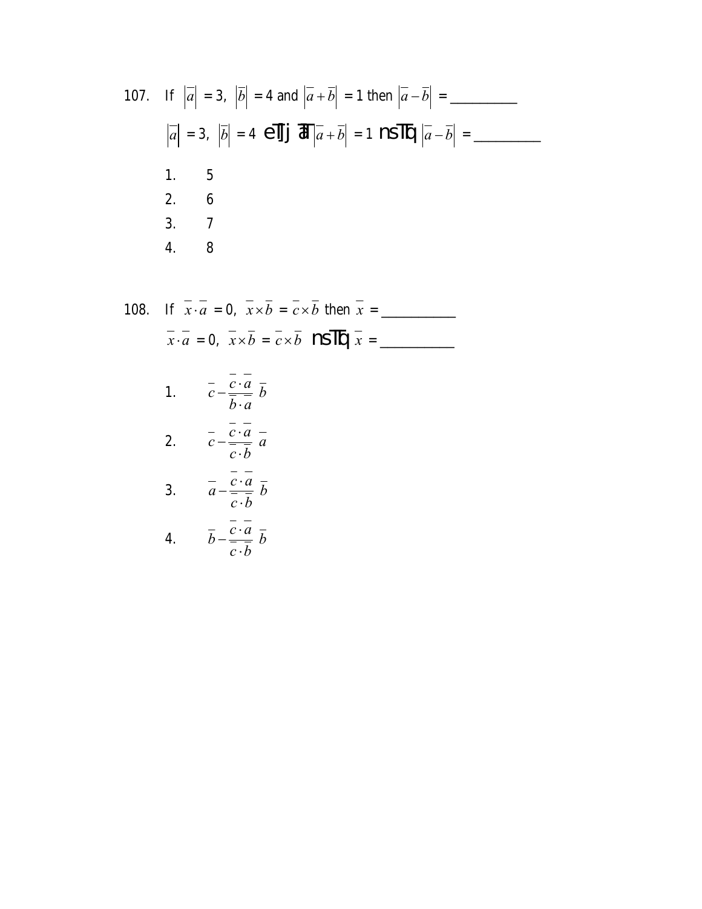107. If $|\bar{a}| = 3$, $|\bar{b}| = 4$ and $|\bar{a}+\bar{b}| = 1$ then $|\bar{a}-\bar{b}| =$ __________

$|\bar{a}| = 3$, $|\bar{b}| = 4$ eTJj ãT $|\bar{a}+\bar{b}| = 1$ nsTq $|\bar{a}-\bar{b}| =$ __________

1. 5
2. 6
3. 7
4. 8

108. If $\bar{x}\cdot\bar{a} = 0$, $\bar{x}\times\bar{b} = \bar{c}\times\bar{b}$ then $\bar{x} =$ ___________

$\bar{x}\cdot\bar{a} = 0$, $\bar{x}\times\bar{b} = \bar{c}\times\bar{b}$ nsTq $\bar{x} =$ ___________

1. $\bar{c} - \dfrac{\bar{c}\cdot\bar{a}}{\bar{b}\cdot\bar{a}}\ \bar{b}$
2. $\bar{c} - \dfrac{\bar{c}\cdot\bar{a}}{\bar{c}\cdot\bar{b}}\ \bar{a}$
3. $\bar{a} - \dfrac{\bar{c}\cdot\bar{a}}{\bar{c}\cdot\bar{b}}\ \bar{b}$
4. $\bar{b} - \dfrac{\bar{c}\cdot\bar{a}}{\bar{c}\cdot\bar{b}}\ \bar{b}$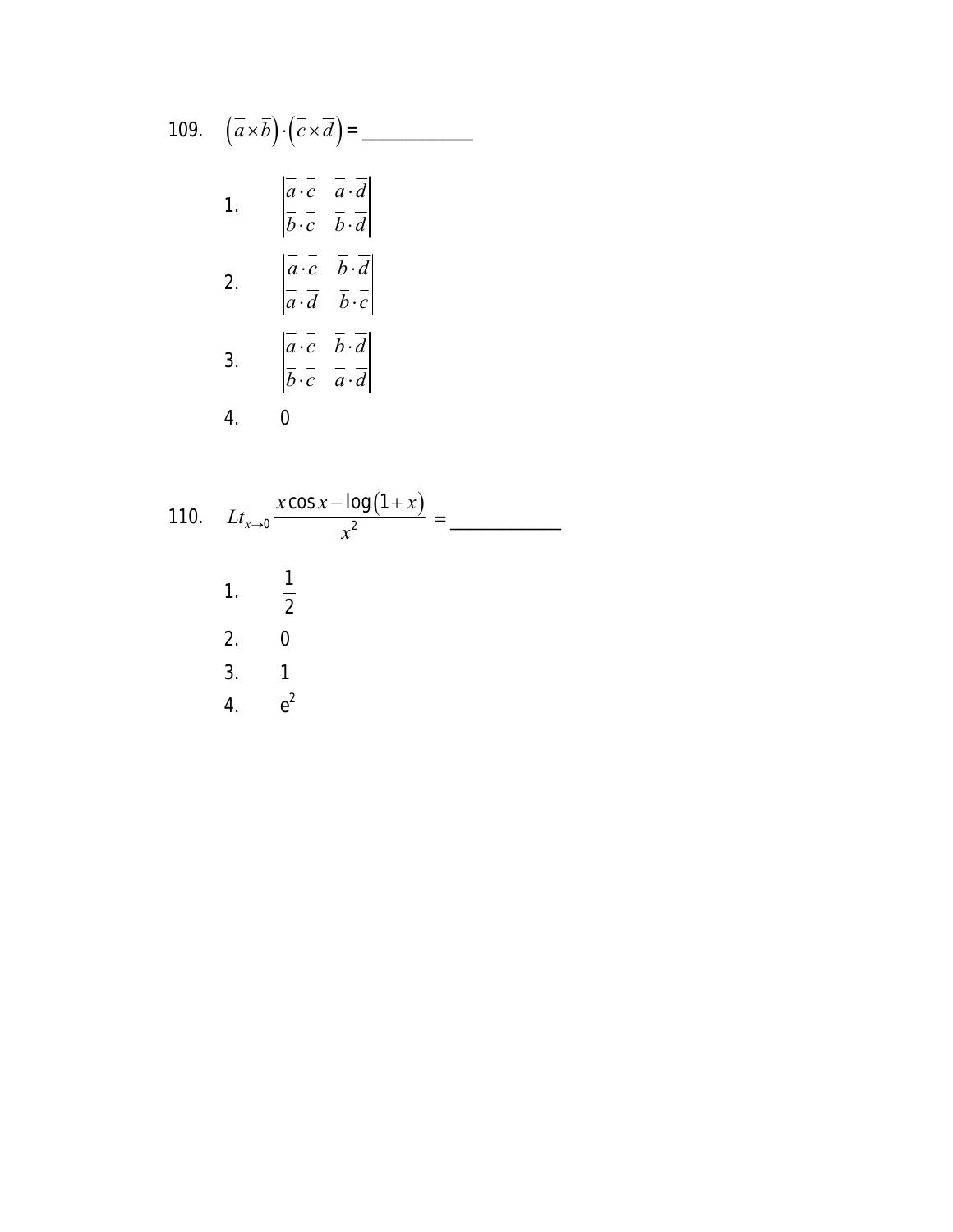109. $\left(\overline{a}\times\overline{b}\right)\cdot\left(\overline{c}\times\overline{d}\right)=$ ____________

1. $\begin{vmatrix} \overline{a}\cdot\overline{c} & \overline{a}\cdot\overline{d} \\ \overline{b}\cdot\overline{c} & \overline{b}\cdot\overline{d} \end{vmatrix}$

2. $\begin{vmatrix} \overline{a}\cdot\overline{c} & \overline{b}\cdot\overline{d} \\ \overline{a}\cdot\overline{d} & \overline{b}\cdot\overline{c} \end{vmatrix}$

3. $\begin{vmatrix} \overline{a}\cdot\overline{c} & \overline{b}\cdot\overline{d} \\ \overline{b}\cdot\overline{c} & \overline{a}\cdot\overline{d} \end{vmatrix}$

4. 0

110. $Lt_{x\to 0}\dfrac{x\cos x-\log\left(1+x\right)}{x^2}$ = ____________

1. $\dfrac{1}{2}$

2. 0

3. 1

4. $e^2$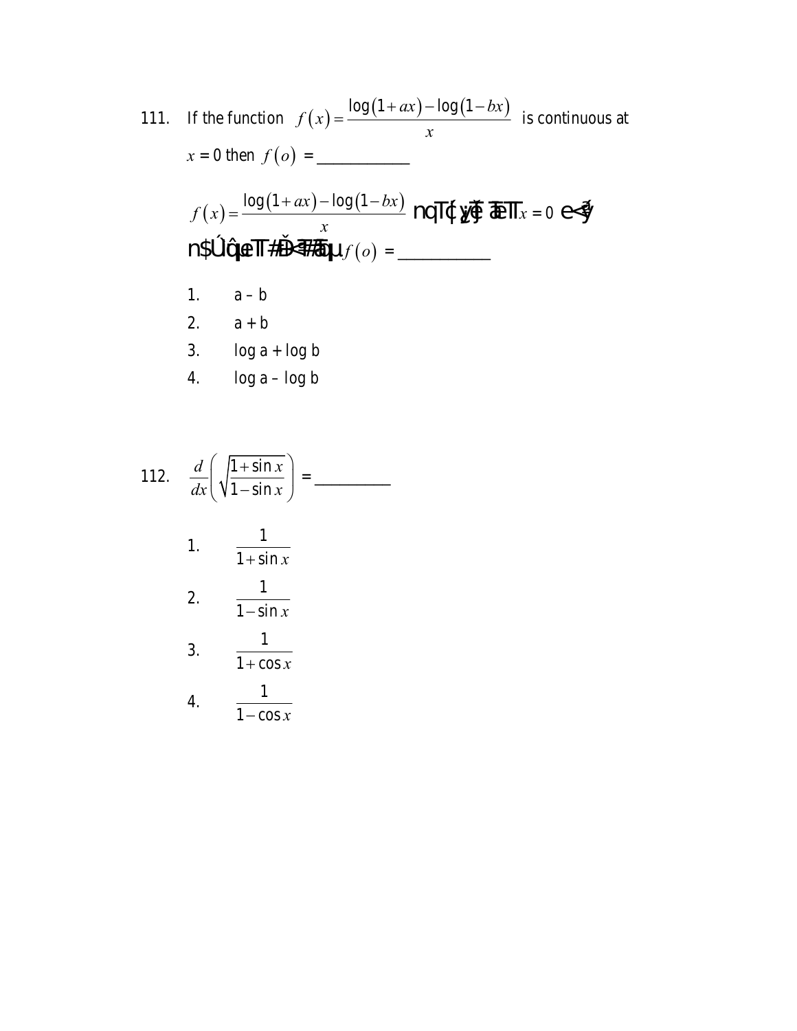111. If the function $f(x) = \dfrac{\log(1+ax) - \log(1-bx)}{x}$ is continuous at $x = 0$ then $f(o)$ = ___________

$f(x) = \dfrac{\log(1+ax) - \log(1-bx)}{x}$ nqTÇ{ yéŠ ãÉT $x = 0$ e<Šy n$ÚôçœT#ÐĚ<Š¥Ðµ $f(o)$ = ___________

1. a – b
2. a + b
3. log a + log b
4. log a – log b

112. $\dfrac{d}{dx}\left(\sqrt{\dfrac{1+\sin x}{1-\sin x}}\right)$ = _________

1. $\dfrac{1}{1+\sin x}$
2. $\dfrac{1}{1-\sin x}$
3. $\dfrac{1}{1+\cos x}$
4. $\dfrac{1}{1-\cos x}$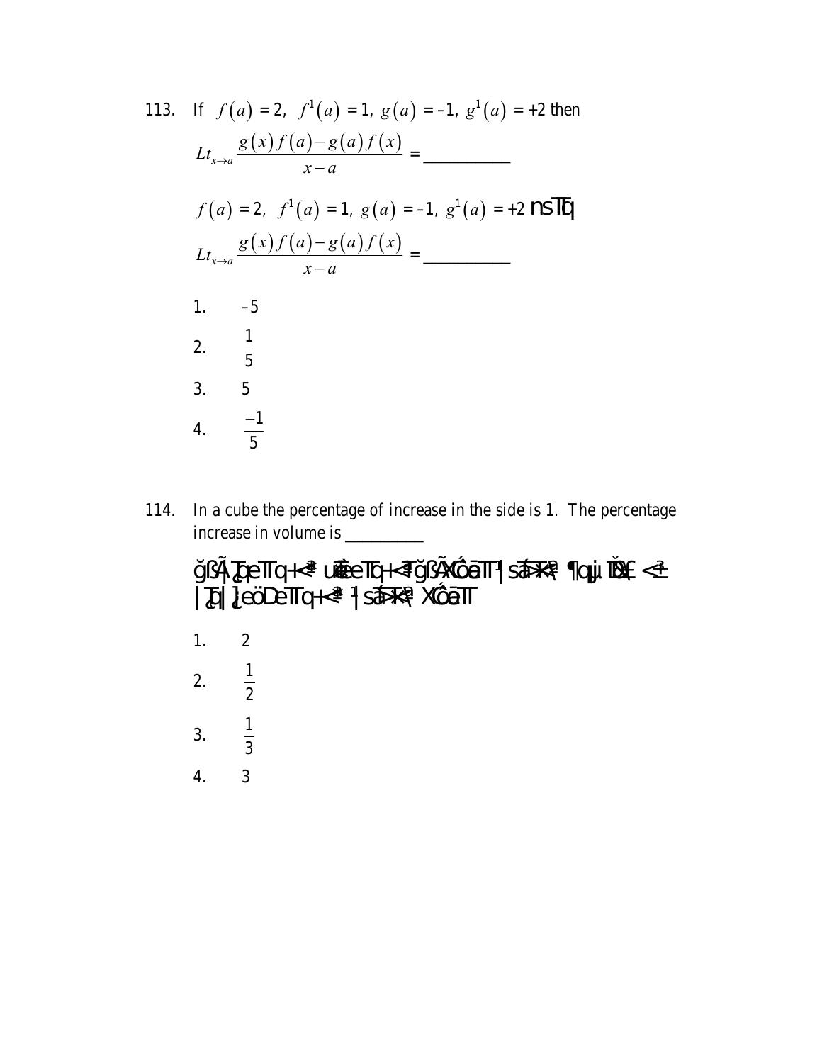113. If $f(a) = 2,\ f^1(a) = 1,\ g(a) = -1,\ g^1(a) = +2$ then

$$Lt_{x \to a} \frac{g(x)f(a) - g(a)f(x)}{x - a} = \_\_\_\_\_\_\_\_$$

$f(a) = 2,\ f^1(a) = 1,\ g(a) = -1,\ g^1(a) = +2$ nsTq

$$Lt_{x \to a} \frac{g(x)f(a) - g(a)f(x)}{x - a} = \_\_\_\_\_\_\_\_$$

1. $-5$
2. $\frac{1}{5}$
3. $5$
4. $\frac{-1}{5}$

114. In a cube the percentage of increase in the side is 1. The percentage increase in volume is __________

ğßÃ¸]¿eTq+<³ uÉeTq+<T ğßÃ¸XÁôãT 1 |sÁÔ>£ ¶qµ. ÐDÆ <³ |Ô|]eöDeTq+<³ 1 |sÁÔ>£ XÁôãT

1. $2$
2. $\frac{1}{2}$
3. $\frac{1}{3}$
4. $3$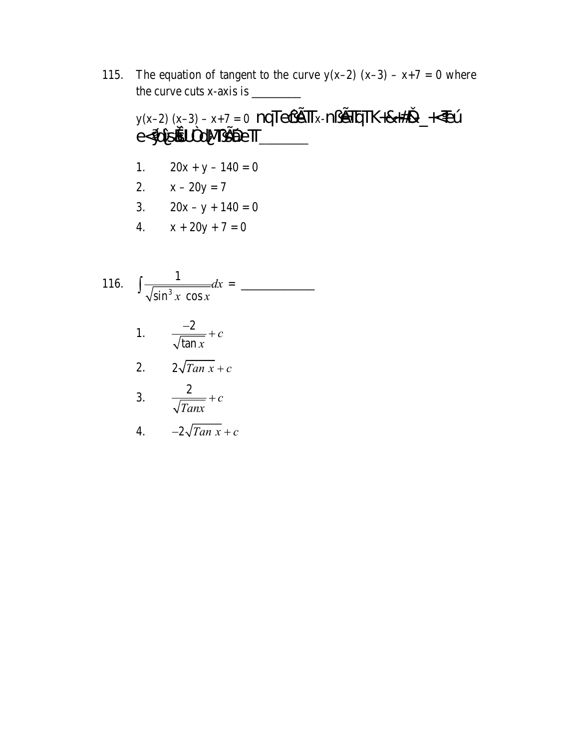115. The equation of tangent to the curve $y(x-2)(x-3) - x+7 = 0$ where the curve cuts x-axis is _________

$y(x-2)(x-3) - x+7 = 0$ nqTeĉÃTx-nßÃTqTK+&+#Ď_+<Teú e<ʒǒ{sÈUÒdMTSÃÐeT________

1. $20x + y - 140 = 0$
2. $x - 20y = 7$
3. $20x - y + 140 = 0$
4. $x + 20y + 7 = 0$

116. $\int \frac{1}{\sqrt{\sin^3 x \cos x}} dx =$ ____________

1. $\frac{-2}{\sqrt{\tan x}} + c$
2. $2\sqrt{Tan\ x} + c$
3. $\frac{2}{\sqrt{Tanx}} + c$
4. $-2\sqrt{Tan\ x} + c$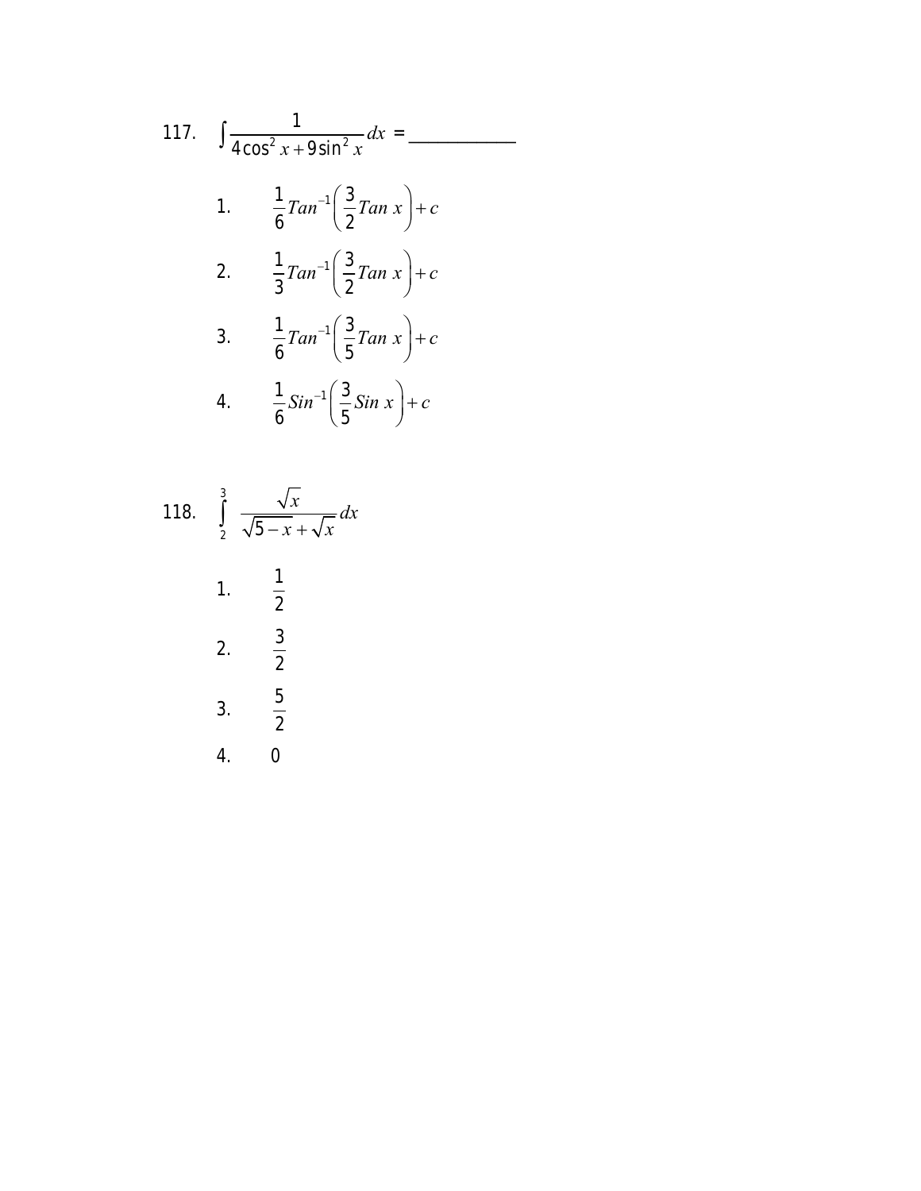117. $\int \frac{1}{4\cos^2 x + 9\sin^2 x} dx =$ ____________

1. $\frac{1}{6} Tan^{-1}\left(\frac{3}{2} Tan\ x\right) + c$

2. $\frac{1}{3} Tan^{-1}\left(\frac{3}{2} Tan\ x\right) + c$

3. $\frac{1}{6} Tan^{-1}\left(\frac{3}{5} Tan\ x\right) + c$

4. $\frac{1}{6} Sin^{-1}\left(\frac{3}{5} Sin\ x\right) + c$

118. $\int_2^3 \frac{\sqrt{x}}{\sqrt{5-x} + \sqrt{x}} dx$

1. $\frac{1}{2}$

2. $\frac{3}{2}$

3. $\frac{5}{2}$

4. 0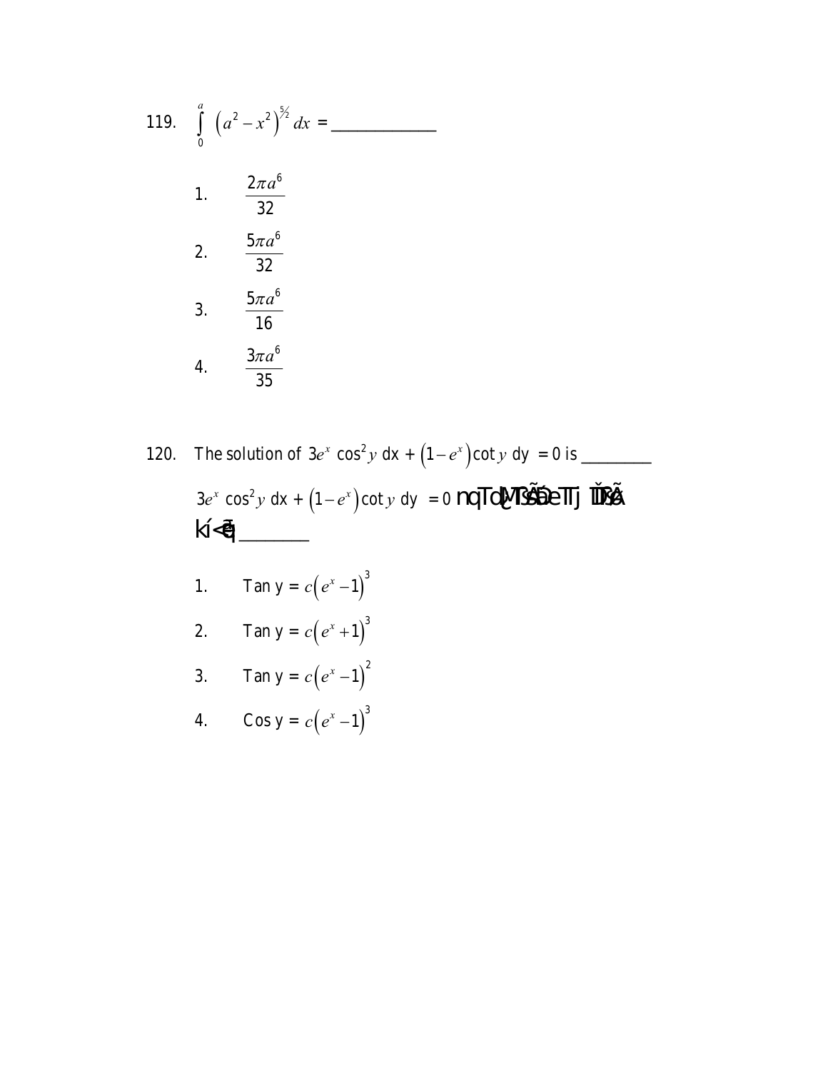119. $\int_0^a \left(a^2 - x^2\right)^{5/2} dx$ = ____________

1. $\frac{2\pi a^6}{32}$
2. $\frac{5\pi a^6}{32}$
3. $\frac{5\pi a^6}{16}$
4. $\frac{3\pi a^6}{35}$

120. The solution of $3e^x \cos^2 y \, dx + \left(1 - e^x\right)\cot y \, dy = 0$ is ________

$3e^x \cos^2 y \, dx + \left(1 - e^x\right)\cot y \, dy = 0$ nqTdŀMTšÃdÓeTTj TDŠÃ kí<Ó] ________

1. Tan y = $c\left(e^x - 1\right)^3$
2. Tan y = $c\left(e^x + 1\right)^3$
3. Tan y = $c\left(e^x - 1\right)^2$
4. Cos y = $c\left(e^x - 1\right)^3$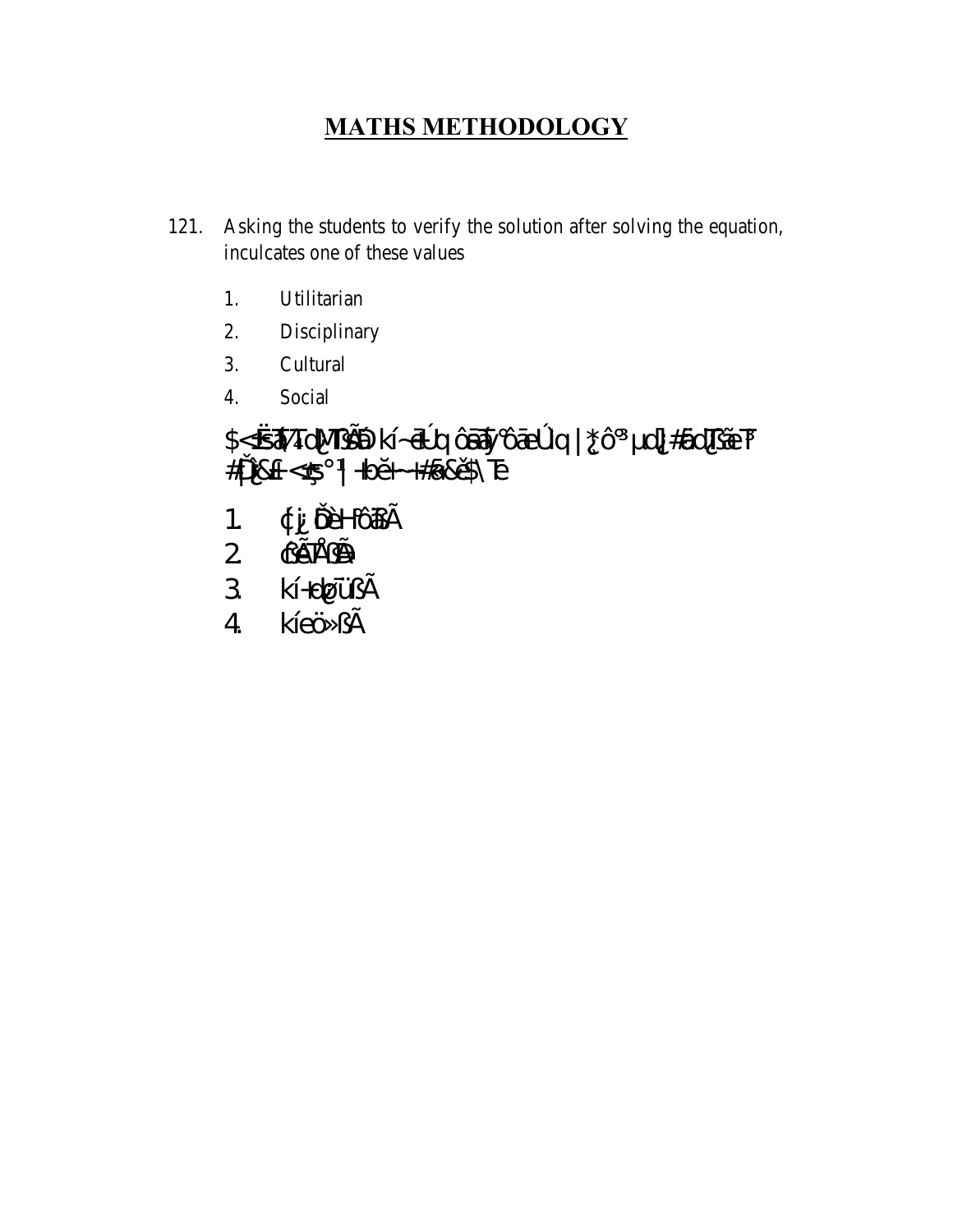# MATHS METHODOLOGY

121. Asking the students to verify the solution after solving the equation, inculcates one of these values

   1. Utilitarian
   2. Disciplinary
   3. Cultural
   4. Social

$<ÈËÊåÀ¼ÆoÌ¿ÆTÀÃÐ kí~ÉÚq ôÊåÀ¼ôåÉÚq |¿ô° µÆo¿#ÊåÆoÌ¿ÃæÈT° #Ì¿Ê&£<ç°| ÷bÈ~ ÷#Ãa&É$\Te

   1. ¢¿ ÐÈHôåÃ
   2. ¢ÃÈTÅÌÃ
   3. kí÷¢¿ûüßÃ
   4. kíeö»ßÃ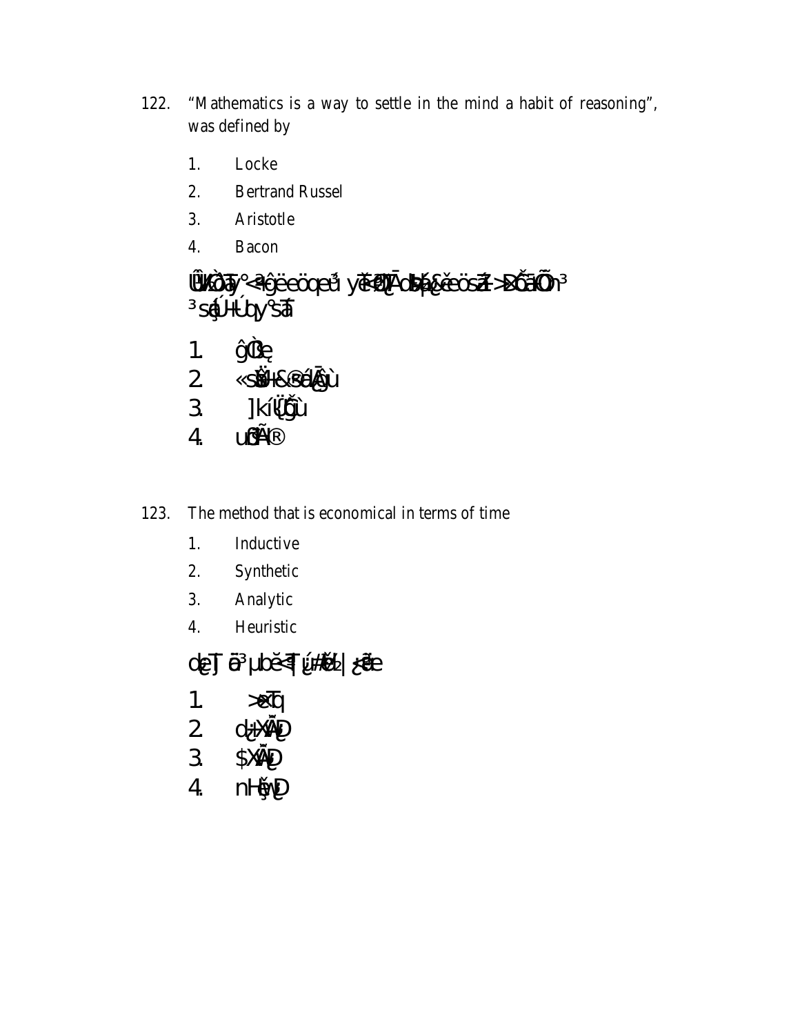122. "Mathematics is a way to settle in the mind a habit of reasoning", was defined by

1. Locke
2. Bertrand Russel
3. Aristotle
4. Bacon

ÛÏKÒaTy° <ãĝëeöqeǔ yĕ<ŊT̄AobÞ&ĕeösZ>D̃ŏãÕn³ ³sáÚ+Úby°sã

1. ĝÒe
2. «sÜ+&®áĀĝù
3. ]kíŲĝù
4. uÃl®

123. The method that is economical in terms of time

1. Inductive
2. Synthetic
3. Analytic
4. Heuristic

dçT ã³µbĕ<T ú#ël₂ | çãe

1. >eTq
2. d+XÃD
3. $XÃD
4. nHĕwD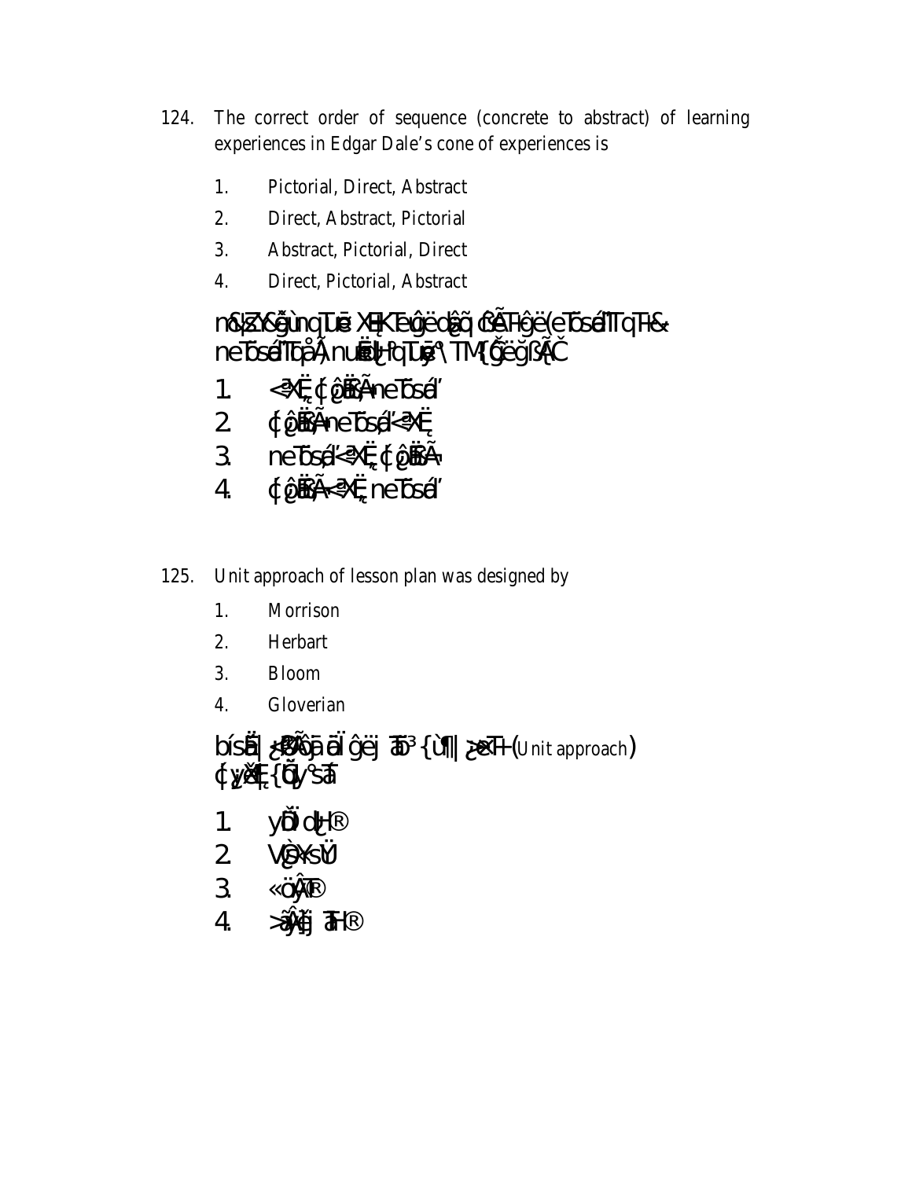124. The correct order of sequence (concrete to abstract) of learning experiences in Edgar Dale's cone of experiences is

1. Pictorial, Direct, Abstract
2. Direct, Abstract, Pictorial
3. Abstract, Pictorial, Direct
4. Direct, Pictorial, Abstract

n&lZY&ğùnqTuë XE¦KTeuĝëdĝq ĉSÃTHĝë(eTosáíTTqTH& neTosáíTTqåÃ) nuëëĮ¦ªqTuë°\TM{ĝëĝßĀČ

1. <ªXË, ¢ĝëBÃ, neTosáí'
2. ¢ĝëBÃ, neTosá, <ªXË
3. neTosá, <ªXË, ¢ĝëBÃ
4. ¢ĝëBÃ, <ªXË, neTosáí'

125. Unit approach of lesson plan was designed by

1. Morrison
2. Herbart
3. Bloom
4. Gloverian

bísâ| ¿ëÃĵã äïĝëj ãã³ {ù¶| ¿ëTH (Unit approach) ¢¿ëË{ÕÿsãT

1. yÕïdĮH®
2. VĝXsŸ
3. «öÿÂT®
4. >ãÿÂj ãH®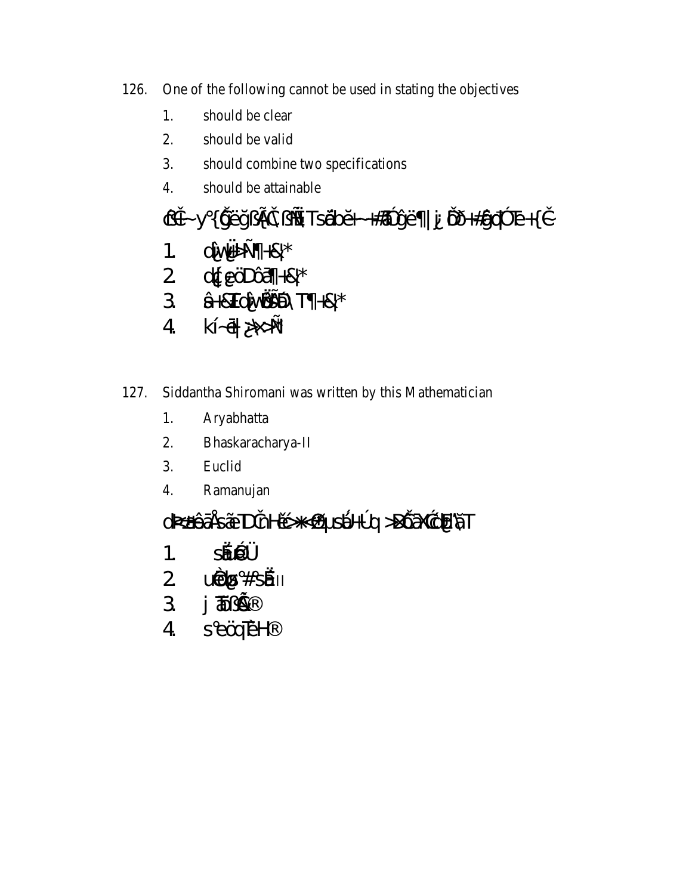126. One of the following cannot be used in stating the objectives

1. should be clear
2. should be valid
3. should combine two specifications
4. should be attainable

ûÜË~y°{ĞëĝßÃÇßÑĪTsãbě~#ãÓĝë¶|¿ĎÕ#ãĝďÓE+{Ĉ

1. ďŵ̈́łìÑ¶|+&|*
2. ď{ęöDôã¶|+&|*
3. ã+&ÏEďŵÖÑD\T¶|+&|*
4. kí~ë|¿Ñ

127. Siddantha Shiromani was written by this Mathematician

1. Aryabhatta
2. Bhaskaracharya-II
3. Euclid
4. Ramanujan

ďH=ôâÅsãTDČHĕ**sb́HÚq>ĎĈãXĆĐ'ãT

1. sÊü@Ü
2. uÈĝ°#°sÊII
3. j ÕßÃ®
4. s°eöqTÈH®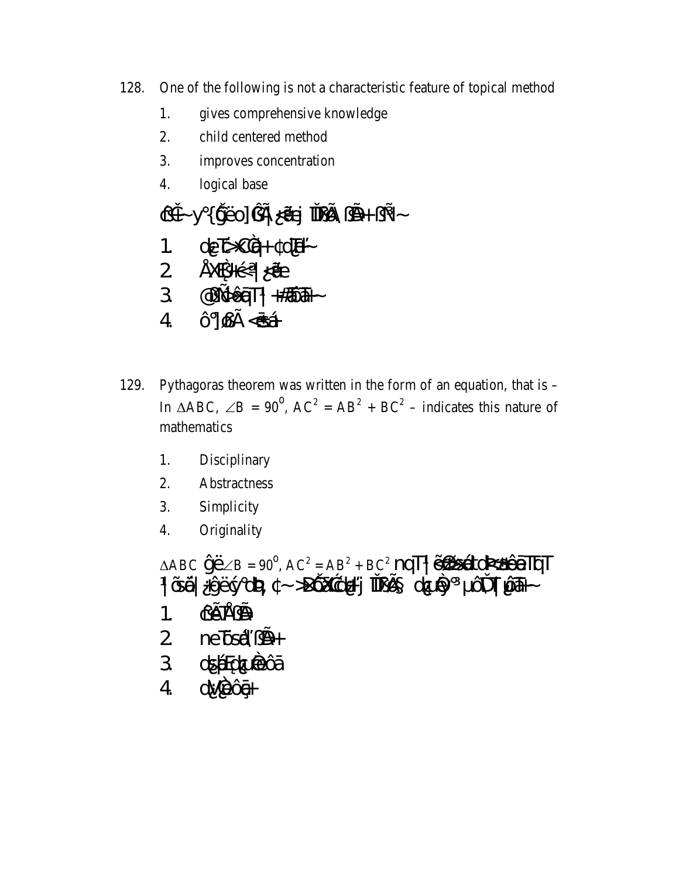128. One of the following is not a characteristic feature of topical method

1. gives comprehensive knowledge
2. child centered method
3. improves concentration
4. logical base

ĉ$\hat{C}$Č~y°{Ğëo]ĜÃ|¿ãej ĬÐšÃ, ßÃ+ßÑ~

1. d¿Tč>XĈ̀q+¢dĪäl'~
2. ÅXḔ}+é<ª|¿ãe
3. @ßÑ↔êāq¹| +#ãĐã+~
4. ô°]ßÃ <ãsá+

129. Pythagoras theorem was written in the form of an equation, that is – In $\triangle ABC$, $\angle B = 90^0$, $AC^2 = AB^2 + BC^2$ – indicates this nature of mathematics

1. Disciplinary
2. Abstractness
3. Simplicity
4. Originality

$\triangle ABC$ Ĝë $\angle B = 90^0$, $AC^2 = AB^2 + BC^2$ nqT¹| ěßßsádk=ãêāTqT ¹| õsā|¿ĝěý°d, ¢~>ÐŎXĆ¢ll'j ĬÐšÃŞ d¿uÈ°µôĎT|µãl+~

1. ßěTÅßÃ
2. neTõsá',ßÃ+
3. d¿sĚdgu̇ėôā
4. dŅÈôā+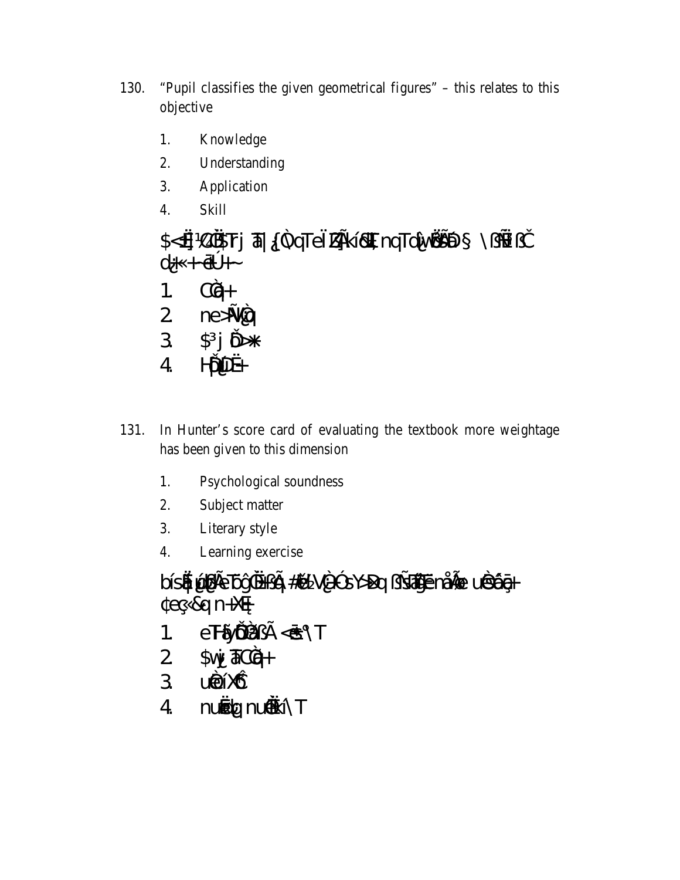130. "Pupil classifies the given geometrical figures" – this relates to this objective

1. Knowledge
2. Understanding
3. Application
4. Skill

$<Ë[¹ZÛ§Tj ã]{¿ÒqTeÏZ¨ÃkíÜ¿EnqTd¿wÔÖÑ§ \ßÑËßČ d¿¡«+ ëÚ+~

1. CÒ¿q+
2. ne>ÑV¿Ò
3. $³j Ď>*
4. HĎ¿ÚË+

131. In Hunter's score card of evaluating the textbook more weightage has been given to this dimension

1. Psychological soundness
2. Subject matter
3. Literary style
4. Learning exercise

bísË¿ú¿ßÃeTb¿ôÛÌßÃ{#é¿VÈ¿ÓsY>Dq ßÑsâ¿ÊnåÅe uÈáå+ ¢e¢«&q n+XË¿

1. eT¥ÿÕÈßÃ <ë°\T
2. $vj¿ ãCÒ¿q+
3. uÈíXô
4. nuË¿ nuÈkí\T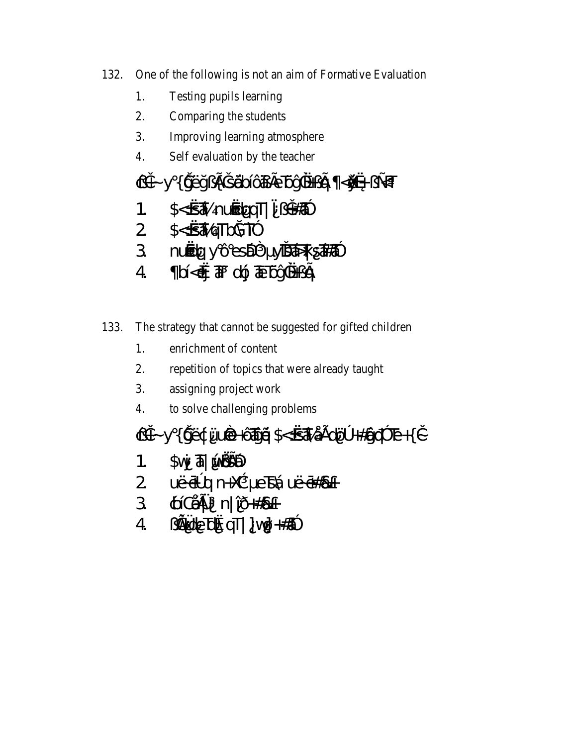132. One of the following is not an aim of Formative Evaluation

1. Testing pupils learning
2. Comparing the students
3. Improving learning atmosphere
4. Self evaluation by the teacher

133. The strategy that cannot be suggested for gifted children

1. enrichment of content
2. repetition of topics that were already taught
3. assigning project work
4. to solve challenging problems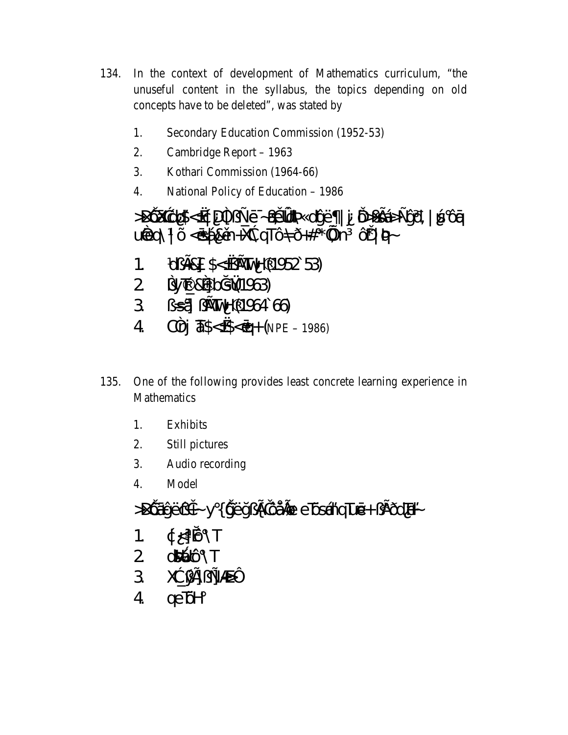134. In the context of development of Mathematics curriculum, "the unuseful content in the syllabus, the topics depending on old concepts have to be deleted", was stated by

1. Secondary Education Commission (1952-53)
2. Cambridge Report – 1963
3. Kothari Commission (1964-66)
4. National Policy of Education – 1986

>ÐǑXĆ¿$<Ë{¿D]ßÑē¯~ßĚÛÞ«dĝë¶|¡ Ď>ßÃá>Ñĝð, |ġ°ôā uÈq\¹|õ <ÈЍ¿ĕn-ÌĆ qTô=ð+#^*Ô]n³ ôĎ|Ð~

1. ¹dßÃ&Ë $<ËÀÃTĮ+(®1952`53)
2. ÌÿT®&È]bĞ(1963)
3. ß<ā] ßÃTĮ+(®1964`66)
4. ÇÒrj ā$<Ë$<ēq+(NPE – 1986)

135. One of the following provides least concrete learning experience in Mathematics

1. Exhibits
2. Still pictures
3. Audio recording
4. Model

>ÐĉāĝëßĈ~ y°{ĝëğßÃĈôåÃe eTôsáhqTuē+ßÃðd¿Ð'~

1. ¢¿ªĚô°\T
2. dÌáô°\T
3. XĆ_ßÃ]ßÑÆÐÔ
4. qeTôH°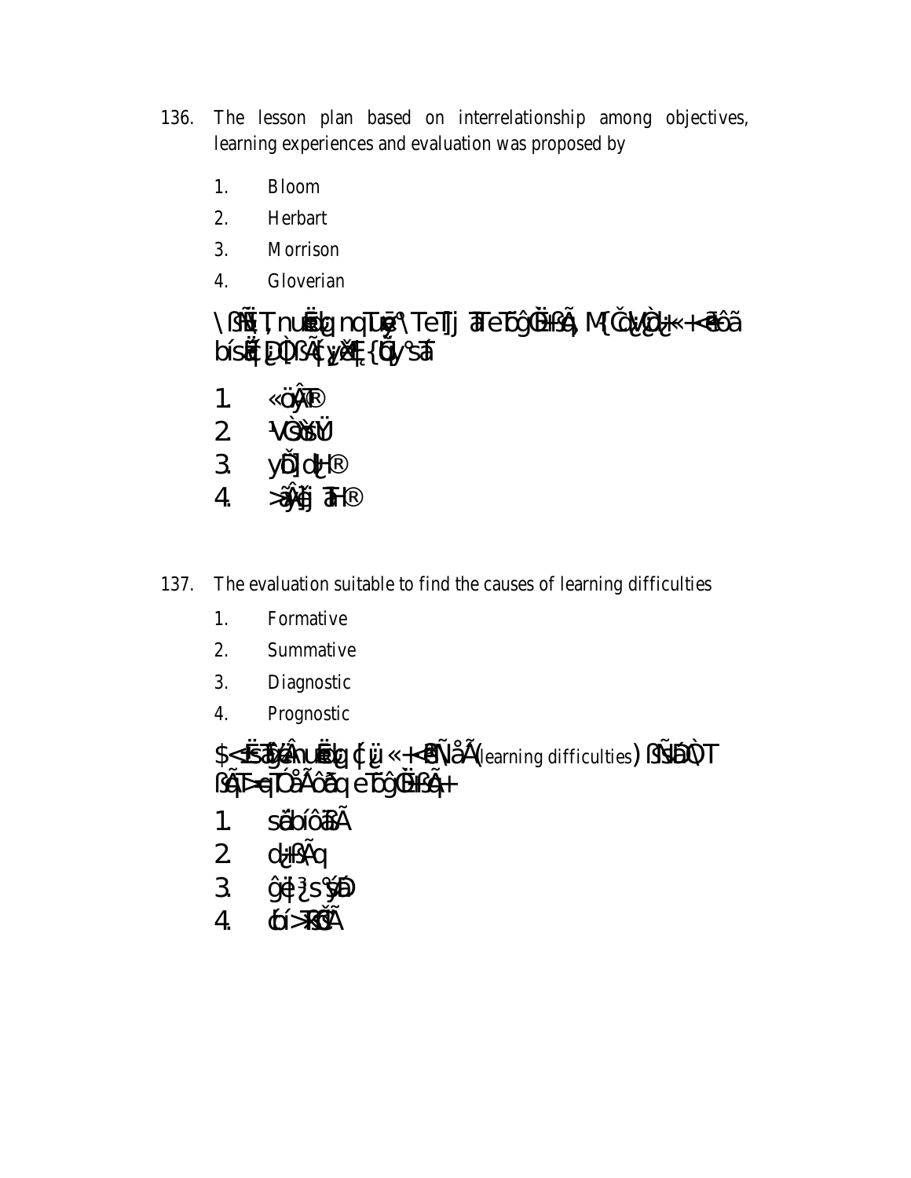136. The lesson plan based on interrelationship among objectives, learning experiences and evaluation was proposed by

1. Bloom
2. Herbart
3. Morrison
4. Gloverian

137. The evaluation suitable to find the causes of learning difficulties

1. Formative
2. Summative
3. Diagnostic
4. Prognostic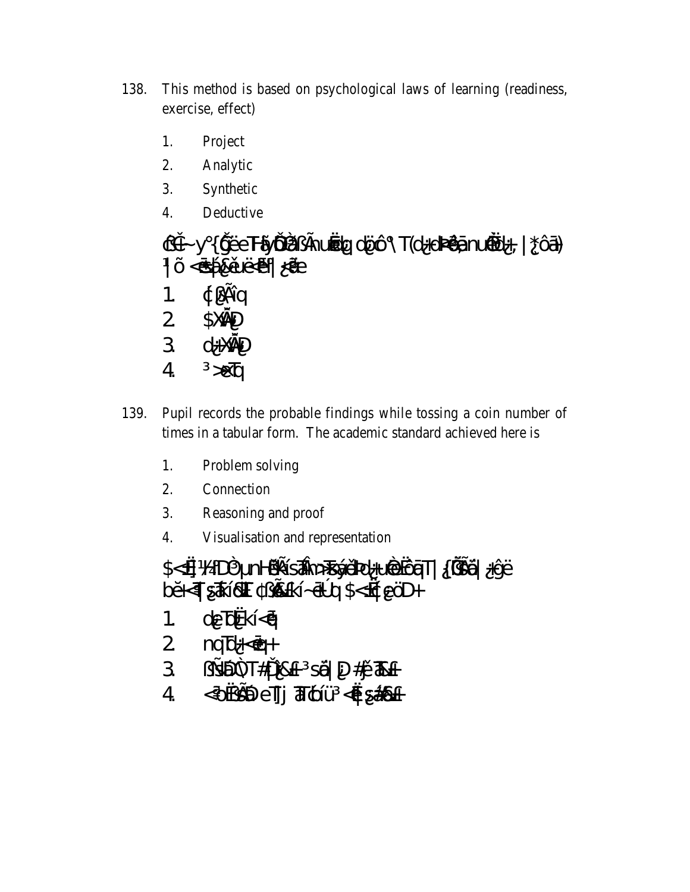138. This method is based on psychological laws of learning (readiness, exercise, effect)

1. Project
2. Analytic
3. Synthetic
4. Deductive

¢ŠÉ~y°{Ğëe TÅyÕàßÃnuÈbÿ d¿ô°\ T(d¿ÞkÊâ¯nuÐÏ¿Ì, |*¿ôâ)
¹|õ <âs¿ÈuË<Ê|¿ëe

1. ¢ßÃîq
2. $XÃÏ¿D
3. d¿XÃÏ¿D
4. ³>eTq

139. Pupil records the probable findings while tossing a coin number of times in a tabular form. The academic standard achieved here is

1. Problem solving
2. Connection
3. Reasoning and proof
4. Visualisation and representation

$<Ë|¼D³µnHÊÃsâÃn>Tsyáðdu¿ÈÔâT|{ÕÃâ|¿ĝë
bĕ<Ts¿âsÍ¢ßÃ£kí~ëÚq$<Ë|¿öD+

1. d¿ToËkí<ê|
2. nqTd¿<ê|+
3. ßÑÐÒT#Ď&£³sã|¿D#Ğ Tß£
4. <ÔÊßÃÐeTj TÓú³<Ë|¿ã&£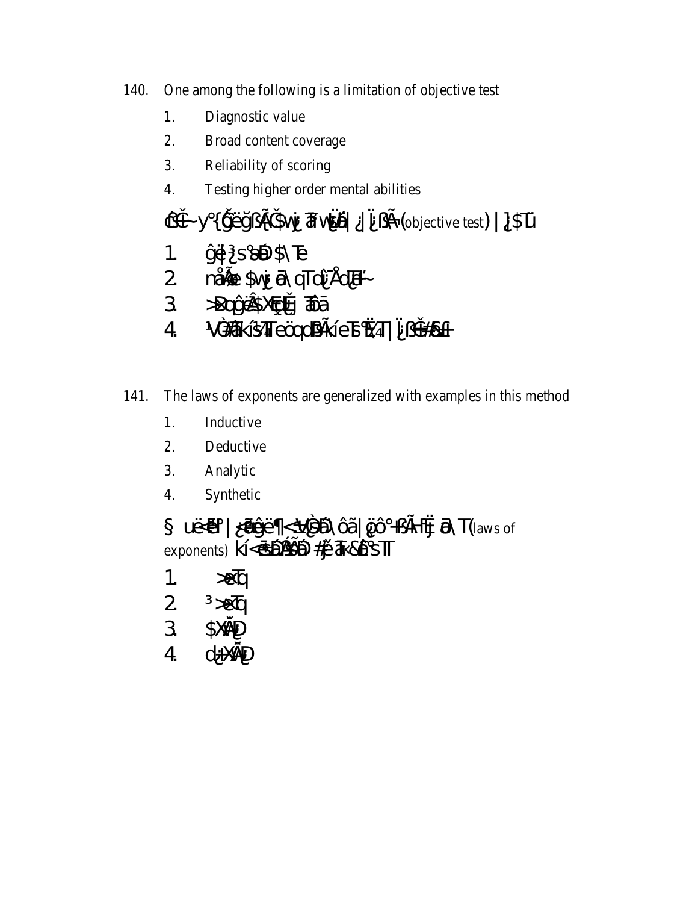140. One among the following is a limitation of objective test

1. Diagnostic value
2. Broad content coverage
3. Reliability of scoring
4. Testing higher order mental abilities

ÇĈ-~y°{ĞëğßÃĈ$wj ãwÿ|¿|¡ßÃ¬(objective test) | }¿$Tú

1. ĝë|³s ãĐ$\Te
2. nåÃe $wj ã\qTo¿ÅdŒ~
3. >ÐoĝÂ$XĘŒj ãÐã
4. ¹VÒãkí¼ÃTeöqÐÃkíeTs°Ê¼T|¡ßĈ¥ÆŒ

141. The laws of exponents are generalized with examples in this method

1. Inductive
2. Deductive
3. Analytic
4. Synthetic

§ uë-ÊÞ°| ¿ãĝë¶<±VÒãÐ\ôã|ĝô°-ßÃ-Êj ã\T(laws of exponents) kí<-ãÐÃ$ÃÐ #j̃ãk&ß°sTT

1. >ëTq
2. ³>ëTq
3. $XÃÐ
4. d¿+XÃÐ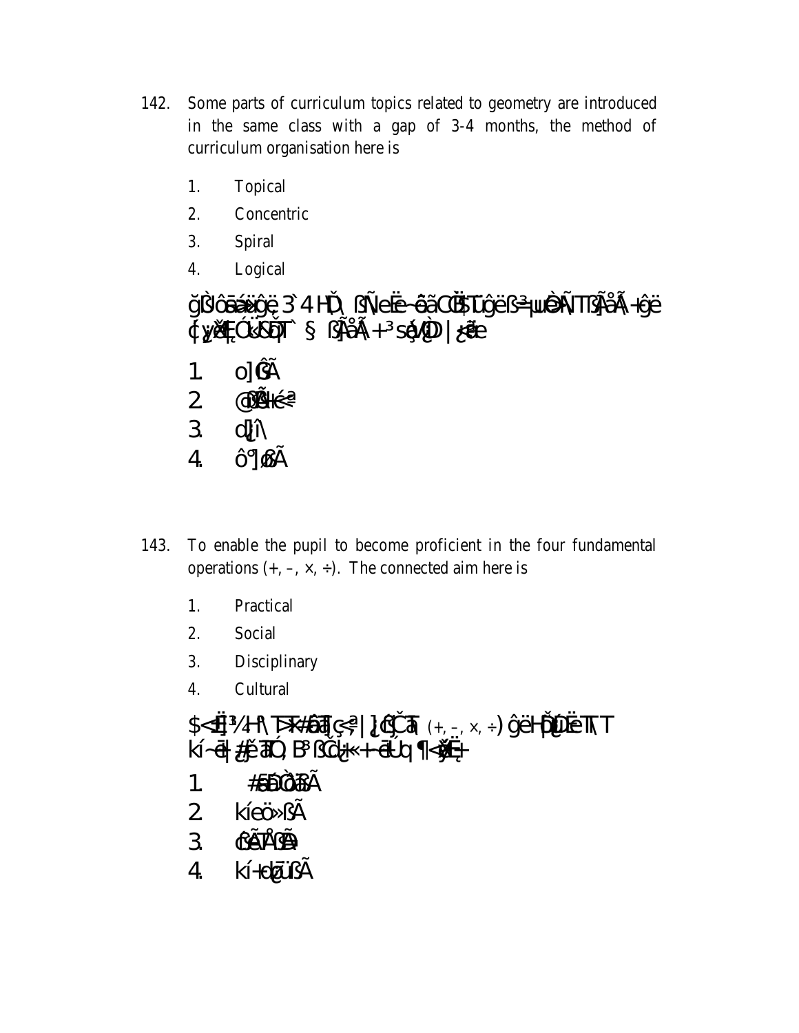142. Some parts of curriculum topics related to geometry are introduced in the same class with a gap of 3-4 months, the method of curriculum organisation here is

1. Topical
2. Concentric
3. Spiral
4. Logical

ğÌôãàæĝë 3` 4 HĎ ßÑeË~ôã ĈĚŠÏĝë ß³=µÈÑÏ ßÃåÃ +ĝë
ϕyĚÆÉÓĶÕÏ` § ßÃåÃ + ³ sěÙÐ | ¿ëe

1. o] ßÃ
2. @ßÃ-é²
3. d¿î\
4. ô°] øßÃ

143. To enable the pupil to become proficient in the four fundamental operations (+, –, ×, ÷). The connected aim here is

1. Practical
2. Social
3. Disciplinary
4. Cultural

$<Ë³¼H°\ ÞK#ôã ç² | ¿ß Čã (+, –, ×, ÷) ĝë HĎ¿ÜËÏ\ Ï
kí~ël ¿#ë ãÓ, B³ ßČ¿« + ëÚq ¶<ŠË¿+

1. #ëÐÒôßÃ
2. kíeö» ßÃ
3. ßãÏÅ ßÃ
4. kí+d¿Ü ßÃ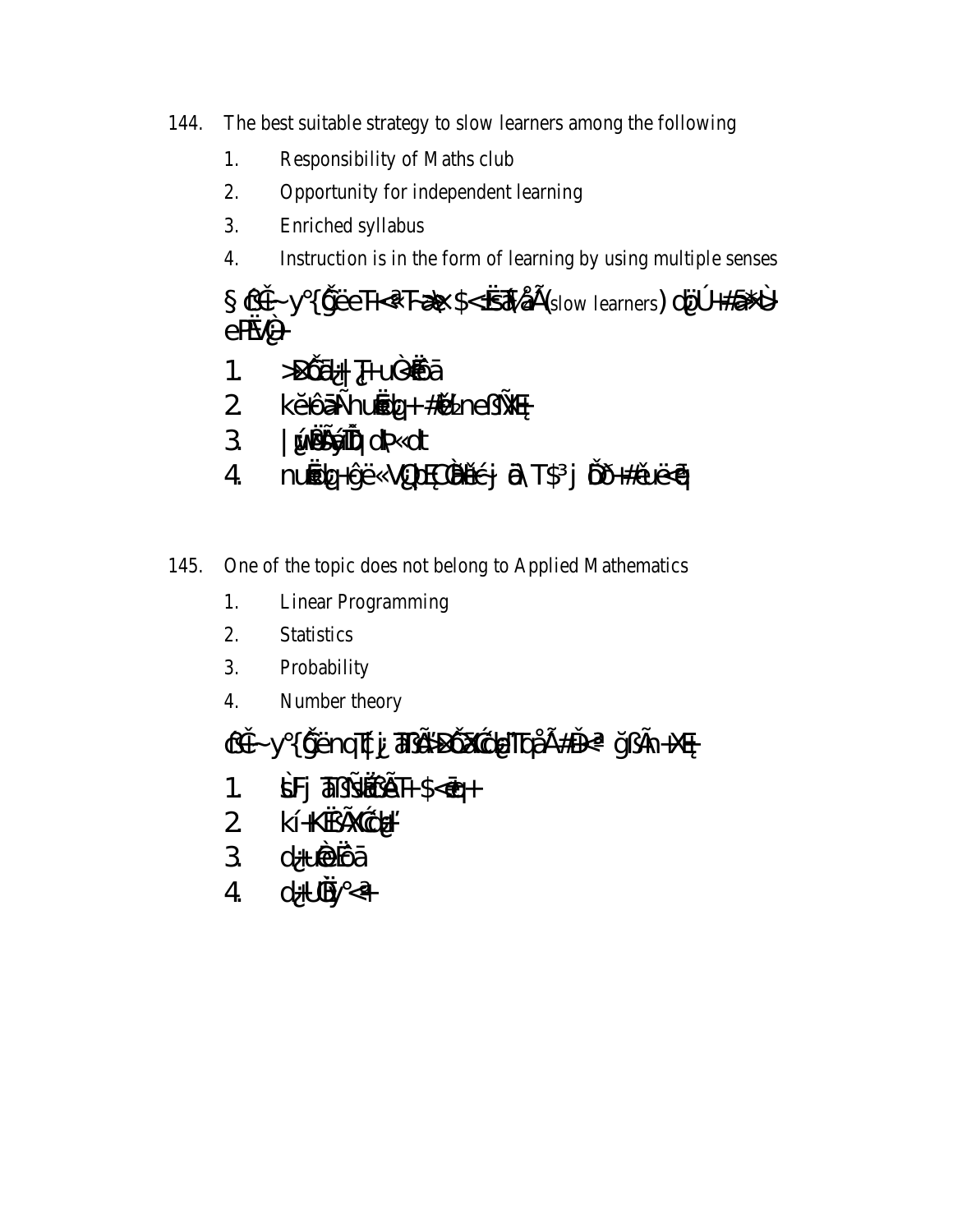144. The best suitable strategy to slow learners among the following

   1. Responsibility of Maths club
   2. Opportunity for independent learning
   3. Enriched syllabus
   4. Instruction is in the form of learning by using multiple senses

§ĈČ~y°{ǦëeTH<ªT-æ$<ËšâÅ(slow learners) ďÚ#ã*Ù eFËŲ-

   1. >ĐǑä|ŢuÒËā
   2. kĕÔãÑhuËŲ+#ËneßÑËŢ
   3. |ŲËÃÏŌdP«dt
   4. nuËŲĜë«VŲEĈÌĖ-j ā\T$³ j ĎĎ#ěuëŢ

145. One of the topic does not belong to Applied Mathematics

   1. Linear Programming
   2. Statistics
   3. Probability
   4. Number theory

ĈČ~y°{ǦënqŢ¡ āSÃĐǑäXĆŲTbåÃ#Đª ğßÃn-XËŢ

   1. ÙFj āSËÃT$<ēŢ+
   2. kí-KËÃXĆŲ
   3. d¿uÈËā
   4. d¿UÏy°<ª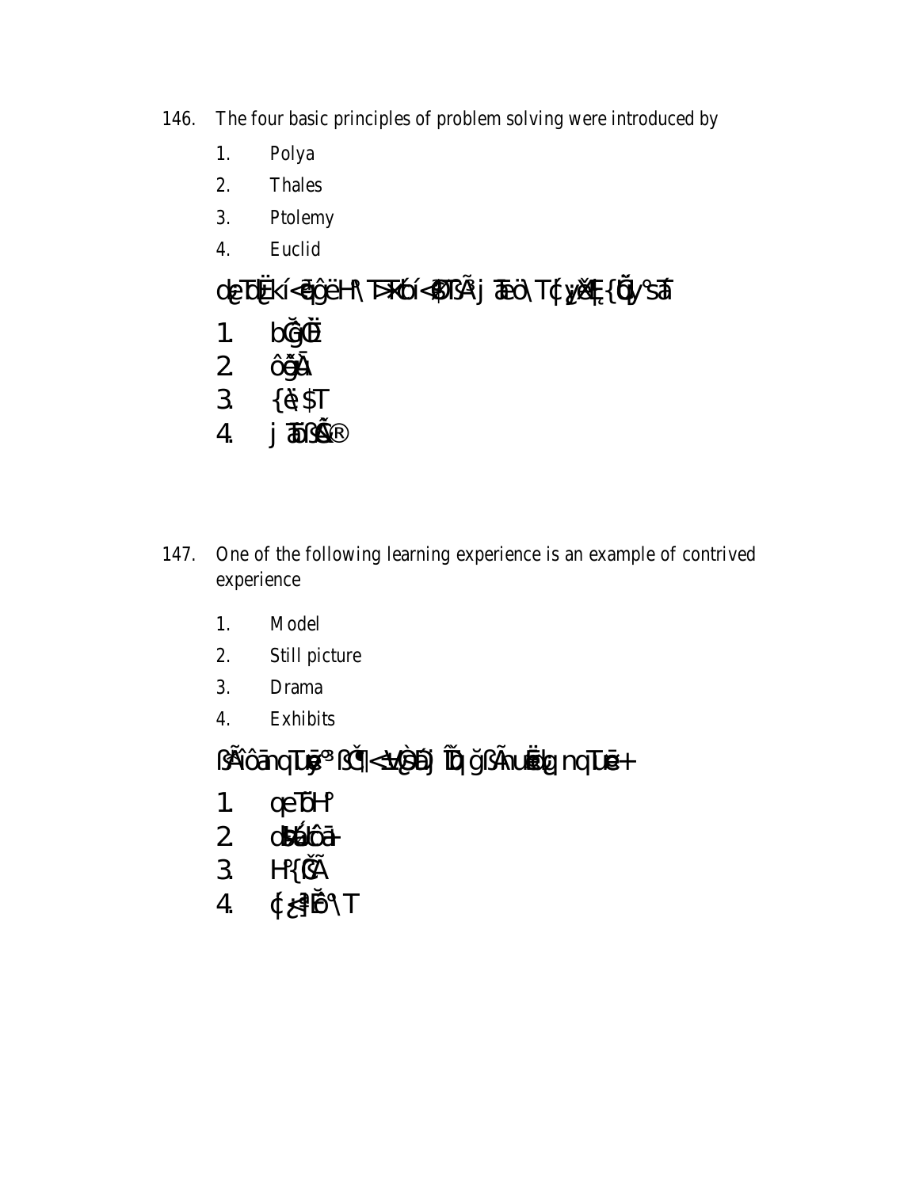146. The four basic principles of problem solving were introduced by

1. Polya
2. Thales
3. Ptolemy
4. Euclid

dȩTȫĖkí<ēĝêëH°\T>Kbí<ȾßÃj Ȁö\T{yŏǺ{Ŏy°šȁ

1. bǦŎĔ
2. ôğĀ
3. {è$T
4. j ȀßŠĈ®

147. One of the following learning experience is an example of contrived experience

1. Model
2. Still picture
3. Drama
4. Exhibits

ßÂôānqTȗe³ ßČ¶<±ȩȠj Ŏq ğßÃnuȄȩ nqTȇ+

1. qȩTȫH°
2. dȽúôā+
3. H°{ßČÃ
4. {¿³ȆĈ°\T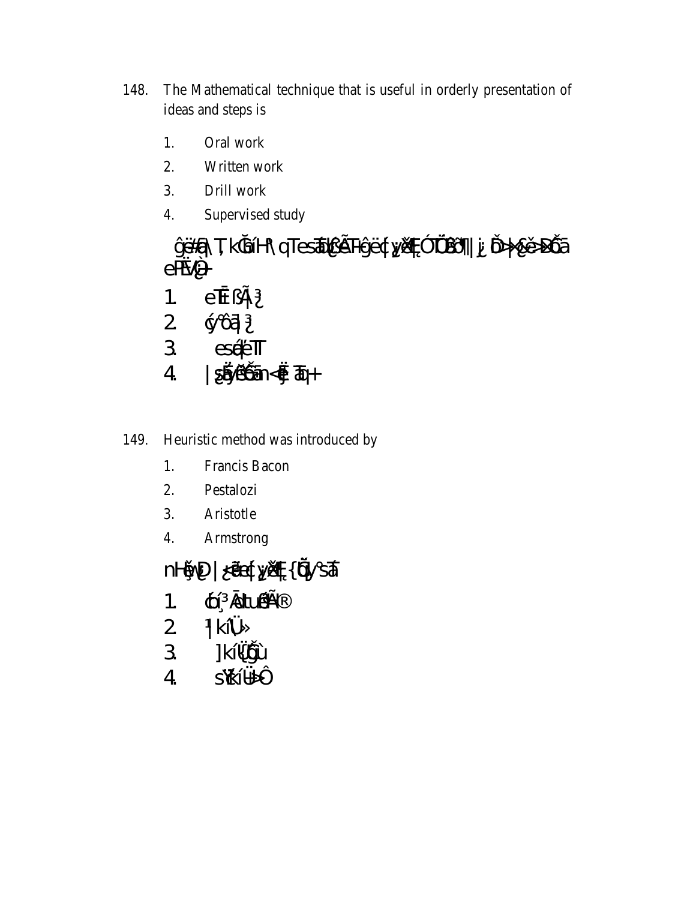148. The Mathematical technique that is useful in orderly presentation of ideas and steps is

1. Oral work
2. Written work
3. Drill work
4. Supervised study

ĝë#Ā\ Ţ kĞĭH \ qTesāŢĈÃT ĝëç{yĕĘÓŢÜĕŤ||¡ Ď>|{ĕ>Dőā eÞĔvÒ-

1. eŤĒßÃ|³¿
2. ý°ôā|³¿
3. esáĕŤ
4. |¿ĕyĕĕán<ĕ ŤĄ+

149. Heuristic method was introduced by

1. Francis Bacon
2. Pestalozi
3. Aristotle
4. Armstrong

nHĕwĐ |¿ĕēç{yĕĘ{Őý°sāŤ

1. ŏí¸³ÃtuĕÃ®
2. ¹|kíÜ»
3. ]kíŲĝù
4. sŸkíÜ>Ô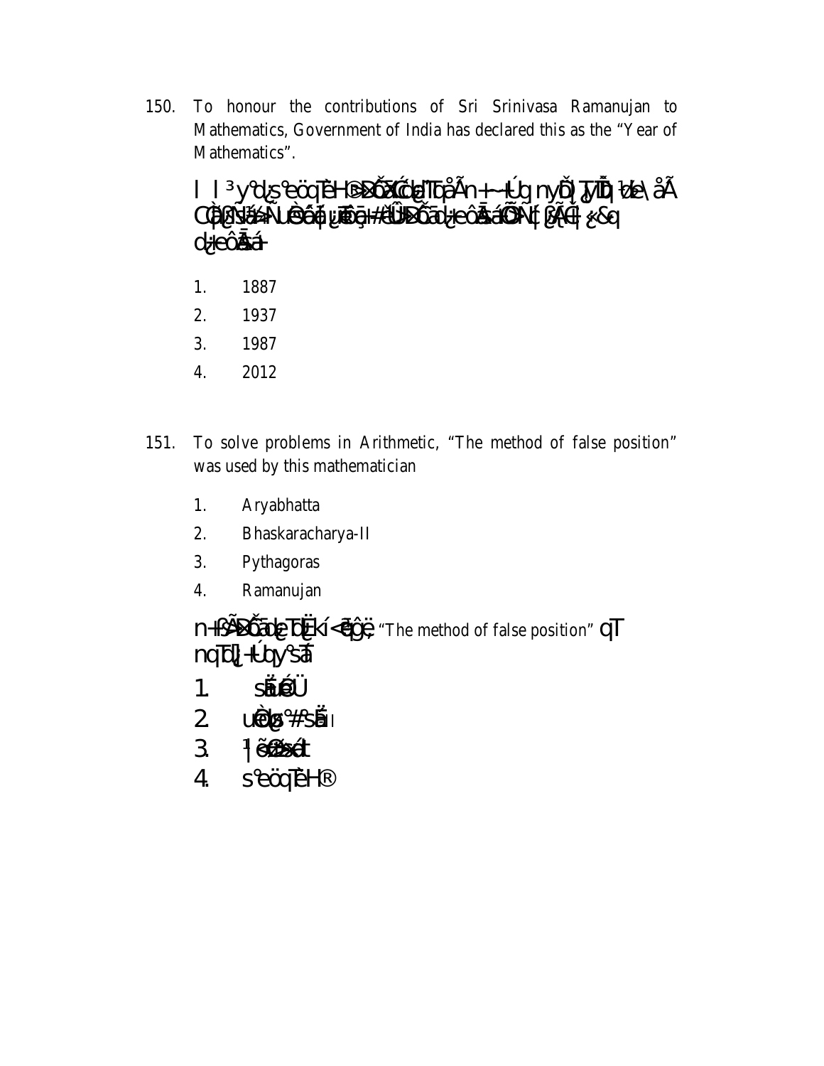150. To honour the contributions of Sri Srinivasa Ramanujan to Mathematics, Government of India has declared this as the "Year of Mathematics".

1. 1887
2. 1937
3. 1987
4. 2012

151. To solve problems in Arithmetic, "The method of false position" was used by this mathematician

1. Aryabhatta
2. Bhaskaracharya-II
3. Pythagoras
4. Ramanujan

"The method of false position"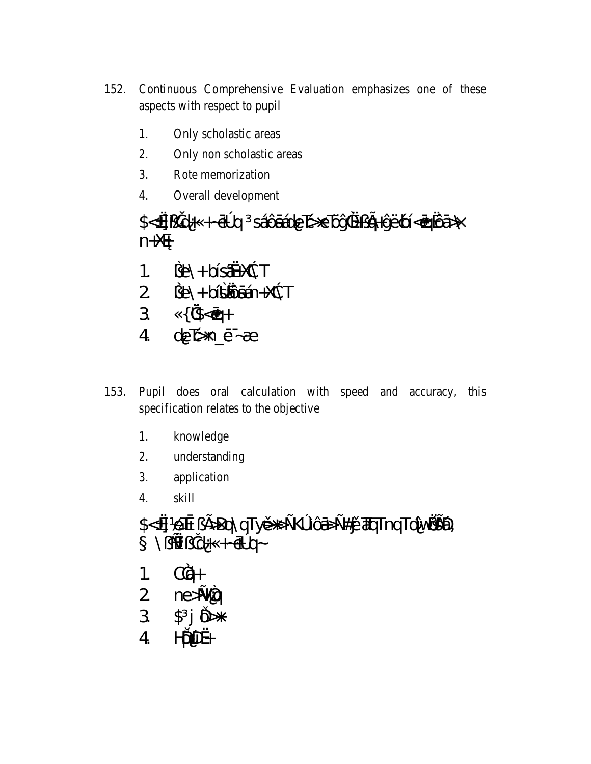152. Continuous Comprehensive Evaluation emphasizes one of these aspects with respect to pupil

1. Only scholastic areas
2. Only non scholastic areas
3. Rote memorization
4. Overall development

$<Ë[ßČ¿«+ ëÚq ³sáôãáqT>«TóÛÜÏßÃ+ĝëbí<ëqÜôã>« n+XÆ[

1. Ò\+ bísãËXCT
2. Ò\+ bíšôãán+XCT
3. «{Č$<ëq+
4. d¿T>«n_ë¯~æ

153. Pupil does oral calculation with speed and accuracy, this specification relates to the objective

1. knowledge
2. understanding
3. application
4. skill

$<Ë[¹¿Ë ßÃ>Ðq\ gTyě*ÑKÚlôã>Ñ#ě ãTqTnqTǫ̈ŴSÃÐ, § \ßÑÈßČ¿«+ ëÚq~

1. CÒq+
2. ne>ÑWÒq
3. $³j Ď>*
4. HĎ[ÚĎË+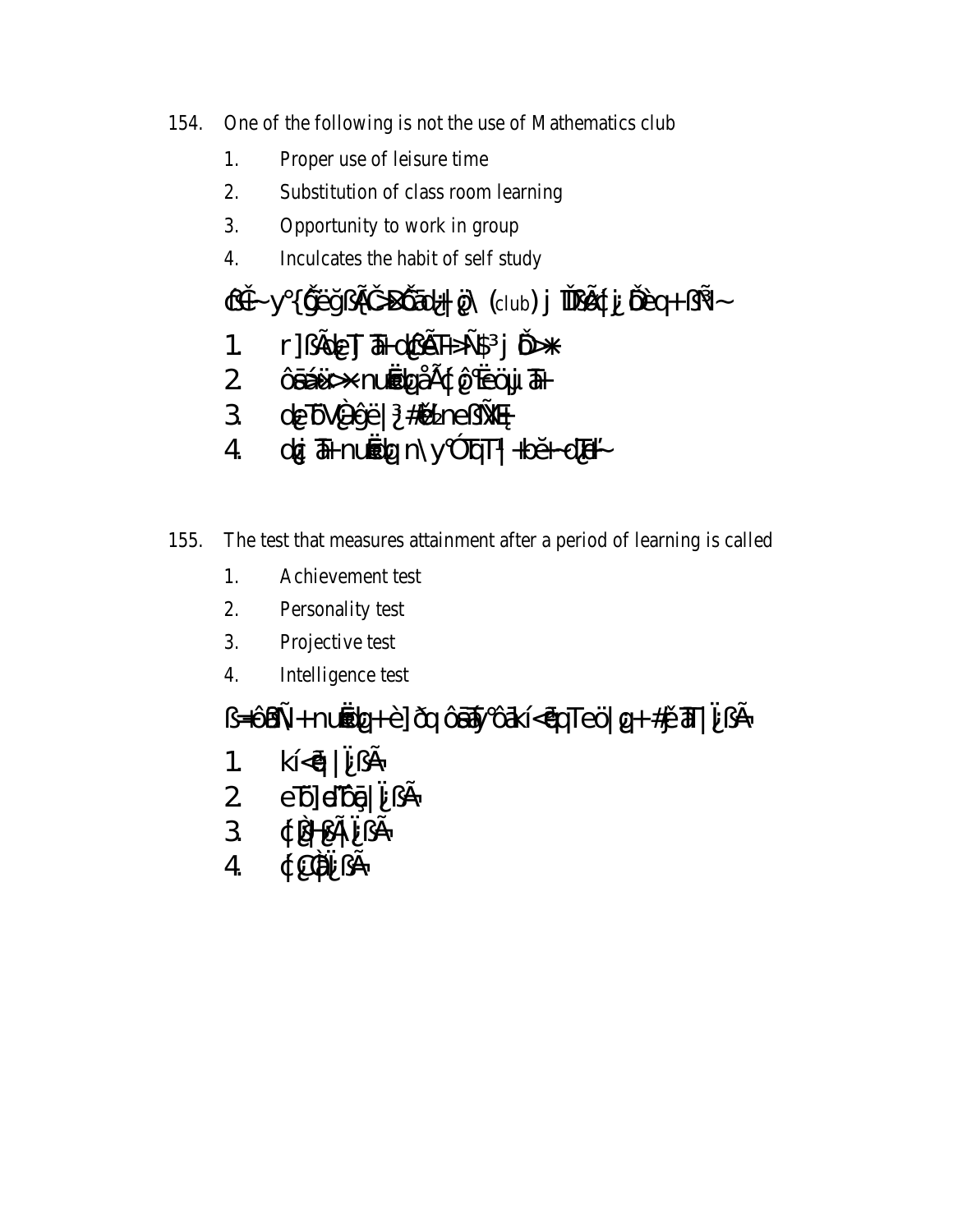154. One of the following is not the use of Mathematics club

1. Proper use of leisure time
2. Substitution of class room learning
3. Opportunity to work in group
4. Inculcates the habit of self study

¢Č~y°{ĞëğßÃČ>Dŏãœ|+œ\ (club) j ĎßÃ{¡ Ďèq+ß¾~

1. r]ßÃœT ã+¢ßÃT+Ñ¹³ j Ď>✱
2. ôãáx>✱ nuË|œåÃ{œ°Ëöµ.ã+
3. œTÒVÈëê|¿³#Ò/neßÑ(+
4. œ¡ ã+nuË|œ n\y°ÓqT¹|+bĕ~œT¹~

155. The test that measures attainment after a period of learning is called

1. Achievement test
2. Personality test
3. Projective test
4. Intelligence test

ß=ôßÑ+nuË|œ+è]õq ôãŷ°ãkí<ê|qTeö|œ+#ĵ̈ã|ï¡ßÃ

1. kí<ê|ï¡ßÃ
2. eTò]eTôã|ï¡ßÃ
3. {ÒÌ+ßÃï¡ßÃ
4. {¿Ò|¡ßÃ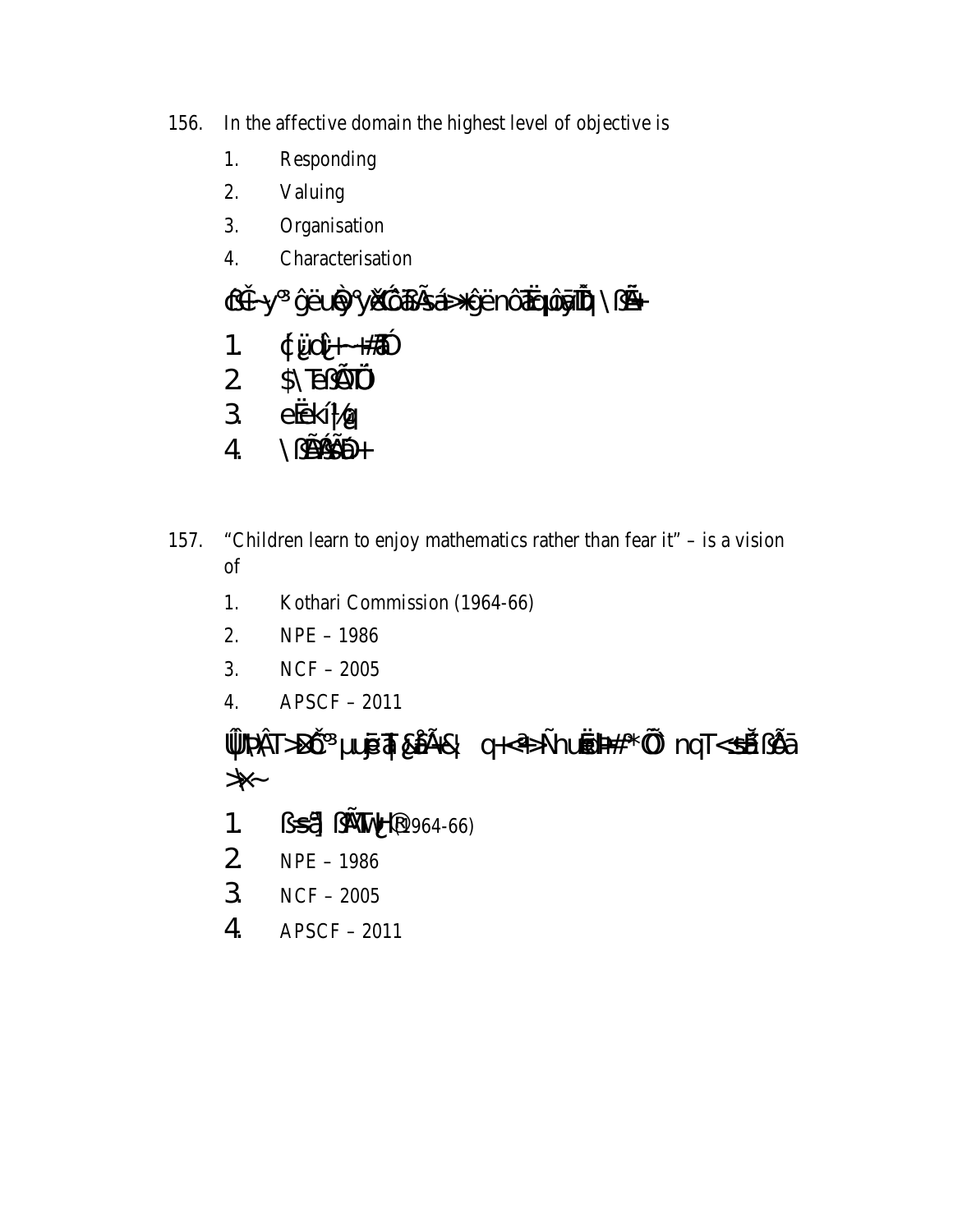156. In the affective domain the highest level of objective is

1. Responding
2. Valuing
3. Organisation
4. Characterisation

d³Ê~y³ gêuÕ¿ yÓ¼ôãßãsá>Õgên ôãËeµôã¿Ð \ßãô+

1. ¢üdÒ+~#ãÓ
2. $\TeßãÕÐ
3. eËekí¹/ø
4. \ßãôãßãÕ+

157. “Children learn to enjoy mathematics rather than fear it” – is a vision of

1. Kothari Commission (1964-66)
2. NPE – 1986
3. NCF – 2005
4. APSCF – 2011

ÛÜ¼\Â T>Ðõ³ µu¿ëT ¿åÃ&¦ q+<ã>Ñ uËÐ#³*Õ nqT<ãsÕßãÕã >*~

1. ßsã] ßãÓ¼T~¿ (1964-66)
2. NPE – 1986
3. NCF – 2005
4. APSCF – 2011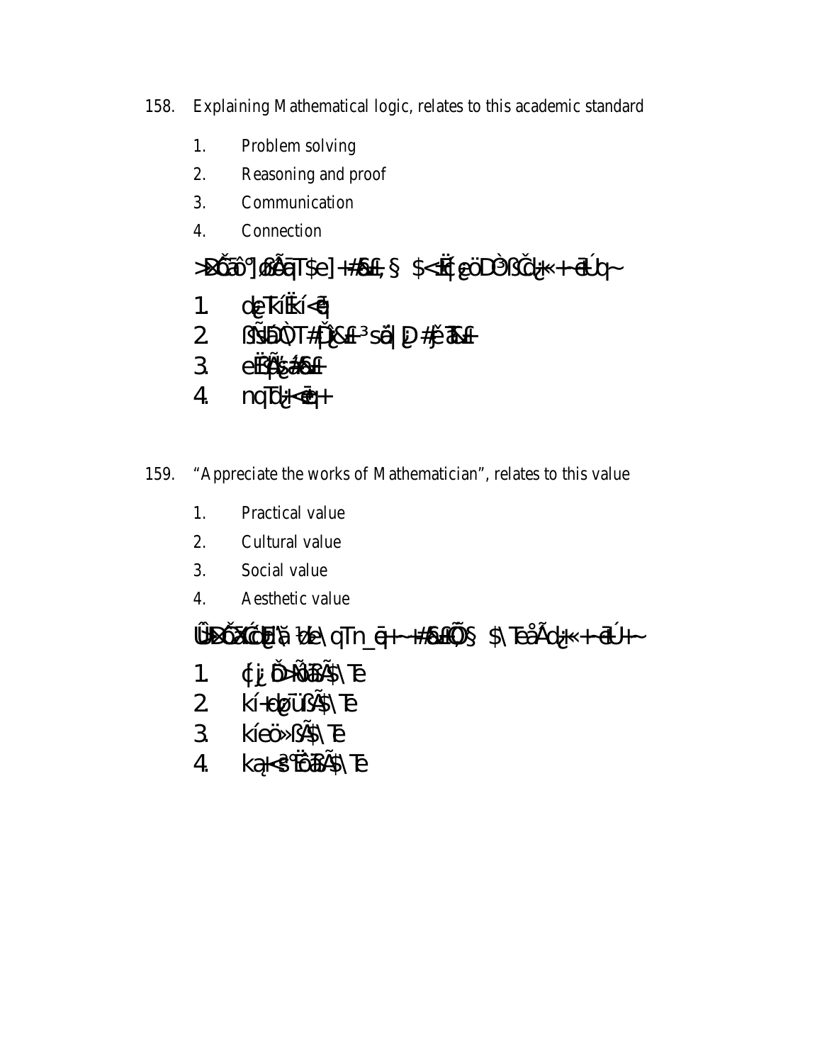158. Explaining Mathematical logic, relates to this academic standard

1. Problem solving
2. Reasoning and proof
3. Communication
4. Connection

>ÐÕãô°]ßÂãT$e]+#ßãÉ,§ $<Ëï[¿öDÒßČd¿k«+~ãÚq~

1. d¿TkíËkí<ã]
2. ßÑÐÒT#[Ò¿£³sã|[D#jèTß£
3. eËßÃ[¿ãß£
4. nqTd¿<ã]+

159. "Appreciate the works of Mathematician", relates to this value

1. Practical value
2. Cultural value
3. Social value
4. Aesthetic value

ÛÐÕãß{dÉã½e\qTn_ã]+~#ßÃÕ§ $\TeåÃd¿k«+~ãÚ+~

1. ¢¡¿ÕÑÃßÂ$\Te
2. kí+d¿ü ßÂ$\Te
3. kíeö»ßÂ$\Te
4. ka¿<ãÉãßÂ$\Te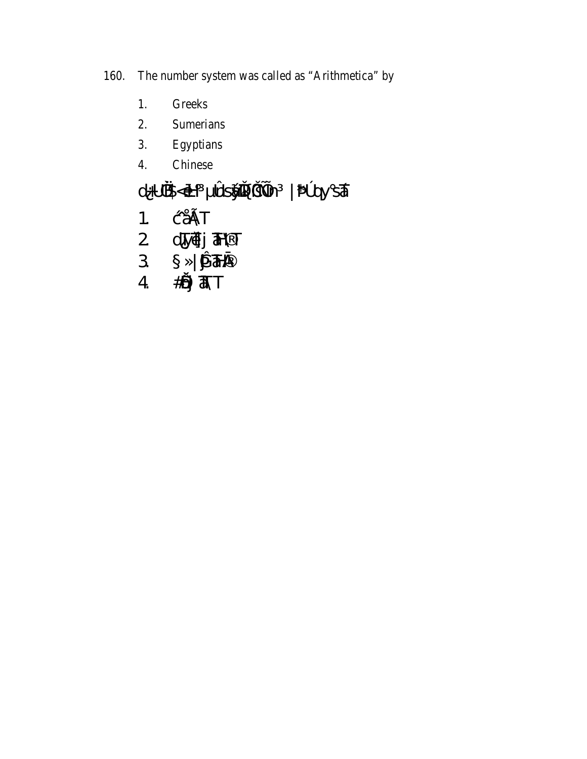160. The number system was called as "Arithmetica" by

1. Greeks
2. Sumerians
3. Egyptians
4. Chinese

ď¿UB̈<ëĿ³ µÛsŷŽ{ČĆÕn³ |³Úŀy°sā

1. ĉåÃT
2. ďŢé]j āH®T
3. § » |ĵĜāĀ®
4. #Ď) ā\T